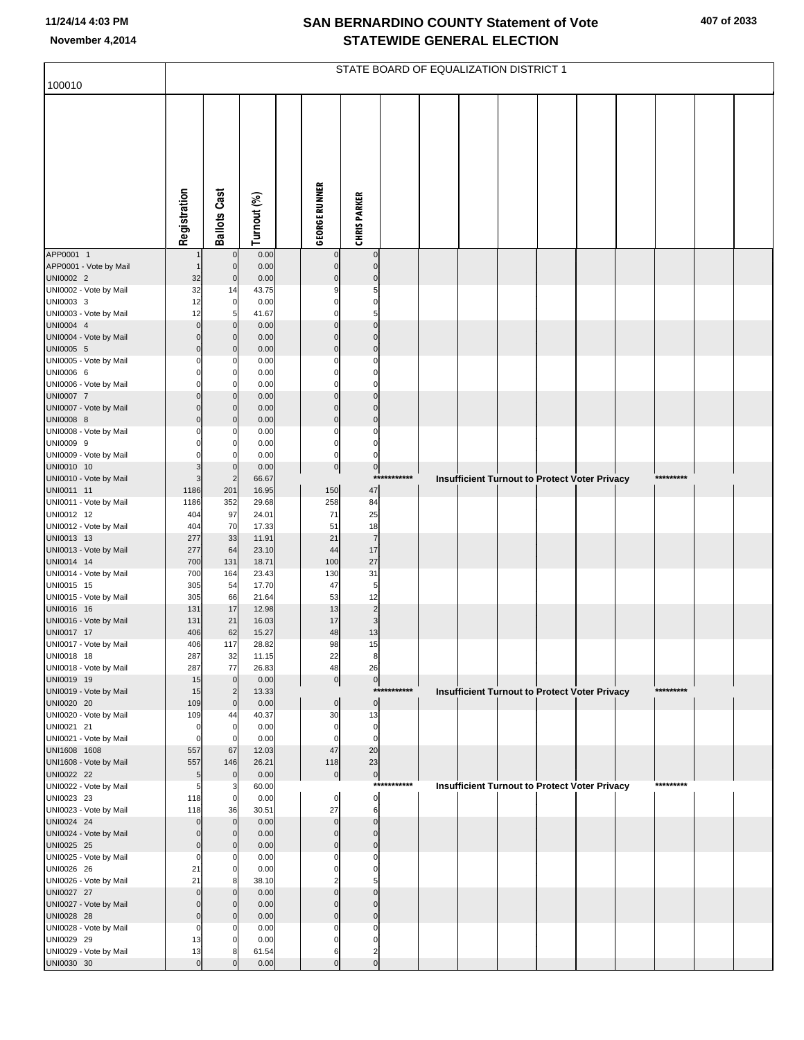# SAN BERNARDINO COUNTY Statement of Vote
# STATEWIDE GENERAL ELECTION

November 4,2014

100010

STATE BOARD OF EQUALIZATION DISTRICT 1

| | Registration | Ballots Cast | Turnout (%) | GEORGE RUNNER | CHRIS PARKER |
|---|---|---|---|---|---|
| APP0001 1 | 1 | 0 | 0.00 | 0 | 0 |
| APP0001 - Vote by Mail | 1 | 0 | 0.00 | 0 | 0 |
| UNI0002 2 | 32 | 0 | 0.00 | 0 | 0 |
| UNI0002 - Vote by Mail | 32 | 14 | 43.75 | 9 | 5 |
| UNI0003 3 | 12 | 0 | 0.00 | 0 | 0 |
| UNI0003 - Vote by Mail | 12 | 5 | 41.67 | 0 | 5 |
| UNI0004 4 | 0 | 0 | 0.00 | 0 | 0 |
| UNI0004 - Vote by Mail | 0 | 0 | 0.00 | 0 | 0 |
| UNI0005 5 | 0 | 0 | 0.00 | 0 | 0 |
| UNI0005 - Vote by Mail | 0 | 0 | 0.00 | 0 | 0 |
| UNI0006 6 | 0 | 0 | 0.00 | 0 | 0 |
| UNI0006 - Vote by Mail | 0 | 0 | 0.00 | 0 | 0 |
| UNI0007 7 | 0 | 0 | 0.00 | 0 | 0 |
| UNI0007 - Vote by Mail | 0 | 0 | 0.00 | 0 | 0 |
| UNI0008 8 | 0 | 0 | 0.00 | 0 | 0 |
| UNI0008 - Vote by Mail | 0 | 0 | 0.00 | 0 | 0 |
| UNI0009 9 | 0 | 0 | 0.00 | 0 | 0 |
| UNI0009 - Vote by Mail | 0 | 0 | 0.00 | 0 | 0 |
| UNI0010 10 | 3 | 0 | 0.00 | 0 | 0 |
| UNI0010 - Vote by Mail | 3 | 2 | 66.67 | *********** Insufficient Turnout to Protect Voter Privacy ********* | |
| UNI0011 11 | 1186 | 201 | 16.95 | 150 | 47 |
| UNI0011 - Vote by Mail | 1186 | 352 | 29.68 | 258 | 84 |
| UNI0012 12 | 404 | 97 | 24.01 | 71 | 25 |
| UNI0012 - Vote by Mail | 404 | 70 | 17.33 | 51 | 18 |
| UNI0013 13 | 277 | 33 | 11.91 | 21 | 7 |
| UNI0013 - Vote by Mail | 277 | 64 | 23.10 | 44 | 17 |
| UNI0014 14 | 700 | 131 | 18.71 | 100 | 27 |
| UNI0014 - Vote by Mail | 700 | 164 | 23.43 | 130 | 31 |
| UNI0015 15 | 305 | 54 | 17.70 | 47 | 5 |
| UNI0015 - Vote by Mail | 305 | 66 | 21.64 | 53 | 12 |
| UNI0016 16 | 131 | 17 | 12.98 | 13 | 2 |
| UNI0016 - Vote by Mail | 131 | 21 | 16.03 | 17 | 3 |
| UNI0017 17 | 406 | 62 | 15.27 | 48 | 13 |
| UNI0017 - Vote by Mail | 406 | 117 | 28.82 | 98 | 15 |
| UNI0018 18 | 287 | 32 | 11.15 | 22 | 8 |
| UNI0018 - Vote by Mail | 287 | 77 | 26.83 | 48 | 26 |
| UNI0019 19 | 15 | 0 | 0.00 | 0 | 0 |
| UNI0019 - Vote by Mail | 15 | 2 | 13.33 | *********** Insufficient Turnout to Protect Voter Privacy ********* | |
| UNI0020 20 | 109 | 0 | 0.00 | 0 | 0 |
| UNI0020 - Vote by Mail | 109 | 44 | 40.37 | 30 | 13 |
| UNI0021 21 | 0 | 0 | 0.00 | 0 | 0 |
| UNI0021 - Vote by Mail | 0 | 0 | 0.00 | 0 | 0 |
| UNI1608 1608 | 557 | 67 | 12.03 | 47 | 20 |
| UNI1608 - Vote by Mail | 557 | 146 | 26.21 | 118 | 23 |
| UNI0022 22 | 5 | 0 | 0.00 | 0 | 0 |
| UNI0022 - Vote by Mail | 5 | 3 | 60.00 | *********** Insufficient Turnout to Protect Voter Privacy ********* | |
| UNI0023 23 | 118 | 0 | 0.00 | 0 | 0 |
| UNI0023 - Vote by Mail | 118 | 36 | 30.51 | 27 | 6 |
| UNI0024 24 | 0 | 0 | 0.00 | 0 | 0 |
| UNI0024 - Vote by Mail | 0 | 0 | 0.00 | 0 | 0 |
| UNI0025 25 | 0 | 0 | 0.00 | 0 | 0 |
| UNI0025 - Vote by Mail | 0 | 0 | 0.00 | 0 | 0 |
| UNI0026 26 | 21 | 0 | 0.00 | 0 | 0 |
| UNI0026 - Vote by Mail | 21 | 8 | 38.10 | 2 | 5 |
| UNI0027 27 | 0 | 0 | 0.00 | 0 | 0 |
| UNI0027 - Vote by Mail | 0 | 0 | 0.00 | 0 | 0 |
| UNI0028 28 | 0 | 0 | 0.00 | 0 | 0 |
| UNI0028 - Vote by Mail | 0 | 0 | 0.00 | 0 | 0 |
| UNI0029 29 | 13 | 0 | 0.00 | 0 | 0 |
| UNI0029 - Vote by Mail | 13 | 8 | 61.54 | 6 | 2 |
| UNI0030 30 | 0 | 0 | 0.00 | 0 | 0 |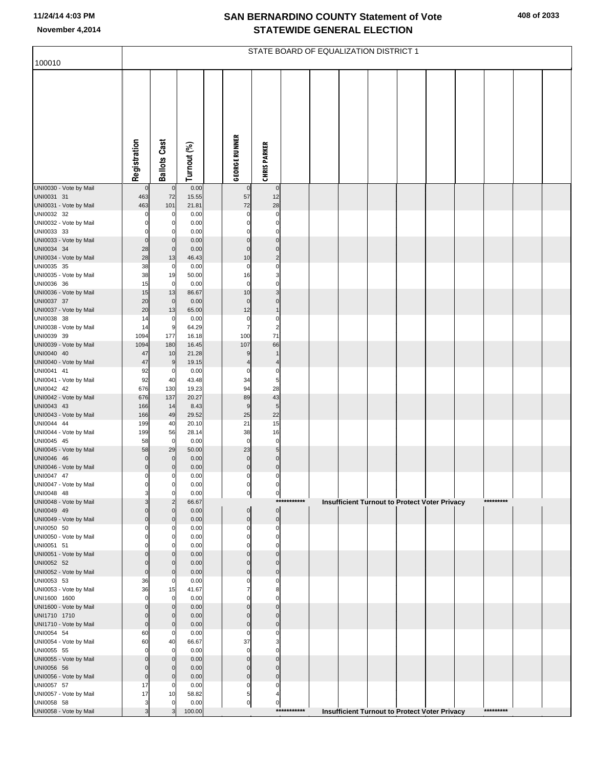# SAN BERNARDINO COUNTY Statement of Vote
## STATEWIDE GENERAL ELECTION

11/24/14 4:03 PM
November 4,2014

STATE BOARD OF EQUALIZATION DISTRICT 1

100010

| | Registration | Ballots Cast | Turnout (%) | | GEORGE RUNNER | CHRIS PARKER | | | | | | | | | | |
|---|---|---|---|---|---|---|---|---|---|---|---|---|---|---|---|---|
| UNI0030 - Vote by Mail | 0 | 0 | 0.00 | | 0 | 0 | | | | | | | | | | |
| UNI0031 31 | 463 | 72 | 15.55 | | 57 | 12 | | | | | | | | | | |
| UNI0031 - Vote by Mail | 463 | 101 | 21.81 | | 72 | 28 | | | | | | | | | | |
| UNI0032 32 | 0 | 0 | 0.00 | | 0 | 0 | | | | | | | | | | |
| UNI0032 - Vote by Mail | 0 | 0 | 0.00 | | 0 | 0 | | | | | | | | | | |
| UNI0033 33 | 0 | 0 | 0.00 | | 0 | 0 | | | | | | | | | | |
| UNI0033 - Vote by Mail | 0 | 0 | 0.00 | | 0 | 0 | | | | | | | | | | |
| UNI0034 34 | 28 | 0 | 0.00 | | 0 | 0 | | | | | | | | | | |
| UNI0034 - Vote by Mail | 28 | 13 | 46.43 | | 10 | 2 | | | | | | | | | | |
| UNI0035 35 | 38 | 0 | 0.00 | | 0 | 0 | | | | | | | | | | |
| UNI0035 - Vote by Mail | 38 | 19 | 50.00 | | 16 | 3 | | | | | | | | | | |
| UNI0036 36 | 15 | 0 | 0.00 | | 0 | 0 | | | | | | | | | | |
| UNI0036 - Vote by Mail | 15 | 13 | 86.67 | | 10 | 3 | | | | | | | | | | |
| UNI0037 37 | 20 | 0 | 0.00 | | 0 | 0 | | | | | | | | | | |
| UNI0037 - Vote by Mail | 20 | 13 | 65.00 | | 12 | 1 | | | | | | | | | | |
| UNI0038 38 | 14 | 0 | 0.00 | | 0 | 0 | | | | | | | | | | |
| UNI0038 - Vote by Mail | 14 | 9 | 64.29 | | 7 | 2 | | | | | | | | | | |
| UNI0039 39 | 1094 | 177 | 16.18 | | 100 | 71 | | | | | | | | | | |
| UNI0039 - Vote by Mail | 1094 | 180 | 16.45 | | 107 | 66 | | | | | | | | | | |
| UNI0040 40 | 47 | 10 | 21.28 | | 9 | 1 | | | | | | | | | | |
| UNI0040 - Vote by Mail | 47 | 9 | 19.15 | | 4 | 4 | | | | | | | | | | |
| UNI0041 41 | 92 | 0 | 0.00 | | 0 | 0 | | | | | | | | | | |
| UNI0041 - Vote by Mail | 92 | 40 | 43.48 | | 34 | 5 | | | | | | | | | | |
| UNI0042 42 | 676 | 130 | 19.23 | | 94 | 28 | | | | | | | | | | |
| UNI0042 - Vote by Mail | 676 | 137 | 20.27 | | 89 | 43 | | | | | | | | | | |
| UNI0043 43 | 166 | 14 | 8.43 | | 9 | 5 | | | | | | | | | | |
| UNI0043 - Vote by Mail | 166 | 49 | 29.52 | | 25 | 22 | | | | | | | | | | |
| UNI0044 44 | 199 | 40 | 20.10 | | 21 | 15 | | | | | | | | | | |
| UNI0044 - Vote by Mail | 199 | 56 | 28.14 | | 38 | 16 | | | | | | | | | | |
| UNI0045 45 | 58 | 0 | 0.00 | | 0 | 0 | | | | | | | | | | |
| UNI0045 - Vote by Mail | 58 | 29 | 50.00 | | 23 | 5 | | | | | | | | | | |
| UNI0046 46 | 0 | 0 | 0.00 | | 0 | 0 | | | | | | | | | | |
| UNI0046 - Vote by Mail | 0 | 0 | 0.00 | | 0 | 0 | | | | | | | | | | |
| UNI0047 47 | 0 | 0 | 0.00 | | 0 | 0 | | | | | | | | | | |
| UNI0047 - Vote by Mail | 0 | 0 | 0.00 | | 0 | 0 | | | | | | | | | | |
| UNI0048 48 | 3 | 0 | 0.00 | | 0 | 0 | | | | | | | | | | |
| UNI0048 - Vote by Mail | 3 | 2 | 66.67 | | | | *********** | | Insufficient Turnout to Protect Voter Privacy | | | | | ********* | | |
| UNI0049 49 | 0 | 0 | 0.00 | | 0 | 0 | | | | | | | | | | |
| UNI0049 - Vote by Mail | 0 | 0 | 0.00 | | 0 | 0 | | | | | | | | | | |
| UNI0050 50 | 0 | 0 | 0.00 | | 0 | 0 | | | | | | | | | | |
| UNI0050 - Vote by Mail | 0 | 0 | 0.00 | | 0 | 0 | | | | | | | | | | |
| UNI0051 51 | 0 | 0 | 0.00 | | 0 | 0 | | | | | | | | | | |
| UNI0051 - Vote by Mail | 0 | 0 | 0.00 | | 0 | 0 | | | | | | | | | | |
| UNI0052 52 | 0 | 0 | 0.00 | | 0 | 0 | | | | | | | | | | |
| UNI0052 - Vote by Mail | 0 | 0 | 0.00 | | 0 | 0 | | | | | | | | | | |
| UNI0053 53 | 36 | 0 | 0.00 | | 0 | 0 | | | | | | | | | | |
| UNI0053 - Vote by Mail | 36 | 15 | 41.67 | | 7 | 8 | | | | | | | | | | |
| UNI1600 1600 | 0 | 0 | 0.00 | | 0 | 0 | | | | | | | | | | |
| UNI1600 - Vote by Mail | 0 | 0 | 0.00 | | 0 | 0 | | | | | | | | | | |
| UNI1710 1710 | 0 | 0 | 0.00 | | 0 | 0 | | | | | | | | | | |
| UNI1710 - Vote by Mail | 0 | 0 | 0.00 | | 0 | 0 | | | | | | | | | | |
| UNI0054 54 | 60 | 0 | 0.00 | | 0 | 0 | | | | | | | | | | |
| UNI0054 - Vote by Mail | 60 | 40 | 66.67 | | 37 | 3 | | | | | | | | | | |
| UNI0055 55 | 0 | 0 | 0.00 | | 0 | 0 | | | | | | | | | | |
| UNI0055 - Vote by Mail | 0 | 0 | 0.00 | | 0 | 0 | | | | | | | | | | |
| UNI0056 56 | 0 | 0 | 0.00 | | 0 | 0 | | | | | | | | | | |
| UNI0056 - Vote by Mail | 0 | 0 | 0.00 | | 0 | 0 | | | | | | | | | | |
| UNI0057 57 | 17 | 0 | 0.00 | | 0 | 0 | | | | | | | | | | |
| UNI0057 - Vote by Mail | 17 | 10 | 58.82 | | 5 | 4 | | | | | | | | | | |
| UNI0058 58 | 3 | 0 | 0.00 | | 0 | 0 | | | | | | | | | | |
| UNI0058 - Vote by Mail | 3 | 3 | 100.00 | | | | *********** | | Insufficient Turnout to Protect Voter Privacy | | | | | ********* | | |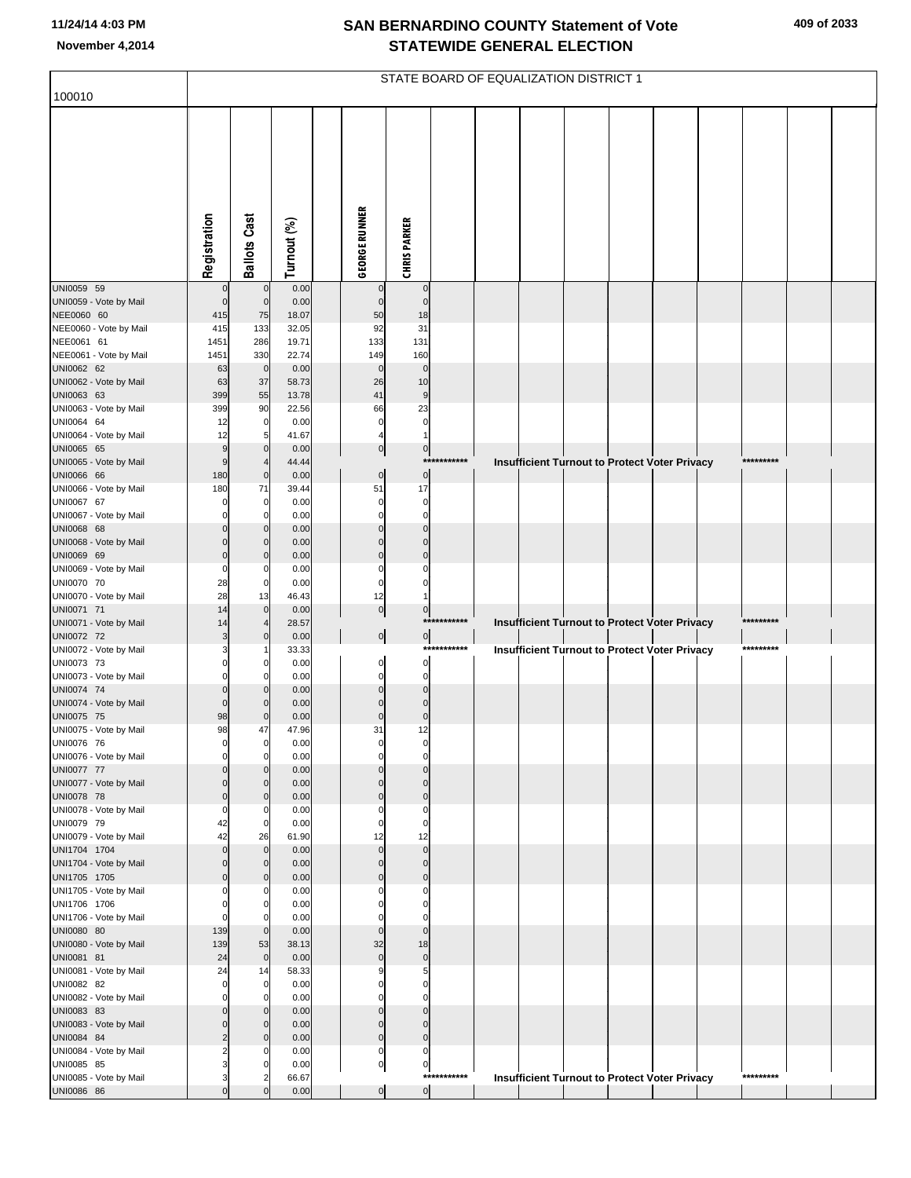# SAN BERNARDINO COUNTY Statement of Vote
# STATEWIDE GENERAL ELECTION

11/24/14 4:03 PM

November 4,2014

## STATE BOARD OF EQUALIZATION DISTRICT 1

100010

| | Registration | Ballots Cast | Turnout (%) | | GEORGE RUNNER | CHRIS PARKER | | | | | | | | | | |
|---|---|---|---|---|---|---|---|---|---|---|---|---|---|---|---|---|
| UNI0059 59 | 0 | 0 | 0.00 | | 0 | 0 | | | | | | | | | | |
| UNI0059 - Vote by Mail | 0 | 0 | 0.00 | | 0 | 0 | | | | | | | | | | |
| NEE0060 60 | 415 | 75 | 18.07 | | 50 | 18 | | | | | | | | | | |
| NEE0060 - Vote by Mail | 415 | 133 | 32.05 | | 92 | 31 | | | | | | | | | | |
| NEE0061 61 | 1451 | 286 | 19.71 | | 133 | 131 | | | | | | | | | | |
| NEE0061 - Vote by Mail | 1451 | 330 | 22.74 | | 149 | 160 | | | | | | | | | | |
| UNI0062 62 | 63 | 0 | 0.00 | | 0 | 0 | | | | | | | | | | |
| UNI0062 - Vote by Mail | 63 | 37 | 58.73 | | 26 | 10 | | | | | | | | | | |
| UNI0063 63 | 399 | 55 | 13.78 | | 41 | 9 | | | | | | | | | | |
| UNI0063 - Vote by Mail | 399 | 90 | 22.56 | | 66 | 23 | | | | | | | | | | |
| UNI0064 64 | 12 | 0 | 0.00 | | 0 | 0 | | | | | | | | | | |
| UNI0064 - Vote by Mail | 12 | 5 | 41.67 | | 4 | 1 | | | | | | | | | | |
| UNI0065 65 | 9 | 0 | 0.00 | | 0 | 0 | | | | | | | | | | |
| UNI0065 - Vote by Mail | 9 | 4 | 44.44 | | | *********** | | Insufficient Turnout to Protect Voter Privacy | | | | | | ********* | | |
| UNI0066 66 | 180 | 0 | 0.00 | | 0 | 0 | | | | | | | | | | |
| UNI0066 - Vote by Mail | 180 | 71 | 39.44 | | 51 | 17 | | | | | | | | | | |
| UNI0067 67 | 0 | 0 | 0.00 | | 0 | 0 | | | | | | | | | | |
| UNI0067 - Vote by Mail | 0 | 0 | 0.00 | | 0 | 0 | | | | | | | | | | |
| UNI0068 68 | 0 | 0 | 0.00 | | 0 | 0 | | | | | | | | | | |
| UNI0068 - Vote by Mail | 0 | 0 | 0.00 | | 0 | 0 | | | | | | | | | | |
| UNI0069 69 | 0 | 0 | 0.00 | | 0 | 0 | | | | | | | | | | |
| UNI0069 - Vote by Mail | 0 | 0 | 0.00 | | 0 | 0 | | | | | | | | | | |
| UNI0070 70 | 28 | 0 | 0.00 | | 0 | 0 | | | | | | | | | | |
| UNI0070 - Vote by Mail | 28 | 13 | 46.43 | | 12 | 1 | | | | | | | | | | |
| UNI0071 71 | 14 | 0 | 0.00 | | 0 | 0 | | | | | | | | | | |
| UNI0071 - Vote by Mail | 14 | 4 | 28.57 | | | *********** | | Insufficient Turnout to Protect Voter Privacy | | | | | | ********* | | |
| UNI0072 72 | 3 | 0 | 0.00 | | 0 | 0 | | | | | | | | | | |
| UNI0072 - Vote by Mail | 3 | 1 | 33.33 | | | *********** | | Insufficient Turnout to Protect Voter Privacy | | | | | | ********* | | |
| UNI0073 73 | 0 | 0 | 0.00 | | 0 | 0 | | | | | | | | | | |
| UNI0073 - Vote by Mail | 0 | 0 | 0.00 | | 0 | 0 | | | | | | | | | | |
| UNI0074 74 | 0 | 0 | 0.00 | | 0 | 0 | | | | | | | | | | |
| UNI0074 - Vote by Mail | 0 | 0 | 0.00 | | 0 | 0 | | | | | | | | | | |
| UNI0075 75 | 98 | 0 | 0.00 | | 0 | 0 | | | | | | | | | | |
| UNI0075 - Vote by Mail | 98 | 47 | 47.96 | | 31 | 12 | | | | | | | | | | |
| UNI0076 76 | 0 | 0 | 0.00 | | 0 | 0 | | | | | | | | | | |
| UNI0076 - Vote by Mail | 0 | 0 | 0.00 | | 0 | 0 | | | | | | | | | | |
| UNI0077 77 | 0 | 0 | 0.00 | | 0 | 0 | | | | | | | | | | |
| UNI0077 - Vote by Mail | 0 | 0 | 0.00 | | 0 | 0 | | | | | | | | | | |
| UNI0078 78 | 0 | 0 | 0.00 | | 0 | 0 | | | | | | | | | | |
| UNI0078 - Vote by Mail | 0 | 0 | 0.00 | | 0 | 0 | | | | | | | | | | |
| UNI0079 79 | 42 | 0 | 0.00 | | 0 | 0 | | | | | | | | | | |
| UNI0079 - Vote by Mail | 42 | 26 | 61.90 | | 12 | 12 | | | | | | | | | | |
| UNI1704 1704 | 0 | 0 | 0.00 | | 0 | 0 | | | | | | | | | | |
| UNI1704 - Vote by Mail | 0 | 0 | 0.00 | | 0 | 0 | | | | | | | | | | |
| UNI1705 1705 | 0 | 0 | 0.00 | | 0 | 0 | | | | | | | | | | |
| UNI1705 - Vote by Mail | 0 | 0 | 0.00 | | 0 | 0 | | | | | | | | | | |
| UNI1706 1706 | 0 | 0 | 0.00 | | 0 | 0 | | | | | | | | | | |
| UNI1706 - Vote by Mail | 0 | 0 | 0.00 | | 0 | 0 | | | | | | | | | | |
| UNI0080 80 | 139 | 0 | 0.00 | | 0 | 0 | | | | | | | | | | |
| UNI0080 - Vote by Mail | 139 | 53 | 38.13 | | 32 | 18 | | | | | | | | | | |
| UNI0081 81 | 24 | 0 | 0.00 | | 0 | 0 | | | | | | | | | | |
| UNI0081 - Vote by Mail | 24 | 14 | 58.33 | | 9 | 5 | | | | | | | | | | |
| UNI0082 82 | 0 | 0 | 0.00 | | 0 | 0 | | | | | | | | | | |
| UNI0082 - Vote by Mail | 0 | 0 | 0.00 | | 0 | 0 | | | | | | | | | | |
| UNI0083 83 | 0 | 0 | 0.00 | | 0 | 0 | | | | | | | | | | |
| UNI0083 - Vote by Mail | 0 | 0 | 0.00 | | 0 | 0 | | | | | | | | | | |
| UNI0084 84 | 2 | 0 | 0.00 | | 0 | 0 | | | | | | | | | | |
| UNI0084 - Vote by Mail | 2 | 0 | 0.00 | | 0 | 0 | | | | | | | | | | |
| UNI0085 85 | 3 | 0 | 0.00 | | 0 | 0 | | | | | | | | | | |
| UNI0085 - Vote by Mail | 3 | 2 | 66.67 | | | *********** | | Insufficient Turnout to Protect Voter Privacy | | | | | | ********* | | |
| UNI0086 86 | 0 | 0 | 0.00 | | 0 | 0 | | | | | | | | | | |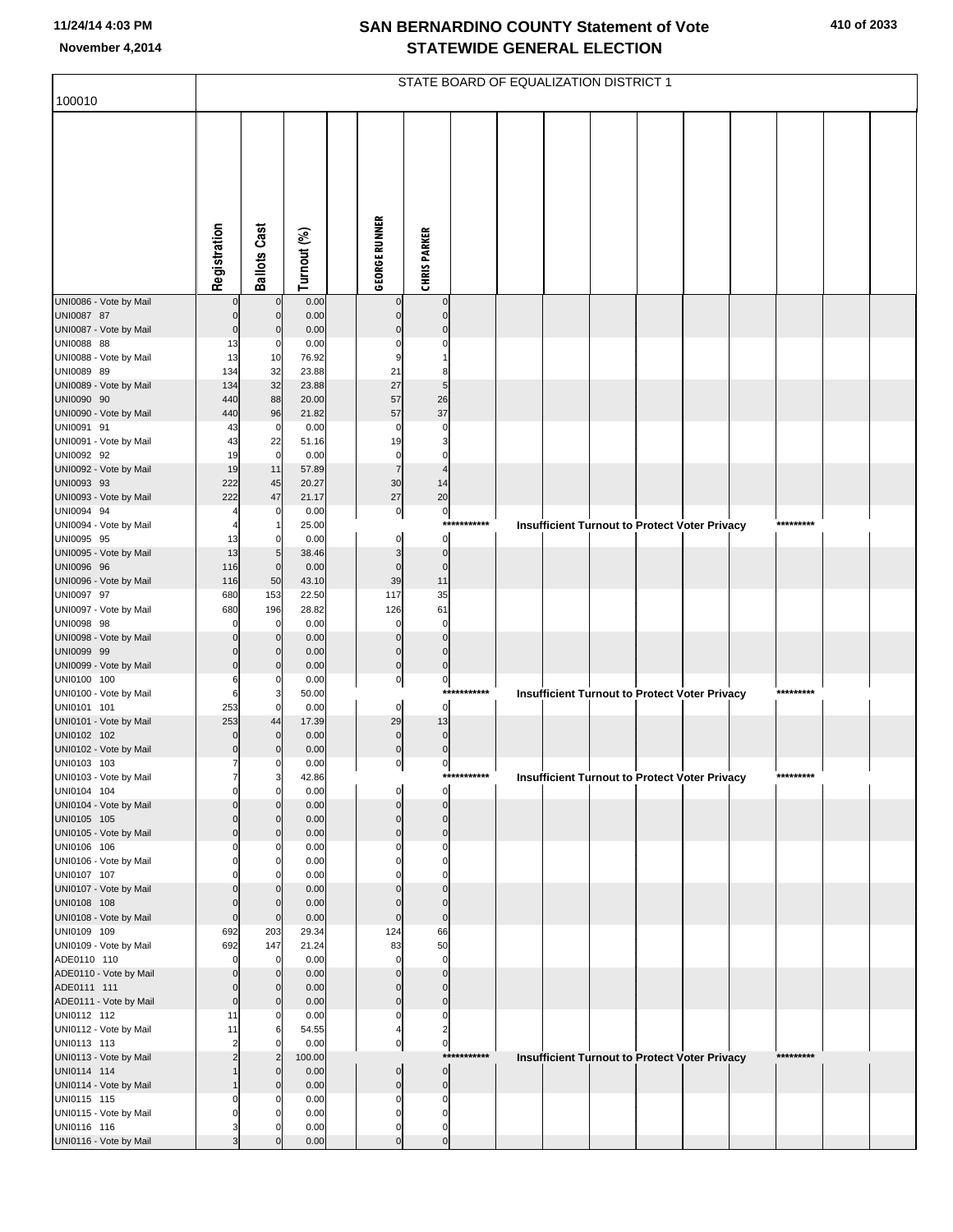# SAN BERNARDINO COUNTY Statement of Vote
# STATEWIDE GENERAL ELECTION

11/24/14 4:03 PM
November 4,2014

## STATE BOARD OF EQUALIZATION DISTRICT 1

100010

| | Registration | Ballots Cast | Turnout (%) | | GEORGE RUNNER | CHRIS PARKER | | | | | | | | | | |
|---|---|---|---|---|---|---|---|---|---|---|---|---|---|---|---|---|
| UNI0086 - Vote by Mail | 0 | 0 | 0.00 | | 0 | 0 | | | | | | | | | | |
| UNI0087 87 | 0 | 0 | 0.00 | | 0 | 0 | | | | | | | | | | |
| UNI0087 - Vote by Mail | 0 | 0 | 0.00 | | 0 | 0 | | | | | | | | | | |
| UNI0088 88 | 13 | 0 | 0.00 | | 0 | 0 | | | | | | | | | | |
| UNI0088 - Vote by Mail | 13 | 10 | 76.92 | | 9 | 1 | | | | | | | | | | |
| UNI0089 89 | 134 | 32 | 23.88 | | 21 | 8 | | | | | | | | | | |
| UNI0089 - Vote by Mail | 134 | 32 | 23.88 | | 27 | 5 | | | | | | | | | | |
| UNI0090 90 | 440 | 88 | 20.00 | | 57 | 26 | | | | | | | | | | |
| UNI0090 - Vote by Mail | 440 | 96 | 21.82 | | 57 | 37 | | | | | | | | | | |
| UNI0091 91 | 43 | 0 | 0.00 | | 0 | 0 | | | | | | | | | | |
| UNI0091 - Vote by Mail | 43 | 22 | 51.16 | | 19 | 3 | | | | | | | | | | |
| UNI0092 92 | 19 | 0 | 0.00 | | 0 | 0 | | | | | | | | | | |
| UNI0092 - Vote by Mail | 19 | 11 | 57.89 | | 7 | 4 | | | | | | | | | | |
| UNI0093 93 | 222 | 45 | 20.27 | | 30 | 14 | | | | | | | | | | |
| UNI0093 - Vote by Mail | 222 | 47 | 21.17 | | 27 | 20 | | | | | | | | | | |
| UNI0094 94 | 4 | 0 | 0.00 | | 0 | 0 | | | | | | | | | | |
| UNI0094 - Vote by Mail | 4 | 1 | 25.00 | | | *********** | | Insufficient Turnout to Protect Voter Privacy | | | | | | ********* | | |
| UNI0095 95 | 13 | 0 | 0.00 | | 0 | 0 | | | | | | | | | | |
| UNI0095 - Vote by Mail | 13 | 5 | 38.46 | | 3 | 0 | | | | | | | | | | |
| UNI0096 96 | 116 | 0 | 0.00 | | 0 | 0 | | | | | | | | | | |
| UNI0096 - Vote by Mail | 116 | 50 | 43.10 | | 39 | 11 | | | | | | | | | | |
| UNI0097 97 | 680 | 153 | 22.50 | | 117 | 35 | | | | | | | | | | |
| UNI0097 - Vote by Mail | 680 | 196 | 28.82 | | 126 | 61 | | | | | | | | | | |
| UNI0098 98 | 0 | 0 | 0.00 | | 0 | 0 | | | | | | | | | | |
| UNI0098 - Vote by Mail | 0 | 0 | 0.00 | | 0 | 0 | | | | | | | | | | |
| UNI0099 99 | 0 | 0 | 0.00 | | 0 | 0 | | | | | | | | | | |
| UNI0099 - Vote by Mail | 0 | 0 | 0.00 | | 0 | 0 | | | | | | | | | | |
| UNI0100 100 | 6 | 0 | 0.00 | | 0 | 0 | | | | | | | | | | |
| UNI0100 - Vote by Mail | 6 | 3 | 50.00 | | | *********** | | Insufficient Turnout to Protect Voter Privacy | | | | | | ********* | | |
| UNI0101 101 | 253 | 0 | 0.00 | | 0 | 0 | | | | | | | | | | |
| UNI0101 - Vote by Mail | 253 | 44 | 17.39 | | 29 | 13 | | | | | | | | | | |
| UNI0102 102 | 0 | 0 | 0.00 | | 0 | 0 | | | | | | | | | | |
| UNI0102 - Vote by Mail | 0 | 0 | 0.00 | | 0 | 0 | | | | | | | | | | |
| UNI0103 103 | 7 | 0 | 0.00 | | 0 | 0 | | | | | | | | | | |
| UNI0103 - Vote by Mail | 7 | 3 | 42.86 | | | *********** | | Insufficient Turnout to Protect Voter Privacy | | | | | | ********* | | |
| UNI0104 104 | 0 | 0 | 0.00 | | 0 | 0 | | | | | | | | | | |
| UNI0104 - Vote by Mail | 0 | 0 | 0.00 | | 0 | 0 | | | | | | | | | | |
| UNI0105 105 | 0 | 0 | 0.00 | | 0 | 0 | | | | | | | | | | |
| UNI0105 - Vote by Mail | 0 | 0 | 0.00 | | 0 | 0 | | | | | | | | | | |
| UNI0106 106 | 0 | 0 | 0.00 | | 0 | 0 | | | | | | | | | | |
| UNI0106 - Vote by Mail | 0 | 0 | 0.00 | | 0 | 0 | | | | | | | | | | |
| UNI0107 107 | 0 | 0 | 0.00 | | 0 | 0 | | | | | | | | | | |
| UNI0107 - Vote by Mail | 0 | 0 | 0.00 | | 0 | 0 | | | | | | | | | | |
| UNI0108 108 | 0 | 0 | 0.00 | | 0 | 0 | | | | | | | | | | |
| UNI0108 - Vote by Mail | 0 | 0 | 0.00 | | 0 | 0 | | | | | | | | | | |
| UNI0109 109 | 692 | 203 | 29.34 | | 124 | 66 | | | | | | | | | | |
| UNI0109 - Vote by Mail | 692 | 147 | 21.24 | | 83 | 50 | | | | | | | | | | |
| ADE0110 110 | 0 | 0 | 0.00 | | 0 | 0 | | | | | | | | | | |
| ADE0110 - Vote by Mail | 0 | 0 | 0.00 | | 0 | 0 | | | | | | | | | | |
| ADE0111 111 | 0 | 0 | 0.00 | | 0 | 0 | | | | | | | | | | |
| ADE0111 - Vote by Mail | 0 | 0 | 0.00 | | 0 | 0 | | | | | | | | | | |
| UNI0112 112 | 11 | 0 | 0.00 | | 0 | 0 | | | | | | | | | | |
| UNI0112 - Vote by Mail | 11 | 6 | 54.55 | | 4 | 2 | | | | | | | | | | |
| UNI0113 113 | 2 | 0 | 0.00 | | 0 | 0 | | | | | | | | | | |
| UNI0113 - Vote by Mail | 2 | 2 | 100.00 | | | *********** | | Insufficient Turnout to Protect Voter Privacy | | | | | | ********* | | |
| UNI0114 114 | 1 | 0 | 0.00 | | 0 | 0 | | | | | | | | | | |
| UNI0114 - Vote by Mail | 1 | 0 | 0.00 | | 0 | 0 | | | | | | | | | | |
| UNI0115 115 | 0 | 0 | 0.00 | | 0 | 0 | | | | | | | | | | |
| UNI0115 - Vote by Mail | 0 | 0 | 0.00 | | 0 | 0 | | | | | | | | | | |
| UNI0116 116 | 3 | 0 | 0.00 | | 0 | 0 | | | | | | | | | | |
| UNI0116 - Vote by Mail | 3 | 0 | 0.00 | | 0 | 0 | | | | | | | | | | |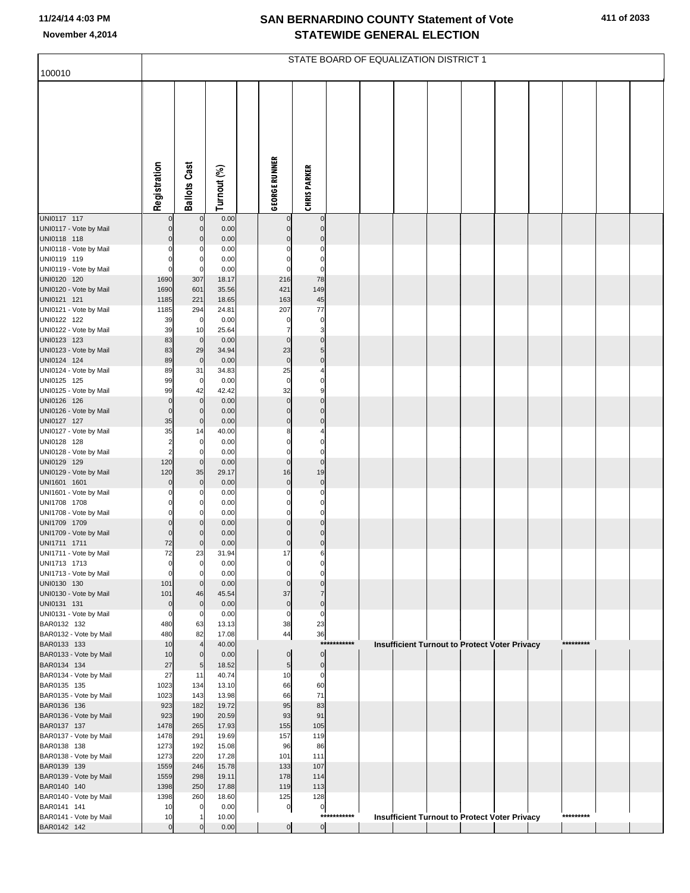# SAN BERNARDINO COUNTY Statement of Vote
# STATEWIDE GENERAL ELECTION

11/24/14 4:03 PM
November 4,2014

## STATE BOARD OF EQUALIZATION DISTRICT 1

100010

| | Registration | Ballots Cast | Turnout (%) | | GEORGE RUNNER | CHRIS PARKER | | | | | | | | | | |
|---|---|---|---|---|---|---|---|---|---|---|---|---|---|---|---|---|
| UNI0117 117 | 0 | 0 | 0.00 | | 0 | 0 | | | | | | | | | | |
| UNI0117 - Vote by Mail | 0 | 0 | 0.00 | | 0 | 0 | | | | | | | | | | |
| UNI0118 118 | 0 | 0 | 0.00 | | 0 | 0 | | | | | | | | | | |
| UNI0118 - Vote by Mail | 0 | 0 | 0.00 | | 0 | 0 | | | | | | | | | | |
| UNI0119 119 | 0 | 0 | 0.00 | | 0 | 0 | | | | | | | | | | |
| UNI0119 - Vote by Mail | 0 | 0 | 0.00 | | 0 | 0 | | | | | | | | | | |
| UNI0120 120 | 1690 | 307 | 18.17 | | 216 | 78 | | | | | | | | | | |
| UNI0120 - Vote by Mail | 1690 | 601 | 35.56 | | 421 | 149 | | | | | | | | | | |
| UNI0121 121 | 1185 | 221 | 18.65 | | 163 | 45 | | | | | | | | | | |
| UNI0121 - Vote by Mail | 1185 | 294 | 24.81 | | 207 | 77 | | | | | | | | | | |
| UNI0122 122 | 39 | 0 | 0.00 | | 0 | 0 | | | | | | | | | | |
| UNI0122 - Vote by Mail | 39 | 10 | 25.64 | | 7 | 3 | | | | | | | | | | |
| UNI0123 123 | 83 | 0 | 0.00 | | 0 | 0 | | | | | | | | | | |
| UNI0123 - Vote by Mail | 83 | 29 | 34.94 | | 23 | 5 | | | | | | | | | | |
| UNI0124 124 | 89 | 0 | 0.00 | | 0 | 0 | | | | | | | | | | |
| UNI0124 - Vote by Mail | 89 | 31 | 34.83 | | 25 | 4 | | | | | | | | | | |
| UNI0125 125 | 99 | 0 | 0.00 | | 0 | 0 | | | | | | | | | | |
| UNI0125 - Vote by Mail | 99 | 42 | 42.42 | | 32 | 9 | | | | | | | | | | |
| UNI0126 126 | 0 | 0 | 0.00 | | 0 | 0 | | | | | | | | | | |
| UNI0126 - Vote by Mail | 0 | 0 | 0.00 | | 0 | 0 | | | | | | | | | | |
| UNI0127 127 | 35 | 0 | 0.00 | | 0 | 0 | | | | | | | | | | |
| UNI0127 - Vote by Mail | 35 | 14 | 40.00 | | 8 | 4 | | | | | | | | | | |
| UNI0128 128 | 2 | 0 | 0.00 | | 0 | 0 | | | | | | | | | | |
| UNI0128 - Vote by Mail | 2 | 0 | 0.00 | | 0 | 0 | | | | | | | | | | |
| UNI0129 129 | 120 | 0 | 0.00 | | 0 | 0 | | | | | | | | | | |
| UNI0129 - Vote by Mail | 120 | 35 | 29.17 | | 16 | 19 | | | | | | | | | | |
| UNI1601 1601 | 0 | 0 | 0.00 | | 0 | 0 | | | | | | | | | | |
| UNI1601 - Vote by Mail | 0 | 0 | 0.00 | | 0 | 0 | | | | | | | | | | |
| UNI1708 1708 | 0 | 0 | 0.00 | | 0 | 0 | | | | | | | | | | |
| UNI1708 - Vote by Mail | 0 | 0 | 0.00 | | 0 | 0 | | | | | | | | | | |
| UNI1709 1709 | 0 | 0 | 0.00 | | 0 | 0 | | | | | | | | | | |
| UNI1709 - Vote by Mail | 0 | 0 | 0.00 | | 0 | 0 | | | | | | | | | | |
| UNI1711 1711 | 72 | 0 | 0.00 | | 0 | 0 | | | | | | | | | | |
| UNI1711 - Vote by Mail | 72 | 23 | 31.94 | | 17 | 6 | | | | | | | | | | |
| UNI1713 1713 | 0 | 0 | 0.00 | | 0 | 0 | | | | | | | | | | |
| UNI1713 - Vote by Mail | 0 | 0 | 0.00 | | 0 | 0 | | | | | | | | | | |
| UNI0130 130 | 101 | 0 | 0.00 | | 0 | 0 | | | | | | | | | | |
| UNI0130 - Vote by Mail | 101 | 46 | 45.54 | | 37 | 7 | | | | | | | | | | |
| UNI0131 131 | 0 | 0 | 0.00 | | 0 | 0 | | | | | | | | | | |
| UNI0131 - Vote by Mail | 0 | 0 | 0.00 | | 0 | 0 | | | | | | | | | | |
| BAR0132 132 | 480 | 63 | 13.13 | | 38 | 23 | | | | | | | | | | |
| BAR0132 - Vote by Mail | 480 | 82 | 17.08 | | 44 | 36 | | | | | | | | | | |
| BAR0133 133 | 10 | 4 | 40.00 | | | | *********** | | Insufficient Turnout to Protect Voter Privacy | | | | | ********* | | |
| BAR0133 - Vote by Mail | 10 | 0 | 0.00 | | 0 | 0 | | | | | | | | | | |
| BAR0134 134 | 27 | 5 | 18.52 | | 5 | 0 | | | | | | | | | | |
| BAR0134 - Vote by Mail | 27 | 11 | 40.74 | | 10 | 0 | | | | | | | | | | |
| BAR0135 135 | 1023 | 134 | 13.10 | | 66 | 60 | | | | | | | | | | |
| BAR0135 - Vote by Mail | 1023 | 143 | 13.98 | | 66 | 71 | | | | | | | | | | |
| BAR0136 136 | 923 | 182 | 19.72 | | 95 | 83 | | | | | | | | | | |
| BAR0136 - Vote by Mail | 923 | 190 | 20.59 | | 93 | 91 | | | | | | | | | | |
| BAR0137 137 | 1478 | 265 | 17.93 | | 155 | 105 | | | | | | | | | | |
| BAR0137 - Vote by Mail | 1478 | 291 | 19.69 | | 157 | 119 | | | | | | | | | | |
| BAR0138 138 | 1273 | 192 | 15.08 | | 96 | 86 | | | | | | | | | | |
| BAR0138 - Vote by Mail | 1273 | 220 | 17.28 | | 101 | 111 | | | | | | | | | | |
| BAR0139 139 | 1559 | 246 | 15.78 | | 133 | 107 | | | | | | | | | | |
| BAR0139 - Vote by Mail | 1559 | 298 | 19.11 | | 178 | 114 | | | | | | | | | | |
| BAR0140 140 | 1398 | 250 | 17.88 | | 119 | 113 | | | | | | | | | | |
| BAR0140 - Vote by Mail | 1398 | 260 | 18.60 | | 125 | 128 | | | | | | | | | | |
| BAR0141 141 | 10 | 0 | 0.00 | | 0 | 0 | | | | | | | | | | |
| BAR0141 - Vote by Mail | 10 | 1 | 10.00 | | | | *********** | | Insufficient Turnout to Protect Voter Privacy | | | | | ********* | | |
| BAR0142 142 | 0 | 0 | 0.00 | | 0 | 0 | | | | | | | | | | |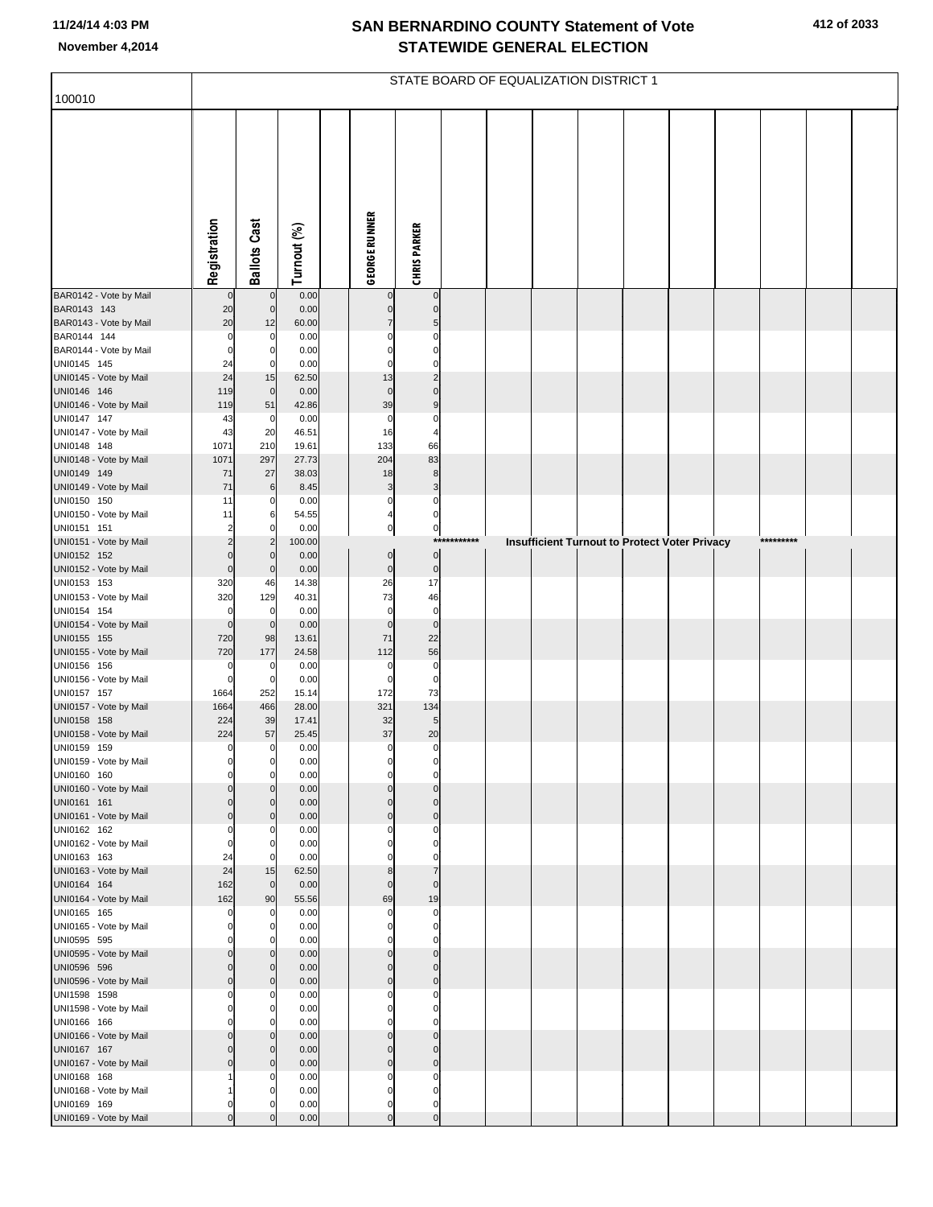# SAN BERNARDINO COUNTY Statement of Vote
## STATEWIDE GENERAL ELECTION

November 4,2014

STATE BOARD OF EQUALIZATION DISTRICT 1

100010

| | Registration | Ballots Cast | Turnout (%) | | GEORGE RUNNER | CHRIS PARKER |
|---|---|---|---|---|---|---|
| BAR0142 - Vote by Mail | 0 | 0 | 0.00 | | 0 | 0 |
| BAR0143 143 | 20 | 0 | 0.00 | | 0 | 0 |
| BAR0143 - Vote by Mail | 20 | 12 | 60.00 | | 7 | 5 |
| BAR0144 144 | 0 | 0 | 0.00 | | 0 | 0 |
| BAR0144 - Vote by Mail | 0 | 0 | 0.00 | | 0 | 0 |
| UNI0145 145 | 24 | 0 | 0.00 | | 0 | 0 |
| UNI0145 - Vote by Mail | 24 | 15 | 62.50 | | 13 | 2 |
| UNI0146 146 | 119 | 0 | 0.00 | | 0 | 0 |
| UNI0146 - Vote by Mail | 119 | 51 | 42.86 | | 39 | 9 |
| UNI0147 147 | 43 | 0 | 0.00 | | 0 | 0 |
| UNI0147 - Vote by Mail | 43 | 20 | 46.51 | | 16 | 4 |
| UNI0148 148 | 1071 | 210 | 19.61 | | 133 | 66 |
| UNI0148 - Vote by Mail | 1071 | 297 | 27.73 | | 204 | 83 |
| UNI0149 149 | 71 | 27 | 38.03 | | 18 | 8 |
| UNI0149 - Vote by Mail | 71 | 6 | 8.45 | | 3 | 3 |
| UNI0150 150 | 11 | 0 | 0.00 | | 0 | 0 |
| UNI0150 - Vote by Mail | 11 | 6 | 54.55 | | 4 | 0 |
| UNI0151 151 | 2 | 0 | 0.00 | | 0 | 0 |
| UNI0151 - Vote by Mail | 2 | 2 | 100.00 | | *********** Insufficient Turnout to Protect Voter Privacy ********* | |
| UNI0152 152 | 0 | 0 | 0.00 | | 0 | 0 |
| UNI0152 - Vote by Mail | 0 | 0 | 0.00 | | 0 | 0 |
| UNI0153 153 | 320 | 46 | 14.38 | | 26 | 17 |
| UNI0153 - Vote by Mail | 320 | 129 | 40.31 | | 73 | 46 |
| UNI0154 154 | 0 | 0 | 0.00 | | 0 | 0 |
| UNI0154 - Vote by Mail | 0 | 0 | 0.00 | | 0 | 0 |
| UNI0155 155 | 720 | 98 | 13.61 | | 71 | 22 |
| UNI0155 - Vote by Mail | 720 | 177 | 24.58 | | 112 | 56 |
| UNI0156 156 | 0 | 0 | 0.00 | | 0 | 0 |
| UNI0156 - Vote by Mail | 0 | 0 | 0.00 | | 0 | 0 |
| UNI0157 157 | 1664 | 252 | 15.14 | | 172 | 73 |
| UNI0157 - Vote by Mail | 1664 | 466 | 28.00 | | 321 | 134 |
| UNI0158 158 | 224 | 39 | 17.41 | | 32 | 5 |
| UNI0158 - Vote by Mail | 224 | 57 | 25.45 | | 37 | 20 |
| UNI0159 159 | 0 | 0 | 0.00 | | 0 | 0 |
| UNI0159 - Vote by Mail | 0 | 0 | 0.00 | | 0 | 0 |
| UNI0160 160 | 0 | 0 | 0.00 | | 0 | 0 |
| UNI0160 - Vote by Mail | 0 | 0 | 0.00 | | 0 | 0 |
| UNI0161 161 | 0 | 0 | 0.00 | | 0 | 0 |
| UNI0161 - Vote by Mail | 0 | 0 | 0.00 | | 0 | 0 |
| UNI0162 162 | 0 | 0 | 0.00 | | 0 | 0 |
| UNI0162 - Vote by Mail | 0 | 0 | 0.00 | | 0 | 0 |
| UNI0163 163 | 24 | 0 | 0.00 | | 0 | 0 |
| UNI0163 - Vote by Mail | 24 | 15 | 62.50 | | 8 | 7 |
| UNI0164 164 | 162 | 0 | 0.00 | | 0 | 0 |
| UNI0164 - Vote by Mail | 162 | 90 | 55.56 | | 69 | 19 |
| UNI0165 165 | 0 | 0 | 0.00 | | 0 | 0 |
| UNI0165 - Vote by Mail | 0 | 0 | 0.00 | | 0 | 0 |
| UNI0595 595 | 0 | 0 | 0.00 | | 0 | 0 |
| UNI0595 - Vote by Mail | 0 | 0 | 0.00 | | 0 | 0 |
| UNI0596 596 | 0 | 0 | 0.00 | | 0 | 0 |
| UNI0596 - Vote by Mail | 0 | 0 | 0.00 | | 0 | 0 |
| UNI1598 1598 | 0 | 0 | 0.00 | | 0 | 0 |
| UNI1598 - Vote by Mail | 0 | 0 | 0.00 | | 0 | 0 |
| UNI0166 166 | 0 | 0 | 0.00 | | 0 | 0 |
| UNI0166 - Vote by Mail | 0 | 0 | 0.00 | | 0 | 0 |
| UNI0167 167 | 0 | 0 | 0.00 | | 0 | 0 |
| UNI0167 - Vote by Mail | 0 | 0 | 0.00 | | 0 | 0 |
| UNI0168 168 | 1 | 0 | 0.00 | | 0 | 0 |
| UNI0168 - Vote by Mail | 1 | 0 | 0.00 | | 0 | 0 |
| UNI0169 169 | 0 | 0 | 0.00 | | 0 | 0 |
| UNI0169 - Vote by Mail | 0 | 0 | 0.00 | | 0 | 0 |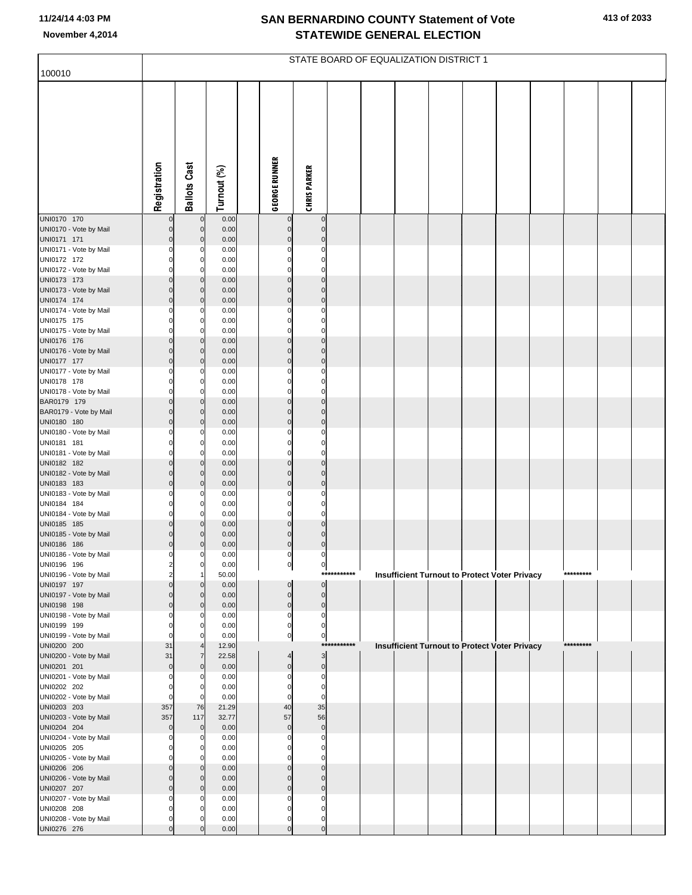# SAN BERNARDINO COUNTY Statement of Vote
## STATEWIDE GENERAL ELECTION

11/24/14 4:03 PM
November 4,2014

100010

STATE BOARD OF EQUALIZATION DISTRICT 1

| | Registration | Ballots Cast | Turnout (%) | | GEORGE RUNNER | CHRIS PARKER | | | | | | | | | | |
|---|---|---|---|---|---|---|---|---|---|---|---|---|---|---|---|---|
| UNI0170 170 | 0 | 0 | 0.00 | | 0 | 0 | | | | | | | | | | |
| UNI0170 - Vote by Mail | 0 | 0 | 0.00 | | 0 | 0 | | | | | | | | | | |
| UNI0171 171 | 0 | 0 | 0.00 | | 0 | 0 | | | | | | | | | | |
| UNI0171 - Vote by Mail | 0 | 0 | 0.00 | | 0 | 0 | | | | | | | | | | |
| UNI0172 172 | 0 | 0 | 0.00 | | 0 | 0 | | | | | | | | | | |
| UNI0172 - Vote by Mail | 0 | 0 | 0.00 | | 0 | 0 | | | | | | | | | | |
| UNI0173 173 | 0 | 0 | 0.00 | | 0 | 0 | | | | | | | | | | |
| UNI0173 - Vote by Mail | 0 | 0 | 0.00 | | 0 | 0 | | | | | | | | | | |
| UNI0174 174 | 0 | 0 | 0.00 | | 0 | 0 | | | | | | | | | | |
| UNI0174 - Vote by Mail | 0 | 0 | 0.00 | | 0 | 0 | | | | | | | | | | |
| UNI0175 175 | 0 | 0 | 0.00 | | 0 | 0 | | | | | | | | | | |
| UNI0175 - Vote by Mail | 0 | 0 | 0.00 | | 0 | 0 | | | | | | | | | | |
| UNI0176 176 | 0 | 0 | 0.00 | | 0 | 0 | | | | | | | | | | |
| UNI0176 - Vote by Mail | 0 | 0 | 0.00 | | 0 | 0 | | | | | | | | | | |
| UNI0177 177 | 0 | 0 | 0.00 | | 0 | 0 | | | | | | | | | | |
| UNI0177 - Vote by Mail | 0 | 0 | 0.00 | | 0 | 0 | | | | | | | | | | |
| UNI0178 178 | 0 | 0 | 0.00 | | 0 | 0 | | | | | | | | | | |
| UNI0178 - Vote by Mail | 0 | 0 | 0.00 | | 0 | 0 | | | | | | | | | | |
| BAR0179 179 | 0 | 0 | 0.00 | | 0 | 0 | | | | | | | | | | |
| BAR0179 - Vote by Mail | 0 | 0 | 0.00 | | 0 | 0 | | | | | | | | | | |
| UNI0180 180 | 0 | 0 | 0.00 | | 0 | 0 | | | | | | | | | | |
| UNI0180 - Vote by Mail | 0 | 0 | 0.00 | | 0 | 0 | | | | | | | | | | |
| UNI0181 181 | 0 | 0 | 0.00 | | 0 | 0 | | | | | | | | | | |
| UNI0181 - Vote by Mail | 0 | 0 | 0.00 | | 0 | 0 | | | | | | | | | | |
| UNI0182 182 | 0 | 0 | 0.00 | | 0 | 0 | | | | | | | | | | |
| UNI0182 - Vote by Mail | 0 | 0 | 0.00 | | 0 | 0 | | | | | | | | | | |
| UNI0183 183 | 0 | 0 | 0.00 | | 0 | 0 | | | | | | | | | | |
| UNI0183 - Vote by Mail | 0 | 0 | 0.00 | | 0 | 0 | | | | | | | | | | |
| UNI0184 184 | 0 | 0 | 0.00 | | 0 | 0 | | | | | | | | | | |
| UNI0184 - Vote by Mail | 0 | 0 | 0.00 | | 0 | 0 | | | | | | | | | | |
| UNI0185 185 | 0 | 0 | 0.00 | | 0 | 0 | | | | | | | | | | |
| UNI0185 - Vote by Mail | 0 | 0 | 0.00 | | 0 | 0 | | | | | | | | | | |
| UNI0186 186 | 0 | 0 | 0.00 | | 0 | 0 | | | | | | | | | | |
| UNI0186 - Vote by Mail | 0 | 0 | 0.00 | | 0 | 0 | | | | | | | | | | |
| UNI0196 196 | 2 | 0 | 0.00 | | 0 | 0 | | | | | | | | | | |
| UNI0196 - Vote by Mail | 2 | 1 | 50.00 | | | | *********** | Insufficient Turnout to Protect Voter Privacy | | | | | | ********* | | |
| UNI0197 197 | 0 | 0 | 0.00 | | 0 | 0 | | | | | | | | | | |
| UNI0197 - Vote by Mail | 0 | 0 | 0.00 | | 0 | 0 | | | | | | | | | | |
| UNI0198 198 | 0 | 0 | 0.00 | | 0 | 0 | | | | | | | | | | |
| UNI0198 - Vote by Mail | 0 | 0 | 0.00 | | 0 | 0 | | | | | | | | | | |
| UNI0199 199 | 0 | 0 | 0.00 | | 0 | 0 | | | | | | | | | | |
| UNI0199 - Vote by Mail | 0 | 0 | 0.00 | | 0 | 0 | | | | | | | | | | |
| UNI0200 200 | 31 | 4 | 12.90 | | | | *********** | Insufficient Turnout to Protect Voter Privacy | | | | | | ********* | | |
| UNI0200 - Vote by Mail | 31 | 7 | 22.58 | | 4 | 3 | | | | | | | | | | |
| UNI0201 201 | 0 | 0 | 0.00 | | 0 | 0 | | | | | | | | | | |
| UNI0201 - Vote by Mail | 0 | 0 | 0.00 | | 0 | 0 | | | | | | | | | | |
| UNI0202 202 | 0 | 0 | 0.00 | | 0 | 0 | | | | | | | | | | |
| UNI0202 - Vote by Mail | 0 | 0 | 0.00 | | 0 | 0 | | | | | | | | | | |
| UNI0203 203 | 357 | 76 | 21.29 | | 40 | 35 | | | | | | | | | | |
| UNI0203 - Vote by Mail | 357 | 117 | 32.77 | | 57 | 56 | | | | | | | | | | |
| UNI0204 204 | 0 | 0 | 0.00 | | 0 | 0 | | | | | | | | | | |
| UNI0204 - Vote by Mail | 0 | 0 | 0.00 | | 0 | 0 | | | | | | | | | | |
| UNI0205 205 | 0 | 0 | 0.00 | | 0 | 0 | | | | | | | | | | |
| UNI0205 - Vote by Mail | 0 | 0 | 0.00 | | 0 | 0 | | | | | | | | | | |
| UNI0206 206 | 0 | 0 | 0.00 | | 0 | 0 | | | | | | | | | | |
| UNI0206 - Vote by Mail | 0 | 0 | 0.00 | | 0 | 0 | | | | | | | | | | |
| UNI0207 207 | 0 | 0 | 0.00 | | 0 | 0 | | | | | | | | | | |
| UNI0207 - Vote by Mail | 0 | 0 | 0.00 | | 0 | 0 | | | | | | | | | | |
| UNI0208 208 | 0 | 0 | 0.00 | | 0 | 0 | | | | | | | | | | |
| UNI0208 - Vote by Mail | 0 | 0 | 0.00 | | 0 | 0 | | | | | | | | | | |
| UNI0276 276 | 0 | 0 | 0.00 | | 0 | 0 | | | | | | | | | | |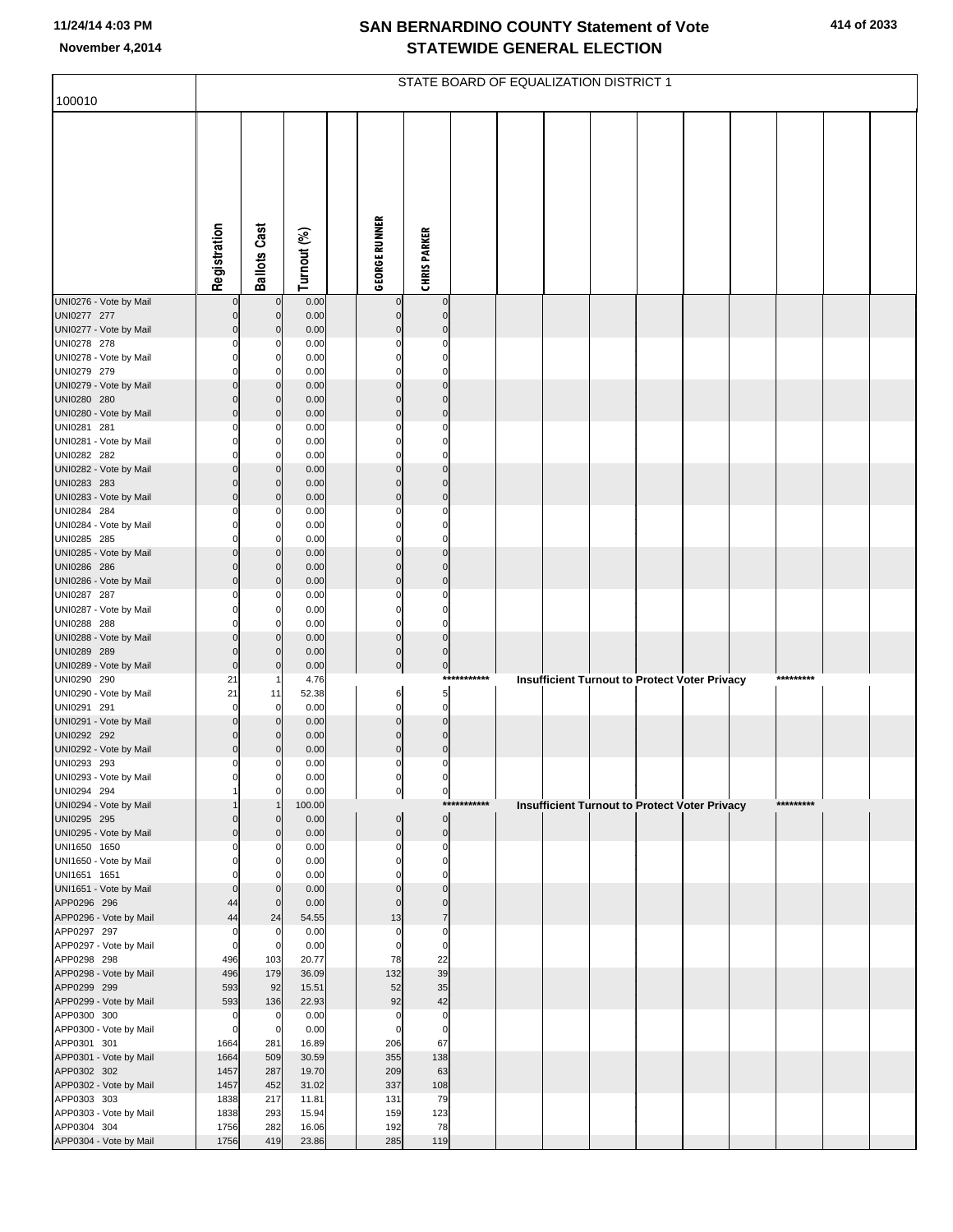# SAN BERNARDINO COUNTY Statement of Vote
# STATEWIDE GENERAL ELECTION

November 4,2014

## STATE BOARD OF EQUALIZATION DISTRICT 1

100010

| | Registration | Ballots Cast | Turnout (%) | | GEORGE RUNNER | CHRIS PARKER | | | | | | | | | | |
|---|---|---|---|---|---|---|---|---|---|---|---|---|---|---|---|---|
| UNI0276 - Vote by Mail | 0 | 0 | 0.00 | | 0 | 0 | | | | | | | | | | |
| UNI0277 277 | 0 | 0 | 0.00 | | 0 | 0 | | | | | | | | | | |
| UNI0277 - Vote by Mail | 0 | 0 | 0.00 | | 0 | 0 | | | | | | | | | | |
| UNI0278 278 | 0 | 0 | 0.00 | | 0 | 0 | | | | | | | | | | |
| UNI0278 - Vote by Mail | 0 | 0 | 0.00 | | 0 | 0 | | | | | | | | | | |
| UNI0279 279 | 0 | 0 | 0.00 | | 0 | 0 | | | | | | | | | | |
| UNI0279 - Vote by Mail | 0 | 0 | 0.00 | | 0 | 0 | | | | | | | | | | |
| UNI0280 280 | 0 | 0 | 0.00 | | 0 | 0 | | | | | | | | | | |
| UNI0280 - Vote by Mail | 0 | 0 | 0.00 | | 0 | 0 | | | | | | | | | | |
| UNI0281 281 | 0 | 0 | 0.00 | | 0 | 0 | | | | | | | | | | |
| UNI0281 - Vote by Mail | 0 | 0 | 0.00 | | 0 | 0 | | | | | | | | | | |
| UNI0282 282 | 0 | 0 | 0.00 | | 0 | 0 | | | | | | | | | | |
| UNI0282 - Vote by Mail | 0 | 0 | 0.00 | | 0 | 0 | | | | | | | | | | |
| UNI0283 283 | 0 | 0 | 0.00 | | 0 | 0 | | | | | | | | | | |
| UNI0283 - Vote by Mail | 0 | 0 | 0.00 | | 0 | 0 | | | | | | | | | | |
| UNI0284 284 | 0 | 0 | 0.00 | | 0 | 0 | | | | | | | | | | |
| UNI0284 - Vote by Mail | 0 | 0 | 0.00 | | 0 | 0 | | | | | | | | | | |
| UNI0285 285 | 0 | 0 | 0.00 | | 0 | 0 | | | | | | | | | | |
| UNI0285 - Vote by Mail | 0 | 0 | 0.00 | | 0 | 0 | | | | | | | | | | |
| UNI0286 286 | 0 | 0 | 0.00 | | 0 | 0 | | | | | | | | | | |
| UNI0286 - Vote by Mail | 0 | 0 | 0.00 | | 0 | 0 | | | | | | | | | | |
| UNI0287 287 | 0 | 0 | 0.00 | | 0 | 0 | | | | | | | | | | |
| UNI0287 - Vote by Mail | 0 | 0 | 0.00 | | 0 | 0 | | | | | | | | | | |
| UNI0288 288 | 0 | 0 | 0.00 | | 0 | 0 | | | | | | | | | | |
| UNI0288 - Vote by Mail | 0 | 0 | 0.00 | | 0 | 0 | | | | | | | | | | |
| UNI0289 289 | 0 | 0 | 0.00 | | 0 | 0 | | | | | | | | | | |
| UNI0289 - Vote by Mail | 0 | 0 | 0.00 | | 0 | 0 | | | | | | | | | | |
| UNI0290 290 | 21 | 1 | 4.76 | | | *********** | Insufficient Turnout to Protect Voter Privacy | | | | | | | ********* | | |
| UNI0290 - Vote by Mail | 21 | 11 | 52.38 | | 6 | 5 | | | | | | | | | | |
| UNI0291 291 | 0 | 0 | 0.00 | | 0 | 0 | | | | | | | | | | |
| UNI0291 - Vote by Mail | 0 | 0 | 0.00 | | 0 | 0 | | | | | | | | | | |
| UNI0292 292 | 0 | 0 | 0.00 | | 0 | 0 | | | | | | | | | | |
| UNI0292 - Vote by Mail | 0 | 0 | 0.00 | | 0 | 0 | | | | | | | | | | |
| UNI0293 293 | 0 | 0 | 0.00 | | 0 | 0 | | | | | | | | | | |
| UNI0293 - Vote by Mail | 0 | 0 | 0.00 | | 0 | 0 | | | | | | | | | | |
| UNI0294 294 | 1 | 0 | 0.00 | | 0 | 0 | | | | | | | | | | |
| UNI0294 - Vote by Mail | 1 | 1 | 100.00 | | | *********** | Insufficient Turnout to Protect Voter Privacy | | | | | | | ********* | | |
| UNI0295 295 | 0 | 0 | 0.00 | | 0 | 0 | | | | | | | | | | |
| UNI0295 - Vote by Mail | 0 | 0 | 0.00 | | 0 | 0 | | | | | | | | | | |
| UNI1650 1650 | 0 | 0 | 0.00 | | 0 | 0 | | | | | | | | | | |
| UNI1650 - Vote by Mail | 0 | 0 | 0.00 | | 0 | 0 | | | | | | | | | | |
| UNI1651 1651 | 0 | 0 | 0.00 | | 0 | 0 | | | | | | | | | | |
| UNI1651 - Vote by Mail | 0 | 0 | 0.00 | | 0 | 0 | | | | | | | | | | |
| APP0296 296 | 44 | 0 | 0.00 | | 0 | 0 | | | | | | | | | | |
| APP0296 - Vote by Mail | 44 | 24 | 54.55 | | 13 | 7 | | | | | | | | | | |
| APP0297 297 | 0 | 0 | 0.00 | | 0 | 0 | | | | | | | | | | |
| APP0297 - Vote by Mail | 0 | 0 | 0.00 | | 0 | 0 | | | | | | | | | | |
| APP0298 298 | 496 | 103 | 20.77 | | 78 | 22 | | | | | | | | | | |
| APP0298 - Vote by Mail | 496 | 179 | 36.09 | | 132 | 39 | | | | | | | | | | |
| APP0299 299 | 593 | 92 | 15.51 | | 52 | 35 | | | | | | | | | | |
| APP0299 - Vote by Mail | 593 | 136 | 22.93 | | 92 | 42 | | | | | | | | | | |
| APP0300 300 | 0 | 0 | 0.00 | | 0 | 0 | | | | | | | | | | |
| APP0300 - Vote by Mail | 0 | 0 | 0.00 | | 0 | 0 | | | | | | | | | | |
| APP0301 301 | 1664 | 281 | 16.89 | | 206 | 67 | | | | | | | | | | |
| APP0301 - Vote by Mail | 1664 | 509 | 30.59 | | 355 | 138 | | | | | | | | | | |
| APP0302 302 | 1457 | 287 | 19.70 | | 209 | 63 | | | | | | | | | | |
| APP0302 - Vote by Mail | 1457 | 452 | 31.02 | | 337 | 108 | | | | | | | | | | |
| APP0303 303 | 1838 | 217 | 11.81 | | 131 | 79 | | | | | | | | | | |
| APP0303 - Vote by Mail | 1838 | 293 | 15.94 | | 159 | 123 | | | | | | | | | | |
| APP0304 304 | 1756 | 282 | 16.06 | | 192 | 78 | | | | | | | | | | |
| APP0304 - Vote by Mail | 1756 | 419 | 23.86 | | 285 | 119 | | | | | | | | | | |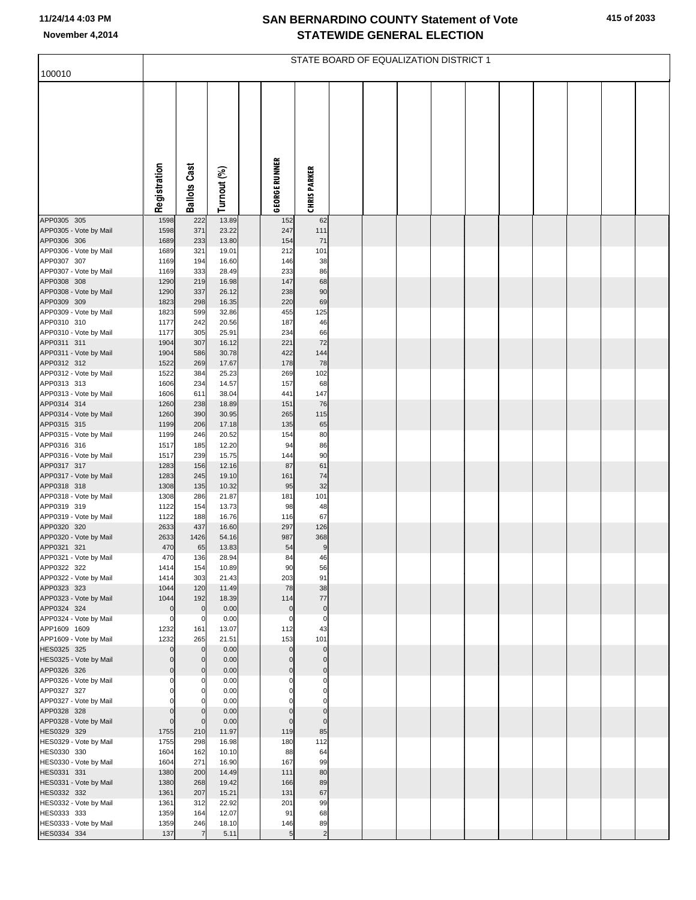# SAN BERNARDINO COUNTY Statement of Vote
## STATEWIDE GENERAL ELECTION

11/24/14 4:03 PM
November 4,2014

STATE BOARD OF EQUALIZATION DISTRICT 1

100010

| | Registration | Ballots Cast | Turnout (%) | | GEORGE RUNNER | CHRIS PARKER |
|---|---|---|---|---|---|---|
| APP0305 305 | 1598 | 222 | 13.89 | | 152 | 62 |
| APP0305 - Vote by Mail | 1598 | 371 | 23.22 | | 247 | 111 |
| APP0306 306 | 1689 | 233 | 13.80 | | 154 | 71 |
| APP0306 - Vote by Mail | 1689 | 321 | 19.01 | | 212 | 101 |
| APP0307 307 | 1169 | 194 | 16.60 | | 146 | 38 |
| APP0307 - Vote by Mail | 1169 | 333 | 28.49 | | 233 | 86 |
| APP0308 308 | 1290 | 219 | 16.98 | | 147 | 68 |
| APP0308 - Vote by Mail | 1290 | 337 | 26.12 | | 238 | 90 |
| APP0309 309 | 1823 | 298 | 16.35 | | 220 | 69 |
| APP0309 - Vote by Mail | 1823 | 599 | 32.86 | | 455 | 125 |
| APP0310 310 | 1177 | 242 | 20.56 | | 187 | 46 |
| APP0310 - Vote by Mail | 1177 | 305 | 25.91 | | 234 | 66 |
| APP0311 311 | 1904 | 307 | 16.12 | | 221 | 72 |
| APP0311 - Vote by Mail | 1904 | 586 | 30.78 | | 422 | 144 |
| APP0312 312 | 1522 | 269 | 17.67 | | 178 | 78 |
| APP0312 - Vote by Mail | 1522 | 384 | 25.23 | | 269 | 102 |
| APP0313 313 | 1606 | 234 | 14.57 | | 157 | 68 |
| APP0313 - Vote by Mail | 1606 | 611 | 38.04 | | 441 | 147 |
| APP0314 314 | 1260 | 238 | 18.89 | | 151 | 76 |
| APP0314 - Vote by Mail | 1260 | 390 | 30.95 | | 265 | 115 |
| APP0315 315 | 1199 | 206 | 17.18 | | 135 | 65 |
| APP0315 - Vote by Mail | 1199 | 246 | 20.52 | | 154 | 80 |
| APP0316 316 | 1517 | 185 | 12.20 | | 94 | 86 |
| APP0316 - Vote by Mail | 1517 | 239 | 15.75 | | 144 | 90 |
| APP0317 317 | 1283 | 156 | 12.16 | | 87 | 61 |
| APP0317 - Vote by Mail | 1283 | 245 | 19.10 | | 161 | 74 |
| APP0318 318 | 1308 | 135 | 10.32 | | 95 | 32 |
| APP0318 - Vote by Mail | 1308 | 286 | 21.87 | | 181 | 101 |
| APP0319 319 | 1122 | 154 | 13.73 | | 98 | 48 |
| APP0319 - Vote by Mail | 1122 | 188 | 16.76 | | 116 | 67 |
| APP0320 320 | 2633 | 437 | 16.60 | | 297 | 126 |
| APP0320 - Vote by Mail | 2633 | 1426 | 54.16 | | 987 | 368 |
| APP0321 321 | 470 | 65 | 13.83 | | 54 | 9 |
| APP0321 - Vote by Mail | 470 | 136 | 28.94 | | 84 | 46 |
| APP0322 322 | 1414 | 154 | 10.89 | | 90 | 56 |
| APP0322 - Vote by Mail | 1414 | 303 | 21.43 | | 203 | 91 |
| APP0323 323 | 1044 | 120 | 11.49 | | 78 | 38 |
| APP0323 - Vote by Mail | 1044 | 192 | 18.39 | | 114 | 77 |
| APP0324 324 | 0 | 0 | 0.00 | | 0 | 0 |
| APP0324 - Vote by Mail | 0 | 0 | 0.00 | | 0 | 0 |
| APP1609 1609 | 1232 | 161 | 13.07 | | 112 | 43 |
| APP1609 - Vote by Mail | 1232 | 265 | 21.51 | | 153 | 101 |
| HES0325 325 | 0 | 0 | 0.00 | | 0 | 0 |
| HES0325 - Vote by Mail | 0 | 0 | 0.00 | | 0 | 0 |
| APP0326 326 | 0 | 0 | 0.00 | | 0 | 0 |
| APP0326 - Vote by Mail | 0 | 0 | 0.00 | | 0 | 0 |
| APP0327 327 | 0 | 0 | 0.00 | | 0 | 0 |
| APP0327 - Vote by Mail | 0 | 0 | 0.00 | | 0 | 0 |
| APP0328 328 | 0 | 0 | 0.00 | | 0 | 0 |
| APP0328 - Vote by Mail | 0 | 0 | 0.00 | | 0 | 0 |
| HES0329 329 | 1755 | 210 | 11.97 | | 119 | 85 |
| HES0329 - Vote by Mail | 1755 | 298 | 16.98 | | 180 | 112 |
| HES0330 330 | 1604 | 162 | 10.10 | | 88 | 64 |
| HES0330 - Vote by Mail | 1604 | 271 | 16.90 | | 167 | 99 |
| HES0331 331 | 1380 | 200 | 14.49 | | 111 | 80 |
| HES0331 - Vote by Mail | 1380 | 268 | 19.42 | | 166 | 89 |
| HES0332 332 | 1361 | 207 | 15.21 | | 131 | 67 |
| HES0332 - Vote by Mail | 1361 | 312 | 22.92 | | 201 | 99 |
| HES0333 333 | 1359 | 164 | 12.07 | | 91 | 68 |
| HES0333 - Vote by Mail | 1359 | 246 | 18.10 | | 146 | 89 |
| HES0334 334 | 137 | 7 | 5.11 | | 5 | 2 |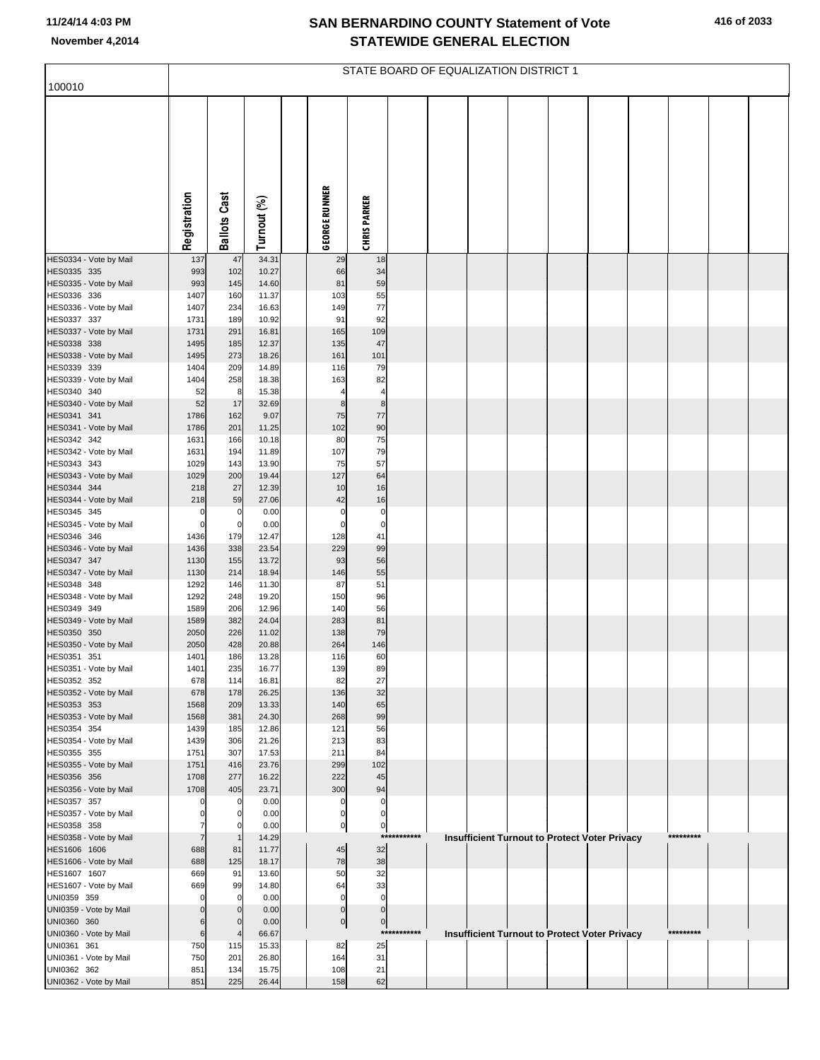# SAN BERNARDINO COUNTY Statement of Vote
## STATEWIDE GENERAL ELECTION

November 4,2014

100010

STATE BOARD OF EQUALIZATION DISTRICT 1

| | Registration | Ballots Cast | Turnout (%) | | GEORGE RUNNER | CHRIS PARKER | | | | | | | | | | |
|---|---|---|---|---|---|---|---|---|---|---|---|---|---|---|---|---|
| HES0334 - Vote by Mail | 137 | 47 | 34.31 | | 29 | 18 | | | | | | | | | | |
| HES0335 335 | 993 | 102 | 10.27 | | 66 | 34 | | | | | | | | | | |
| HES0335 - Vote by Mail | 993 | 145 | 14.60 | | 81 | 59 | | | | | | | | | | |
| HES0336 336 | 1407 | 160 | 11.37 | | 103 | 55 | | | | | | | | | | |
| HES0336 - Vote by Mail | 1407 | 234 | 16.63 | | 149 | 77 | | | | | | | | | | |
| HES0337 337 | 1731 | 189 | 10.92 | | 91 | 92 | | | | | | | | | | |
| HES0337 - Vote by Mail | 1731 | 291 | 16.81 | | 165 | 109 | | | | | | | | | | |
| HES0338 338 | 1495 | 185 | 12.37 | | 135 | 47 | | | | | | | | | | |
| HES0338 - Vote by Mail | 1495 | 273 | 18.26 | | 161 | 101 | | | | | | | | | | |
| HES0339 339 | 1404 | 209 | 14.89 | | 116 | 79 | | | | | | | | | | |
| HES0339 - Vote by Mail | 1404 | 258 | 18.38 | | 163 | 82 | | | | | | | | | | |
| HES0340 340 | 52 | 8 | 15.38 | | 4 | 4 | | | | | | | | | | |
| HES0340 - Vote by Mail | 52 | 17 | 32.69 | | 8 | 8 | | | | | | | | | | |
| HES0341 341 | 1786 | 162 | 9.07 | | 75 | 77 | | | | | | | | | | |
| HES0341 - Vote by Mail | 1786 | 201 | 11.25 | | 102 | 90 | | | | | | | | | | |
| HES0342 342 | 1631 | 166 | 10.18 | | 80 | 75 | | | | | | | | | | |
| HES0342 - Vote by Mail | 1631 | 194 | 11.89 | | 107 | 79 | | | | | | | | | | |
| HES0343 343 | 1029 | 143 | 13.90 | | 75 | 57 | | | | | | | | | | |
| HES0343 - Vote by Mail | 1029 | 200 | 19.44 | | 127 | 64 | | | | | | | | | | |
| HES0344 344 | 218 | 27 | 12.39 | | 10 | 16 | | | | | | | | | | |
| HES0344 - Vote by Mail | 218 | 59 | 27.06 | | 42 | 16 | | | | | | | | | | |
| HES0345 345 | 0 | 0 | 0.00 | | 0 | 0 | | | | | | | | | | |
| HES0345 - Vote by Mail | 0 | 0 | 0.00 | | 0 | 0 | | | | | | | | | | |
| HES0346 346 | 1436 | 179 | 12.47 | | 128 | 41 | | | | | | | | | | |
| HES0346 - Vote by Mail | 1436 | 338 | 23.54 | | 229 | 99 | | | | | | | | | | |
| HES0347 347 | 1130 | 155 | 13.72 | | 93 | 56 | | | | | | | | | | |
| HES0347 - Vote by Mail | 1130 | 214 | 18.94 | | 146 | 55 | | | | | | | | | | |
| HES0348 348 | 1292 | 146 | 11.30 | | 87 | 51 | | | | | | | | | | |
| HES0348 - Vote by Mail | 1292 | 248 | 19.20 | | 150 | 96 | | | | | | | | | | |
| HES0349 349 | 1589 | 206 | 12.96 | | 140 | 56 | | | | | | | | | | |
| HES0349 - Vote by Mail | 1589 | 382 | 24.04 | | 283 | 81 | | | | | | | | | | |
| HES0350 350 | 2050 | 226 | 11.02 | | 138 | 79 | | | | | | | | | | |
| HES0350 - Vote by Mail | 2050 | 428 | 20.88 | | 264 | 146 | | | | | | | | | | |
| HES0351 351 | 1401 | 186 | 13.28 | | 116 | 60 | | | | | | | | | | |
| HES0351 - Vote by Mail | 1401 | 235 | 16.77 | | 139 | 89 | | | | | | | | | | |
| HES0352 352 | 678 | 114 | 16.81 | | 82 | 27 | | | | | | | | | | |
| HES0352 - Vote by Mail | 678 | 178 | 26.25 | | 136 | 32 | | | | | | | | | | |
| HES0353 353 | 1568 | 209 | 13.33 | | 140 | 65 | | | | | | | | | | |
| HES0353 - Vote by Mail | 1568 | 381 | 24.30 | | 268 | 99 | | | | | | | | | | |
| HES0354 354 | 1439 | 185 | 12.86 | | 121 | 56 | | | | | | | | | | |
| HES0354 - Vote by Mail | 1439 | 306 | 21.26 | | 213 | 83 | | | | | | | | | | |
| HES0355 355 | 1751 | 307 | 17.53 | | 211 | 84 | | | | | | | | | | |
| HES0355 - Vote by Mail | 1751 | 416 | 23.76 | | 299 | 102 | | | | | | | | | | |
| HES0356 356 | 1708 | 277 | 16.22 | | 222 | 45 | | | | | | | | | | |
| HES0356 - Vote by Mail | 1708 | 405 | 23.71 | | 300 | 94 | | | | | | | | | | |
| HES0357 357 | 0 | 0 | 0.00 | | 0 | 0 | | | | | | | | | | |
| HES0357 - Vote by Mail | 0 | 0 | 0.00 | | 0 | 0 | | | | | | | | | | |
| HES0358 358 | 7 | 0 | 0.00 | | 0 | 0 | | | | | | | | | | |
| HES0358 - Vote by Mail | 7 | 1 | 14.29 | | | *********** | | Insufficient Turnout to Protect Voter Privacy | | | | | | ********* | | |
| HES1606 1606 | 688 | 81 | 11.77 | | 45 | 32 | | | | | | | | | | |
| HES1606 - Vote by Mail | 688 | 125 | 18.17 | | 78 | 38 | | | | | | | | | | |
| HES1607 1607 | 669 | 91 | 13.60 | | 50 | 32 | | | | | | | | | | |
| HES1607 - Vote by Mail | 669 | 99 | 14.80 | | 64 | 33 | | | | | | | | | | |
| UNI0359 359 | 0 | 0 | 0.00 | | 0 | 0 | | | | | | | | | | |
| UNI0359 - Vote by Mail | 0 | 0 | 0.00 | | 0 | 0 | | | | | | | | | | |
| UNI0360 360 | 6 | 0 | 0.00 | | 0 | 0 | | | | | | | | | | |
| UNI0360 - Vote by Mail | 6 | 4 | 66.67 | | | *********** | | Insufficient Turnout to Protect Voter Privacy | | | | | | ********* | | |
| UNI0361 361 | 750 | 115 | 15.33 | | 82 | 25 | | | | | | | | | | |
| UNI0361 - Vote by Mail | 750 | 201 | 26.80 | | 164 | 31 | | | | | | | | | | |
| UNI0362 362 | 851 | 134 | 15.75 | | 108 | 21 | | | | | | | | | | |
| UNI0362 - Vote by Mail | 851 | 225 | 26.44 | | 158 | 62 | | | | | | | | | | |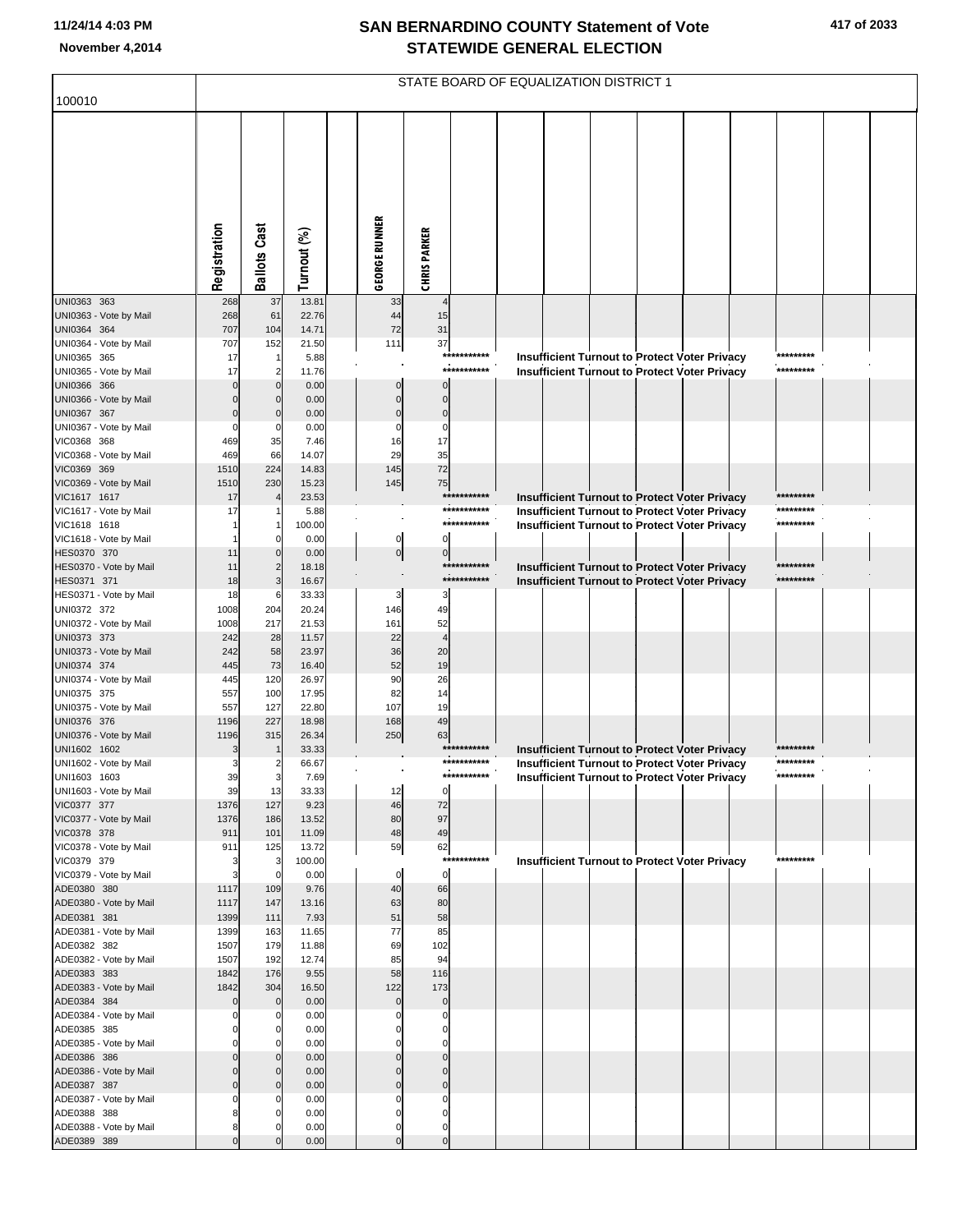# SAN BERNARDINO COUNTY Statement of Vote
## STATEWIDE GENERAL ELECTION

11/24/14 4:03 PM

November 4,2014

### STATE BOARD OF EQUALIZATION DISTRICT 1

100010

| | Registration | Ballots Cast | Turnout (%) | GEORGE RUNNER | CHRIS PARKER | | |
|---|---|---|---|---|---|---|---|
| UNI0363 363 | 268 | 37 | 13.81 | 33 | 4 | | |
| UNI0363 - Vote by Mail | 268 | 61 | 22.76 | 44 | 15 | | |
| UNI0364 364 | 707 | 104 | 14.71 | 72 | 31 | | |
| UNI0364 - Vote by Mail | 707 | 152 | 21.50 | 111 | 37 | | |
| UNI0365 365 | 17 | 1 | 5.88 | | *********** | Insufficient Turnout to Protect Voter Privacy | ********* |
| UNI0365 - Vote by Mail | 17 | 2 | 11.76 | | *********** | Insufficient Turnout to Protect Voter Privacy | ********* |
| UNI0366 366 | 0 | 0 | 0.00 | 0 | 0 | | |
| UNI0366 - Vote by Mail | 0 | 0 | 0.00 | 0 | 0 | | |
| UNI0367 367 | 0 | 0 | 0.00 | 0 | 0 | | |
| UNI0367 - Vote by Mail | 0 | 0 | 0.00 | 0 | 0 | | |
| VIC0368 368 | 469 | 35 | 7.46 | 16 | 17 | | |
| VIC0368 - Vote by Mail | 469 | 66 | 14.07 | 29 | 35 | | |
| VIC0369 369 | 1510 | 224 | 14.83 | 145 | 72 | | |
| VIC0369 - Vote by Mail | 1510 | 230 | 15.23 | 145 | 75 | | |
| VIC1617 1617 | 17 | 4 | 23.53 | | *********** | Insufficient Turnout to Protect Voter Privacy | ********* |
| VIC1617 - Vote by Mail | 17 | 1 | 5.88 | | *********** | Insufficient Turnout to Protect Voter Privacy | ********* |
| VIC1618 1618 | 1 | 1 | 100.00 | | *********** | Insufficient Turnout to Protect Voter Privacy | ********* |
| VIC1618 - Vote by Mail | 1 | 0 | 0.00 | 0 | 0 | | |
| HES0370 370 | 11 | 0 | 0.00 | 0 | 0 | | |
| HES0370 - Vote by Mail | 11 | 2 | 18.18 | | *********** | Insufficient Turnout to Protect Voter Privacy | ********* |
| HES0371 371 | 18 | 3 | 16.67 | | *********** | Insufficient Turnout to Protect Voter Privacy | ********* |
| HES0371 - Vote by Mail | 18 | 6 | 33.33 | 3 | 3 | | |
| UNI0372 372 | 1008 | 204 | 20.24 | 146 | 49 | | |
| UNI0372 - Vote by Mail | 1008 | 217 | 21.53 | 161 | 52 | | |
| UNI0373 373 | 242 | 28 | 11.57 | 22 | 4 | | |
| UNI0373 - Vote by Mail | 242 | 58 | 23.97 | 36 | 20 | | |
| UNI0374 374 | 445 | 73 | 16.40 | 52 | 19 | | |
| UNI0374 - Vote by Mail | 445 | 120 | 26.97 | 90 | 26 | | |
| UNI0375 375 | 557 | 100 | 17.95 | 82 | 14 | | |
| UNI0375 - Vote by Mail | 557 | 127 | 22.80 | 107 | 19 | | |
| UNI0376 376 | 1196 | 227 | 18.98 | 168 | 49 | | |
| UNI0376 - Vote by Mail | 1196 | 315 | 26.34 | 250 | 63 | | |
| UNI1602 1602 | 3 | 1 | 33.33 | | *********** | Insufficient Turnout to Protect Voter Privacy | ********* |
| UNI1602 - Vote by Mail | 3 | 2 | 66.67 | | *********** | Insufficient Turnout to Protect Voter Privacy | ********* |
| UNI1603 1603 | 39 | 3 | 7.69 | | *********** | Insufficient Turnout to Protect Voter Privacy | ********* |
| UNI1603 - Vote by Mail | 39 | 13 | 33.33 | 12 | 0 | | |
| VIC0377 377 | 1376 | 127 | 9.23 | 46 | 72 | | |
| VIC0377 - Vote by Mail | 1376 | 186 | 13.52 | 80 | 97 | | |
| VIC0378 378 | 911 | 101 | 11.09 | 48 | 49 | | |
| VIC0378 - Vote by Mail | 911 | 125 | 13.72 | 59 | 62 | | |
| VIC0379 379 | 3 | 3 | 100.00 | | *********** | Insufficient Turnout to Protect Voter Privacy | ********* |
| VIC0379 - Vote by Mail | 3 | 0 | 0.00 | 0 | 0 | | |
| ADE0380 380 | 1117 | 109 | 9.76 | 40 | 66 | | |
| ADE0380 - Vote by Mail | 1117 | 147 | 13.16 | 63 | 80 | | |
| ADE0381 381 | 1399 | 111 | 7.93 | 51 | 58 | | |
| ADE0381 - Vote by Mail | 1399 | 163 | 11.65 | 77 | 85 | | |
| ADE0382 382 | 1507 | 179 | 11.88 | 69 | 102 | | |
| ADE0382 - Vote by Mail | 1507 | 192 | 12.74 | 85 | 94 | | |
| ADE0383 383 | 1842 | 176 | 9.55 | 58 | 116 | | |
| ADE0383 - Vote by Mail | 1842 | 304 | 16.50 | 122 | 173 | | |
| ADE0384 384 | 0 | 0 | 0.00 | 0 | 0 | | |
| ADE0384 - Vote by Mail | 0 | 0 | 0.00 | 0 | 0 | | |
| ADE0385 385 | 0 | 0 | 0.00 | 0 | 0 | | |
| ADE0385 - Vote by Mail | 0 | 0 | 0.00 | 0 | 0 | | |
| ADE0386 386 | 0 | 0 | 0.00 | 0 | 0 | | |
| ADE0386 - Vote by Mail | 0 | 0 | 0.00 | 0 | 0 | | |
| ADE0387 387 | 0 | 0 | 0.00 | 0 | 0 | | |
| ADE0387 - Vote by Mail | 0 | 0 | 0.00 | 0 | 0 | | |
| ADE0388 388 | 8 | 0 | 0.00 | 0 | 0 | | |
| ADE0388 - Vote by Mail | 8 | 0 | 0.00 | 0 | 0 | | |
| ADE0389 389 | 0 | 0 | 0.00 | 0 | 0 | | |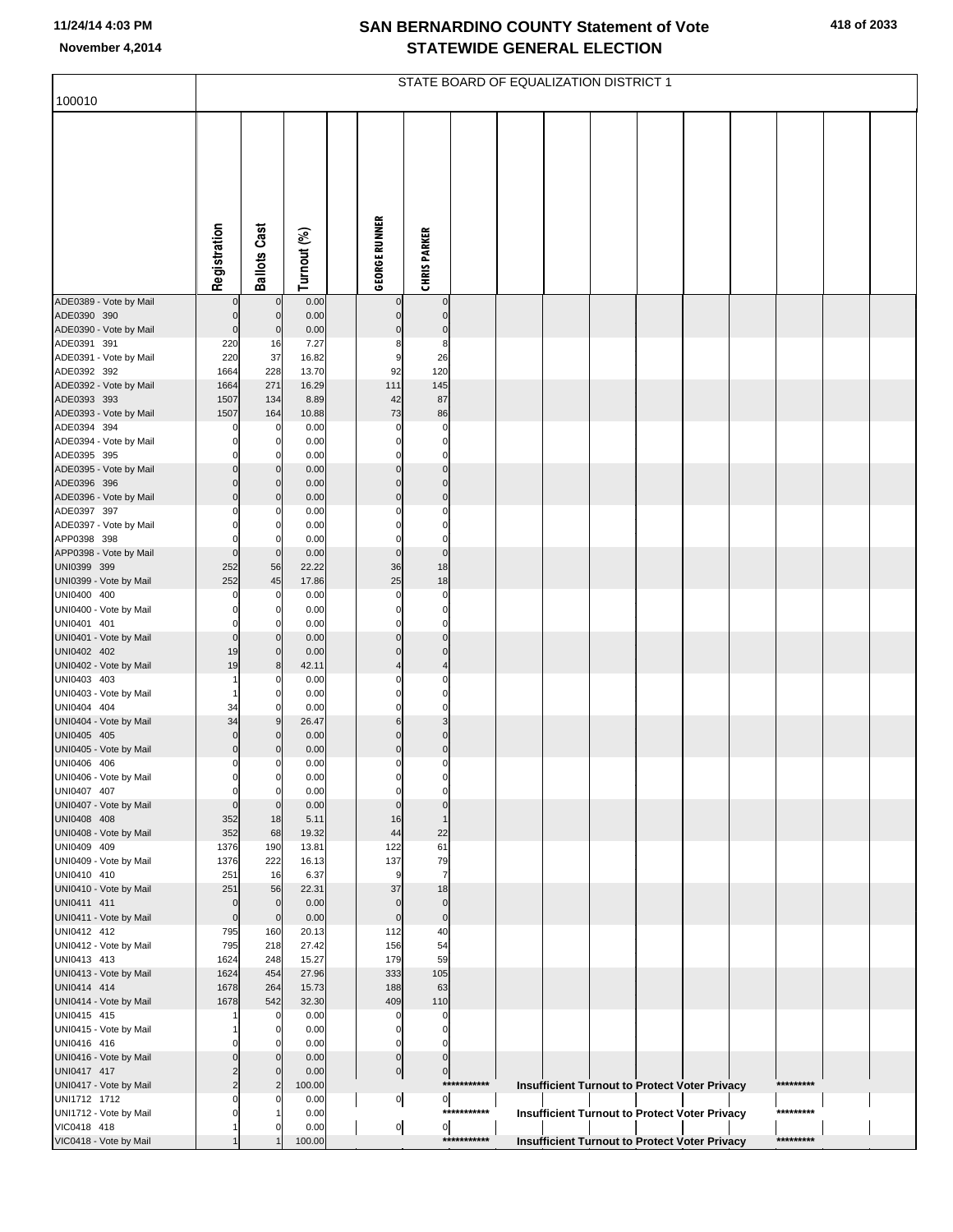# SAN BERNARDINO COUNTY Statement of Vote
## STATEWIDE GENERAL ELECTION

November 4,2014

100010

STATE BOARD OF EQUALIZATION DISTRICT 1

| | Registration | Ballots Cast | Turnout (%) | | GEORGE RUNNER | CHRIS PARKER | | | | | | | | | | |
|---|---|---|---|---|---|---|---|---|---|---|---|---|---|---|---|---|
| ADE0389 - Vote by Mail | 0 | 0 | 0.00 | | 0 | 0 | | | | | | | | | | |
| ADE0390 390 | 0 | 0 | 0.00 | | 0 | 0 | | | | | | | | | | |
| ADE0390 - Vote by Mail | 0 | 0 | 0.00 | | 0 | 0 | | | | | | | | | | |
| ADE0391 391 | 220 | 16 | 7.27 | | 8 | 8 | | | | | | | | | | |
| ADE0391 - Vote by Mail | 220 | 37 | 16.82 | | 9 | 26 | | | | | | | | | | |
| ADE0392 392 | 1664 | 228 | 13.70 | | 92 | 120 | | | | | | | | | | |
| ADE0392 - Vote by Mail | 1664 | 271 | 16.29 | | 111 | 145 | | | | | | | | | | |
| ADE0393 393 | 1507 | 134 | 8.89 | | 42 | 87 | | | | | | | | | | |
| ADE0393 - Vote by Mail | 1507 | 164 | 10.88 | | 73 | 86 | | | | | | | | | | |
| ADE0394 394 | 0 | 0 | 0.00 | | 0 | 0 | | | | | | | | | | |
| ADE0394 - Vote by Mail | 0 | 0 | 0.00 | | 0 | 0 | | | | | | | | | | |
| ADE0395 395 | 0 | 0 | 0.00 | | 0 | 0 | | | | | | | | | | |
| ADE0395 - Vote by Mail | 0 | 0 | 0.00 | | 0 | 0 | | | | | | | | | | |
| ADE0396 396 | 0 | 0 | 0.00 | | 0 | 0 | | | | | | | | | | |
| ADE0396 - Vote by Mail | 0 | 0 | 0.00 | | 0 | 0 | | | | | | | | | | |
| ADE0397 397 | 0 | 0 | 0.00 | | 0 | 0 | | | | | | | | | | |
| ADE0397 - Vote by Mail | 0 | 0 | 0.00 | | 0 | 0 | | | | | | | | | | |
| APP0398 398 | 0 | 0 | 0.00 | | 0 | 0 | | | | | | | | | | |
| APP0398 - Vote by Mail | 0 | 0 | 0.00 | | 0 | 0 | | | | | | | | | | |
| UNI0399 399 | 252 | 56 | 22.22 | | 36 | 18 | | | | | | | | | | |
| UNI0399 - Vote by Mail | 252 | 45 | 17.86 | | 25 | 18 | | | | | | | | | | |
| UNI0400 400 | 0 | 0 | 0.00 | | 0 | 0 | | | | | | | | | | |
| UNI0400 - Vote by Mail | 0 | 0 | 0.00 | | 0 | 0 | | | | | | | | | | |
| UNI0401 401 | 0 | 0 | 0.00 | | 0 | 0 | | | | | | | | | | |
| UNI0401 - Vote by Mail | 0 | 0 | 0.00 | | 0 | 0 | | | | | | | | | | |
| UNI0402 402 | 19 | 0 | 0.00 | | 0 | 0 | | | | | | | | | | |
| UNI0402 - Vote by Mail | 19 | 8 | 42.11 | | 4 | 4 | | | | | | | | | | |
| UNI0403 403 | 1 | 0 | 0.00 | | 0 | 0 | | | | | | | | | | |
| UNI0403 - Vote by Mail | 1 | 0 | 0.00 | | 0 | 0 | | | | | | | | | | |
| UNI0404 404 | 34 | 0 | 0.00 | | 0 | 0 | | | | | | | | | | |
| UNI0404 - Vote by Mail | 34 | 9 | 26.47 | | 6 | 3 | | | | | | | | | | |
| UNI0405 405 | 0 | 0 | 0.00 | | 0 | 0 | | | | | | | | | | |
| UNI0405 - Vote by Mail | 0 | 0 | 0.00 | | 0 | 0 | | | | | | | | | | |
| UNI0406 406 | 0 | 0 | 0.00 | | 0 | 0 | | | | | | | | | | |
| UNI0406 - Vote by Mail | 0 | 0 | 0.00 | | 0 | 0 | | | | | | | | | | |
| UNI0407 407 | 0 | 0 | 0.00 | | 0 | 0 | | | | | | | | | | |
| UNI0407 - Vote by Mail | 0 | 0 | 0.00 | | 0 | 0 | | | | | | | | | | |
| UNI0408 408 | 352 | 18 | 5.11 | | 16 | 1 | | | | | | | | | | |
| UNI0408 - Vote by Mail | 352 | 68 | 19.32 | | 44 | 22 | | | | | | | | | | |
| UNI0409 409 | 1376 | 190 | 13.81 | | 122 | 61 | | | | | | | | | | |
| UNI0409 - Vote by Mail | 1376 | 222 | 16.13 | | 137 | 79 | | | | | | | | | | |
| UNI0410 410 | 251 | 16 | 6.37 | | 9 | 7 | | | | | | | | | | |
| UNI0410 - Vote by Mail | 251 | 56 | 22.31 | | 37 | 18 | | | | | | | | | | |
| UNI0411 411 | 0 | 0 | 0.00 | | 0 | 0 | | | | | | | | | | |
| UNI0411 - Vote by Mail | 0 | 0 | 0.00 | | 0 | 0 | | | | | | | | | | |
| UNI0412 412 | 795 | 160 | 20.13 | | 112 | 40 | | | | | | | | | | |
| UNI0412 - Vote by Mail | 795 | 218 | 27.42 | | 156 | 54 | | | | | | | | | | |
| UNI0413 413 | 1624 | 248 | 15.27 | | 179 | 59 | | | | | | | | | | |
| UNI0413 - Vote by Mail | 1624 | 454 | 27.96 | | 333 | 105 | | | | | | | | | | |
| UNI0414 414 | 1678 | 264 | 15.73 | | 188 | 63 | | | | | | | | | | |
| UNI0414 - Vote by Mail | 1678 | 542 | 32.30 | | 409 | 110 | | | | | | | | | | |
| UNI0415 415 | 1 | 0 | 0.00 | | 0 | 0 | | | | | | | | | | |
| UNI0415 - Vote by Mail | 1 | 0 | 0.00 | | 0 | 0 | | | | | | | | | | |
| UNI0416 416 | 0 | 0 | 0.00 | | 0 | 0 | | | | | | | | | | |
| UNI0416 - Vote by Mail | 0 | 0 | 0.00 | | 0 | 0 | | | | | | | | | | |
| UNI0417 417 | 2 | 0 | 0.00 | | 0 | 0 | | | | | | | | | | |
| UNI0417 - Vote by Mail | 2 | 2 | 100.00 | | | | *********** | | Insufficient Turnout to Protect Voter Privacy | | | | | ********* | | |
| UNI1712 1712 | 0 | 0 | 0.00 | | 0 | 0 | | | | | | | | | | |
| UNI1712 - Vote by Mail | 0 | 1 | 0.00 | | | | *********** | | Insufficient Turnout to Protect Voter Privacy | | | | | ********* | | |
| VIC0418 418 | 1 | 0 | 0.00 | | 0 | 0 | | | | | | | | | | |
| VIC0418 - Vote by Mail | 1 | 1 | 100.00 | | | | *********** | | Insufficient Turnout to Protect Voter Privacy | | | | | ********* | | |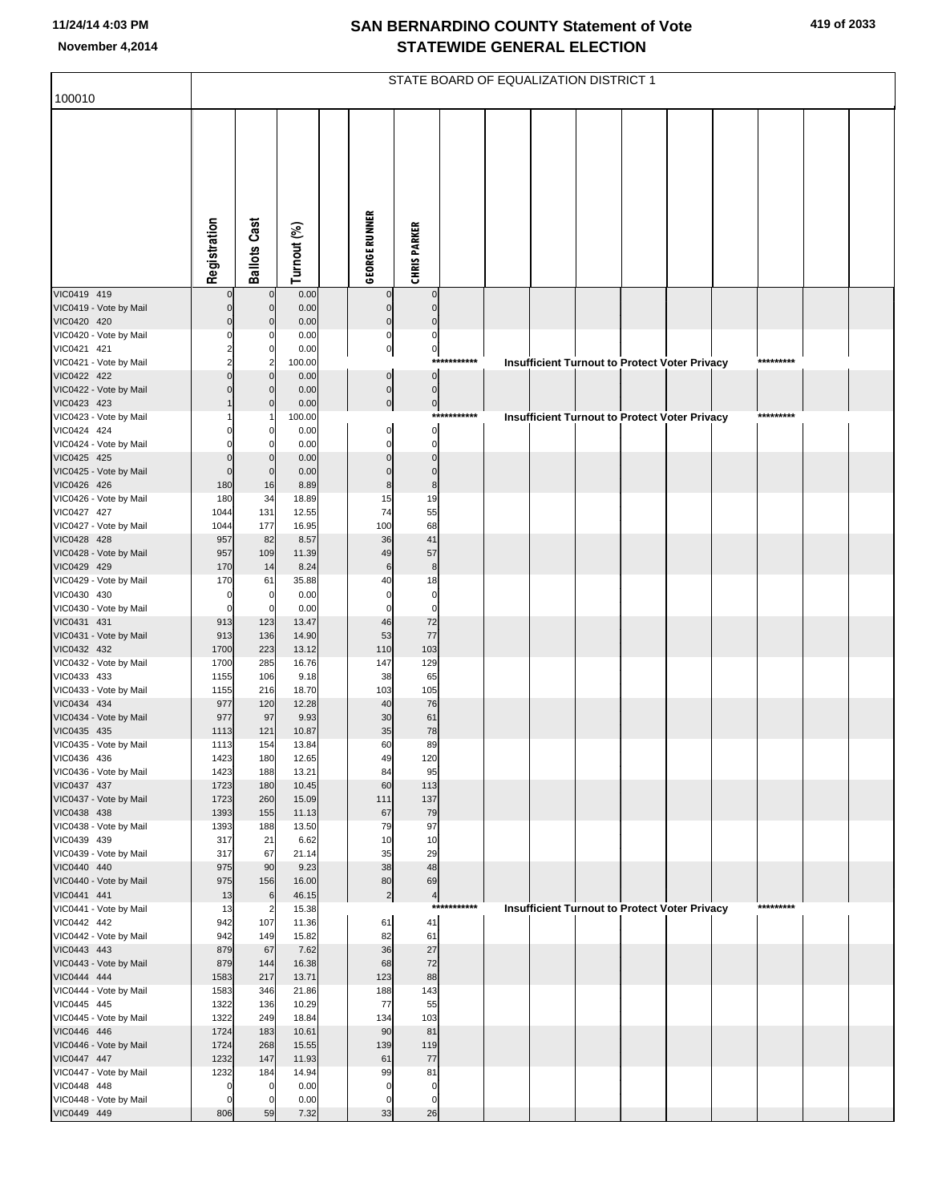# SAN BERNARDINO COUNTY Statement of Vote
## STATEWIDE GENERAL ELECTION

November 4,2014

STATE BOARD OF EQUALIZATION DISTRICT 1

100010

| | Registration | Ballots Cast | Turnout (%) | | GEORGE RUNNER | CHRIS PARKER | | | | | | | | | | |
|---|---|---|---|---|---|---|---|---|---|---|---|---|---|---|---|---|
| VIC0419 419 | 0 | 0 | 0.00 | | 0 | 0 | | | | | | | | | | |
| VIC0419 - Vote by Mail | 0 | 0 | 0.00 | | 0 | 0 | | | | | | | | | | |
| VIC0420 420 | 0 | 0 | 0.00 | | 0 | 0 | | | | | | | | | | |
| VIC0420 - Vote by Mail | 0 | 0 | 0.00 | | 0 | 0 | | | | | | | | | | |
| VIC0421 421 | 2 | 0 | 0.00 | | 0 | 0 | | | | | | | | | | |
| VIC0421 - Vote by Mail | 2 | 2 | 100.00 | | | *********** | Insufficient Turnout to Protect Voter Privacy | | | | | | | ********* | | |
| VIC0422 422 | 0 | 0 | 0.00 | | 0 | 0 | | | | | | | | | | |
| VIC0422 - Vote by Mail | 0 | 0 | 0.00 | | 0 | 0 | | | | | | | | | | |
| VIC0423 423 | 1 | 0 | 0.00 | | 0 | 0 | | | | | | | | | | |
| VIC0423 - Vote by Mail | 1 | 1 | 100.00 | | | *********** | Insufficient Turnout to Protect Voter Privacy | | | | | | | ********* | | |
| VIC0424 424 | 0 | 0 | 0.00 | | 0 | 0 | | | | | | | | | | |
| VIC0424 - Vote by Mail | 0 | 0 | 0.00 | | 0 | 0 | | | | | | | | | | |
| VIC0425 425 | 0 | 0 | 0.00 | | 0 | 0 | | | | | | | | | | |
| VIC0425 - Vote by Mail | 0 | 0 | 0.00 | | 0 | 0 | | | | | | | | | | |
| VIC0426 426 | 180 | 16 | 8.89 | | 8 | 8 | | | | | | | | | | |
| VIC0426 - Vote by Mail | 180 | 34 | 18.89 | | 15 | 19 | | | | | | | | | | |
| VIC0427 427 | 1044 | 131 | 12.55 | | 74 | 55 | | | | | | | | | | |
| VIC0427 - Vote by Mail | 1044 | 177 | 16.95 | | 100 | 68 | | | | | | | | | | |
| VIC0428 428 | 957 | 82 | 8.57 | | 36 | 41 | | | | | | | | | | |
| VIC0428 - Vote by Mail | 957 | 109 | 11.39 | | 49 | 57 | | | | | | | | | | |
| VIC0429 429 | 170 | 14 | 8.24 | | 6 | 8 | | | | | | | | | | |
| VIC0429 - Vote by Mail | 170 | 61 | 35.88 | | 40 | 18 | | | | | | | | | | |
| VIC0430 430 | 0 | 0 | 0.00 | | 0 | 0 | | | | | | | | | | |
| VIC0430 - Vote by Mail | 0 | 0 | 0.00 | | 0 | 0 | | | | | | | | | | |
| VIC0431 431 | 913 | 123 | 13.47 | | 46 | 72 | | | | | | | | | | |
| VIC0431 - Vote by Mail | 913 | 136 | 14.90 | | 53 | 77 | | | | | | | | | | |
| VIC0432 432 | 1700 | 223 | 13.12 | | 110 | 103 | | | | | | | | | | |
| VIC0432 - Vote by Mail | 1700 | 285 | 16.76 | | 147 | 129 | | | | | | | | | | |
| VIC0433 433 | 1155 | 106 | 9.18 | | 38 | 65 | | | | | | | | | | |
| VIC0433 - Vote by Mail | 1155 | 216 | 18.70 | | 103 | 105 | | | | | | | | | | |
| VIC0434 434 | 977 | 120 | 12.28 | | 40 | 76 | | | | | | | | | | |
| VIC0434 - Vote by Mail | 977 | 97 | 9.93 | | 30 | 61 | | | | | | | | | | |
| VIC0435 435 | 1113 | 121 | 10.87 | | 35 | 78 | | | | | | | | | | |
| VIC0435 - Vote by Mail | 1113 | 154 | 13.84 | | 60 | 89 | | | | | | | | | | |
| VIC0436 436 | 1423 | 180 | 12.65 | | 49 | 120 | | | | | | | | | | |
| VIC0436 - Vote by Mail | 1423 | 188 | 13.21 | | 84 | 95 | | | | | | | | | | |
| VIC0437 437 | 1723 | 180 | 10.45 | | 60 | 113 | | | | | | | | | | |
| VIC0437 - Vote by Mail | 1723 | 260 | 15.09 | | 111 | 137 | | | | | | | | | | |
| VIC0438 438 | 1393 | 155 | 11.13 | | 67 | 79 | | | | | | | | | | |
| VIC0438 - Vote by Mail | 1393 | 188 | 13.50 | | 79 | 97 | | | | | | | | | | |
| VIC0439 439 | 317 | 21 | 6.62 | | 10 | 10 | | | | | | | | | | |
| VIC0439 - Vote by Mail | 317 | 67 | 21.14 | | 35 | 29 | | | | | | | | | | |
| VIC0440 440 | 975 | 90 | 9.23 | | 38 | 48 | | | | | | | | | | |
| VIC0440 - Vote by Mail | 975 | 156 | 16.00 | | 80 | 69 | | | | | | | | | | |
| VIC0441 441 | 13 | 6 | 46.15 | | 2 | 4 | | | | | | | | | | |
| VIC0441 - Vote by Mail | 13 | 2 | 15.38 | | | *********** | Insufficient Turnout to Protect Voter Privacy | | | | | | | ********* | | |
| VIC0442 442 | 942 | 107 | 11.36 | | 61 | 41 | | | | | | | | | | |
| VIC0442 - Vote by Mail | 942 | 149 | 15.82 | | 82 | 61 | | | | | | | | | | |
| VIC0443 443 | 879 | 67 | 7.62 | | 36 | 27 | | | | | | | | | | |
| VIC0443 - Vote by Mail | 879 | 144 | 16.38 | | 68 | 72 | | | | | | | | | | |
| VIC0444 444 | 1583 | 217 | 13.71 | | 123 | 88 | | | | | | | | | | |
| VIC0444 - Vote by Mail | 1583 | 346 | 21.86 | | 188 | 143 | | | | | | | | | | |
| VIC0445 445 | 1322 | 136 | 10.29 | | 77 | 55 | | | | | | | | | | |
| VIC0445 - Vote by Mail | 1322 | 249 | 18.84 | | 134 | 103 | | | | | | | | | | |
| VIC0446 446 | 1724 | 183 | 10.61 | | 90 | 81 | | | | | | | | | | |
| VIC0446 - Vote by Mail | 1724 | 268 | 15.55 | | 139 | 119 | | | | | | | | | | |
| VIC0447 447 | 1232 | 147 | 11.93 | | 61 | 77 | | | | | | | | | | |
| VIC0447 - Vote by Mail | 1232 | 184 | 14.94 | | 99 | 81 | | | | | | | | | | |
| VIC0448 448 | 0 | 0 | 0.00 | | 0 | 0 | | | | | | | | | | |
| VIC0448 - Vote by Mail | 0 | 0 | 0.00 | | 0 | 0 | | | | | | | | | | |
| VIC0449 449 | 806 | 59 | 7.32 | | 33 | 26 | | | | | | | | | | |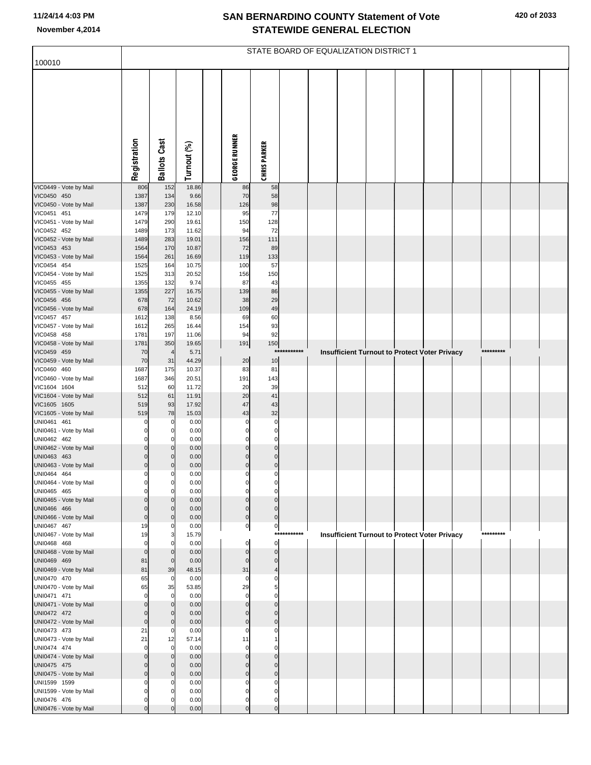# SAN BERNARDINO COUNTY Statement of Vote
# STATEWIDE GENERAL ELECTION

November 4,2014

## STATE BOARD OF EQUALIZATION DISTRICT 1

100010

| | Registration | Ballots Cast | Turnout (%) | | GEORGE RUNNER | CHRIS PARKER | | | | | | | | | | |
|---|---|---|---|---|---|---|---|---|---|---|---|---|---|---|---|---|
| VIC0449 - Vote by Mail | 806 | 152 | 18.86 | | 86 | 58 | | | | | | | | | | |
| VIC0450 450 | 1387 | 134 | 9.66 | | 70 | 58 | | | | | | | | | | |
| VIC0450 - Vote by Mail | 1387 | 230 | 16.58 | | 126 | 98 | | | | | | | | | | |
| VIC0451 451 | 1479 | 179 | 12.10 | | 95 | 77 | | | | | | | | | | |
| VIC0451 - Vote by Mail | 1479 | 290 | 19.61 | | 150 | 128 | | | | | | | | | | |
| VIC0452 452 | 1489 | 173 | 11.62 | | 94 | 72 | | | | | | | | | | |
| VIC0452 - Vote by Mail | 1489 | 283 | 19.01 | | 156 | 111 | | | | | | | | | | |
| VIC0453 453 | 1564 | 170 | 10.87 | | 72 | 89 | | | | | | | | | | |
| VIC0453 - Vote by Mail | 1564 | 261 | 16.69 | | 119 | 133 | | | | | | | | | | |
| VIC0454 454 | 1525 | 164 | 10.75 | | 100 | 57 | | | | | | | | | | |
| VIC0454 - Vote by Mail | 1525 | 313 | 20.52 | | 156 | 150 | | | | | | | | | | |
| VIC0455 455 | 1355 | 132 | 9.74 | | 87 | 43 | | | | | | | | | | |
| VIC0455 - Vote by Mail | 1355 | 227 | 16.75 | | 139 | 86 | | | | | | | | | | |
| VIC0456 456 | 678 | 72 | 10.62 | | 38 | 29 | | | | | | | | | | |
| VIC0456 - Vote by Mail | 678 | 164 | 24.19 | | 109 | 49 | | | | | | | | | | |
| VIC0457 457 | 1612 | 138 | 8.56 | | 69 | 60 | | | | | | | | | | |
| VIC0457 - Vote by Mail | 1612 | 265 | 16.44 | | 154 | 93 | | | | | | | | | | |
| VIC0458 458 | 1781 | 197 | 11.06 | | 94 | 92 | | | | | | | | | | |
| VIC0458 - Vote by Mail | 1781 | 350 | 19.65 | | 191 | 150 | | | | | | | | | | |
| VIC0459 459 | 70 | 4 | 5.71 | | | | *********** | **Insufficient Turnout to Protect Voter Privacy** | | | | | | ********* | | |
| VIC0459 - Vote by Mail | 70 | 31 | 44.29 | | 20 | 10 | | | | | | | | | | |
| VIC0460 460 | 1687 | 175 | 10.37 | | 83 | 81 | | | | | | | | | | |
| VIC0460 - Vote by Mail | 1687 | 346 | 20.51 | | 191 | 143 | | | | | | | | | | |
| VIC1604 1604 | 512 | 60 | 11.72 | | 20 | 39 | | | | | | | | | | |
| VIC1604 - Vote by Mail | 512 | 61 | 11.91 | | 20 | 41 | | | | | | | | | | |
| VIC1605 1605 | 519 | 93 | 17.92 | | 47 | 43 | | | | | | | | | | |
| VIC1605 - Vote by Mail | 519 | 78 | 15.03 | | 43 | 32 | | | | | | | | | | |
| UNI0461 461 | 0 | 0 | 0.00 | | 0 | 0 | | | | | | | | | | |
| UNI0461 - Vote by Mail | 0 | 0 | 0.00 | | 0 | 0 | | | | | | | | | | |
| UNI0462 462 | 0 | 0 | 0.00 | | 0 | 0 | | | | | | | | | | |
| UNI0462 - Vote by Mail | 0 | 0 | 0.00 | | 0 | 0 | | | | | | | | | | |
| UNI0463 463 | 0 | 0 | 0.00 | | 0 | 0 | | | | | | | | | | |
| UNI0463 - Vote by Mail | 0 | 0 | 0.00 | | 0 | 0 | | | | | | | | | | |
| UNI0464 464 | 0 | 0 | 0.00 | | 0 | 0 | | | | | | | | | | |
| UNI0464 - Vote by Mail | 0 | 0 | 0.00 | | 0 | 0 | | | | | | | | | | |
| UNI0465 465 | 0 | 0 | 0.00 | | 0 | 0 | | | | | | | | | | |
| UNI0465 - Vote by Mail | 0 | 0 | 0.00 | | 0 | 0 | | | | | | | | | | |
| UNI0466 466 | 0 | 0 | 0.00 | | 0 | 0 | | | | | | | | | | |
| UNI0466 - Vote by Mail | 0 | 0 | 0.00 | | 0 | 0 | | | | | | | | | | |
| UNI0467 467 | 19 | 0 | 0.00 | | 0 | 0 | | | | | | | | | | |
| UNI0467 - Vote by Mail | 19 | 3 | 15.79 | | | | *********** | **Insufficient Turnout to Protect Voter Privacy** | | | | | | ********* | | |
| UNI0468 468 | 0 | 0 | 0.00 | | 0 | 0 | | | | | | | | | | |
| UNI0468 - Vote by Mail | 0 | 0 | 0.00 | | 0 | 0 | | | | | | | | | | |
| UNI0469 469 | 81 | 0 | 0.00 | | 0 | 0 | | | | | | | | | | |
| UNI0469 - Vote by Mail | 81 | 39 | 48.15 | | 31 | 4 | | | | | | | | | | |
| UNI0470 470 | 65 | 0 | 0.00 | | 0 | 0 | | | | | | | | | | |
| UNI0470 - Vote by Mail | 65 | 35 | 53.85 | | 29 | 5 | | | | | | | | | | |
| UNI0471 471 | 0 | 0 | 0.00 | | 0 | 0 | | | | | | | | | | |
| UNI0471 - Vote by Mail | 0 | 0 | 0.00 | | 0 | 0 | | | | | | | | | | |
| UNI0472 472 | 0 | 0 | 0.00 | | 0 | 0 | | | | | | | | | | |
| UNI0472 - Vote by Mail | 0 | 0 | 0.00 | | 0 | 0 | | | | | | | | | | |
| UNI0473 473 | 21 | 0 | 0.00 | | 0 | 0 | | | | | | | | | | |
| UNI0473 - Vote by Mail | 21 | 12 | 57.14 | | 11 | 1 | | | | | | | | | | |
| UNI0474 474 | 0 | 0 | 0.00 | | 0 | 0 | | | | | | | | | | |
| UNI0474 - Vote by Mail | 0 | 0 | 0.00 | | 0 | 0 | | | | | | | | | | |
| UNI0475 475 | 0 | 0 | 0.00 | | 0 | 0 | | | | | | | | | | |
| UNI0475 - Vote by Mail | 0 | 0 | 0.00 | | 0 | 0 | | | | | | | | | | |
| UNI1599 1599 | 0 | 0 | 0.00 | | 0 | 0 | | | | | | | | | | |
| UNI1599 - Vote by Mail | 0 | 0 | 0.00 | | 0 | 0 | | | | | | | | | | |
| UNI0476 476 | 0 | 0 | 0.00 | | 0 | 0 | | | | | | | | | | |
| UNI0476 - Vote by Mail | 0 | 0 | 0.00 | | 0 | 0 | | | | | | | | | | |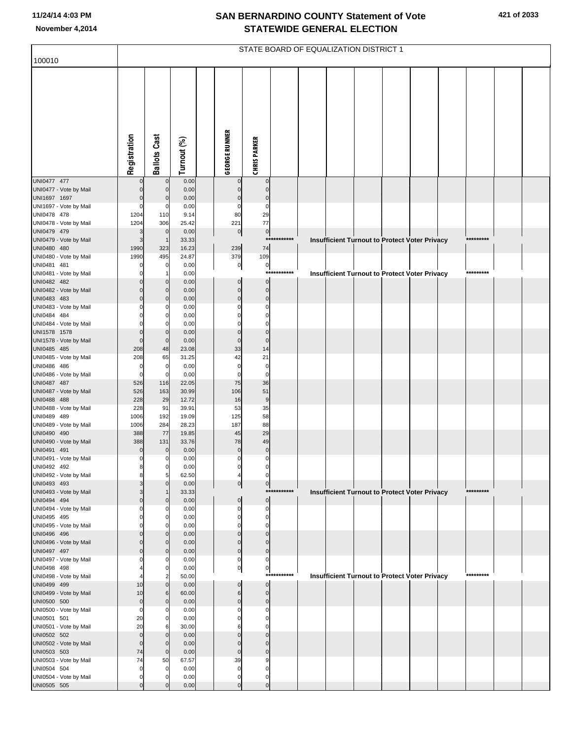# SAN BERNARDINO COUNTY Statement of Vote
# STATEWIDE GENERAL ELECTION

11/24/14 4:03 PM
November 4,2014

## STATE BOARD OF EQUALIZATION DISTRICT 1

100010

| | Registration | Ballots Cast | Turnout (%) | | GEORGE RUNNER | CHRIS PARKER | | | | | | | | | | |
|---|---|---|---|---|---|---|---|---|---|---|---|---|---|---|---|---|
| UNI0477 477 | 0 | 0 | 0.00 | | 0 | 0 | | | | | | | | | | |
| UNI0477 - Vote by Mail | 0 | 0 | 0.00 | | 0 | 0 | | | | | | | | | | |
| UNI1697 1697 | 0 | 0 | 0.00 | | 0 | 0 | | | | | | | | | | |
| UNI1697 - Vote by Mail | 0 | 0 | 0.00 | | 0 | 0 | | | | | | | | | | |
| UNI0478 478 | 1204 | 110 | 9.14 | | 80 | 29 | | | | | | | | | | |
| UNI0478 - Vote by Mail | 1204 | 306 | 25.42 | | 221 | 77 | | | | | | | | | | |
| UNI0479 479 | 3 | 0 | 0.00 | | 0 | 0 | | | | | | | | | | |
| UNI0479 - Vote by Mail | 3 | 1 | 33.33 | | | | *********** | | Insufficient Turnout to Protect Voter Privacy | | | | | ********* | | |
| UNI0480 480 | 1990 | 323 | 16.23 | | 239 | 74 | | | | | | | | | | |
| UNI0480 - Vote by Mail | 1990 | 495 | 24.87 | | 379 | 109 | | | | | | | | | | |
| UNI0481 481 | 0 | 0 | 0.00 | | 0 | 0 | | | | | | | | | | |
| UNI0481 - Vote by Mail | 0 | 1 | 0.00 | | | | *********** | | Insufficient Turnout to Protect Voter Privacy | | | | | ********* | | |
| UNI0482 482 | 0 | 0 | 0.00 | | 0 | 0 | | | | | | | | | | |
| UNI0482 - Vote by Mail | 0 | 0 | 0.00 | | 0 | 0 | | | | | | | | | | |
| UNI0483 483 | 0 | 0 | 0.00 | | 0 | 0 | | | | | | | | | | |
| UNI0483 - Vote by Mail | 0 | 0 | 0.00 | | 0 | 0 | | | | | | | | | | |
| UNI0484 484 | 0 | 0 | 0.00 | | 0 | 0 | | | | | | | | | | |
| UNI0484 - Vote by Mail | 0 | 0 | 0.00 | | 0 | 0 | | | | | | | | | | |
| UNI1578 1578 | 0 | 0 | 0.00 | | 0 | 0 | | | | | | | | | | |
| UNI1578 - Vote by Mail | 0 | 0 | 0.00 | | 0 | 0 | | | | | | | | | | |
| UNI0485 485 | 208 | 48 | 23.08 | | 33 | 14 | | | | | | | | | | |
| UNI0485 - Vote by Mail | 208 | 65 | 31.25 | | 42 | 21 | | | | | | | | | | |
| UNI0486 486 | 0 | 0 | 0.00 | | 0 | 0 | | | | | | | | | | |
| UNI0486 - Vote by Mail | 0 | 0 | 0.00 | | 0 | 0 | | | | | | | | | | |
| UNI0487 487 | 526 | 116 | 22.05 | | 75 | 36 | | | | | | | | | | |
| UNI0487 - Vote by Mail | 526 | 163 | 30.99 | | 106 | 51 | | | | | | | | | | |
| UNI0488 488 | 228 | 29 | 12.72 | | 16 | 9 | | | | | | | | | | |
| UNI0488 - Vote by Mail | 228 | 91 | 39.91 | | 53 | 35 | | | | | | | | | | |
| UNI0489 489 | 1006 | 192 | 19.09 | | 125 | 58 | | | | | | | | | | |
| UNI0489 - Vote by Mail | 1006 | 284 | 28.23 | | 187 | 88 | | | | | | | | | | |
| UNI0490 490 | 388 | 77 | 19.85 | | 45 | 29 | | | | | | | | | | |
| UNI0490 - Vote by Mail | 388 | 131 | 33.76 | | 78 | 49 | | | | | | | | | | |
| UNI0491 491 | 0 | 0 | 0.00 | | 0 | 0 | | | | | | | | | | |
| UNI0491 - Vote by Mail | 0 | 0 | 0.00 | | 0 | 0 | | | | | | | | | | |
| UNI0492 492 | 8 | 0 | 0.00 | | 0 | 0 | | | | | | | | | | |
| UNI0492 - Vote by Mail | 8 | 5 | 62.50 | | 4 | 0 | | | | | | | | | | |
| UNI0493 493 | 3 | 0 | 0.00 | | 0 | 0 | | | | | | | | | | |
| UNI0493 - Vote by Mail | 3 | 1 | 33.33 | | | | *********** | | Insufficient Turnout to Protect Voter Privacy | | | | | ********* | | |
| UNI0494 494 | 0 | 0 | 0.00 | | 0 | 0 | | | | | | | | | | |
| UNI0494 - Vote by Mail | 0 | 0 | 0.00 | | 0 | 0 | | | | | | | | | | |
| UNI0495 495 | 0 | 0 | 0.00 | | 0 | 0 | | | | | | | | | | |
| UNI0495 - Vote by Mail | 0 | 0 | 0.00 | | 0 | 0 | | | | | | | | | | |
| UNI0496 496 | 0 | 0 | 0.00 | | 0 | 0 | | | | | | | | | | |
| UNI0496 - Vote by Mail | 0 | 0 | 0.00 | | 0 | 0 | | | | | | | | | | |
| UNI0497 497 | 0 | 0 | 0.00 | | 0 | 0 | | | | | | | | | | |
| UNI0497 - Vote by Mail | 0 | 0 | 0.00 | | 0 | 0 | | | | | | | | | | |
| UNI0498 498 | 4 | 0 | 0.00 | | 0 | 0 | | | | | | | | | | |
| UNI0498 - Vote by Mail | 4 | 2 | 50.00 | | | | *********** | | Insufficient Turnout to Protect Voter Privacy | | | | | ********* | | |
| UNI0499 499 | 10 | 0 | 0.00 | | 0 | 0 | | | | | | | | | | |
| UNI0499 - Vote by Mail | 10 | 6 | 60.00 | | 6 | 0 | | | | | | | | | | |
| UNI0500 500 | 0 | 0 | 0.00 | | 0 | 0 | | | | | | | | | | |
| UNI0500 - Vote by Mail | 0 | 0 | 0.00 | | 0 | 0 | | | | | | | | | | |
| UNI0501 501 | 20 | 0 | 0.00 | | 0 | 0 | | | | | | | | | | |
| UNI0501 - Vote by Mail | 20 | 6 | 30.00 | | 6 | 0 | | | | | | | | | | |
| UNI0502 502 | 0 | 0 | 0.00 | | 0 | 0 | | | | | | | | | | |
| UNI0502 - Vote by Mail | 0 | 0 | 0.00 | | 0 | 0 | | | | | | | | | | |
| UNI0503 503 | 74 | 0 | 0.00 | | 0 | 0 | | | | | | | | | | |
| UNI0503 - Vote by Mail | 74 | 50 | 67.57 | | 39 | 9 | | | | | | | | | | |
| UNI0504 504 | 0 | 0 | 0.00 | | 0 | 0 | | | | | | | | | | |
| UNI0504 - Vote by Mail | 0 | 0 | 0.00 | | 0 | 0 | | | | | | | | | | |
| UNI0505 505 | 0 | 0 | 0.00 | | 0 | 0 | | | | | | | | | | |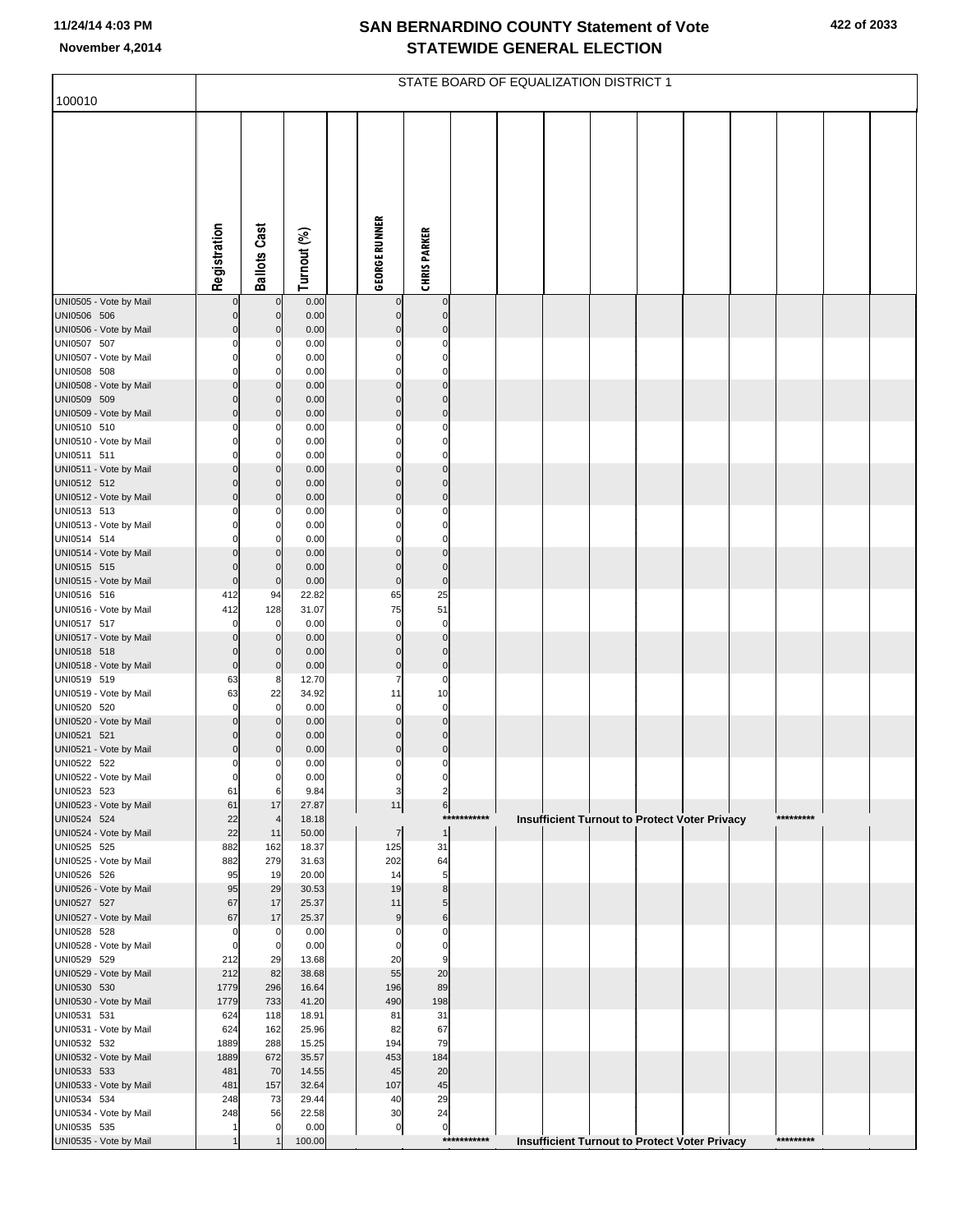# SAN BERNARDINO COUNTY Statement of Vote
## STATEWIDE GENERAL ELECTION

November 4,2014

STATE BOARD OF EQUALIZATION DISTRICT 1

100010

| | Registration | Ballots Cast | Turnout (%) | GEORGE RUNNER | CHRIS PARKER |
|---|---|---|---|---|---|
| UNI0505 - Vote by Mail | 0 | 0 | 0.00 | 0 | 0 |
| UNI0506 506 | 0 | 0 | 0.00 | 0 | 0 |
| UNI0506 - Vote by Mail | 0 | 0 | 0.00 | 0 | 0 |
| UNI0507 507 | 0 | 0 | 0.00 | 0 | 0 |
| UNI0507 - Vote by Mail | 0 | 0 | 0.00 | 0 | 0 |
| UNI0508 508 | 0 | 0 | 0.00 | 0 | 0 |
| UNI0508 - Vote by Mail | 0 | 0 | 0.00 | 0 | 0 |
| UNI0509 509 | 0 | 0 | 0.00 | 0 | 0 |
| UNI0509 - Vote by Mail | 0 | 0 | 0.00 | 0 | 0 |
| UNI0510 510 | 0 | 0 | 0.00 | 0 | 0 |
| UNI0510 - Vote by Mail | 0 | 0 | 0.00 | 0 | 0 |
| UNI0511 511 | 0 | 0 | 0.00 | 0 | 0 |
| UNI0511 - Vote by Mail | 0 | 0 | 0.00 | 0 | 0 |
| UNI0512 512 | 0 | 0 | 0.00 | 0 | 0 |
| UNI0512 - Vote by Mail | 0 | 0 | 0.00 | 0 | 0 |
| UNI0513 513 | 0 | 0 | 0.00 | 0 | 0 |
| UNI0513 - Vote by Mail | 0 | 0 | 0.00 | 0 | 0 |
| UNI0514 514 | 0 | 0 | 0.00 | 0 | 0 |
| UNI0514 - Vote by Mail | 0 | 0 | 0.00 | 0 | 0 |
| UNI0515 515 | 0 | 0 | 0.00 | 0 | 0 |
| UNI0515 - Vote by Mail | 0 | 0 | 0.00 | 0 | 0 |
| UNI0516 516 | 412 | 94 | 22.82 | 65 | 25 |
| UNI0516 - Vote by Mail | 412 | 128 | 31.07 | 75 | 51 |
| UNI0517 517 | 0 | 0 | 0.00 | 0 | 0 |
| UNI0517 - Vote by Mail | 0 | 0 | 0.00 | 0 | 0 |
| UNI0518 518 | 0 | 0 | 0.00 | 0 | 0 |
| UNI0518 - Vote by Mail | 0 | 0 | 0.00 | 0 | 0 |
| UNI0519 519 | 63 | 8 | 12.70 | 7 | 0 |
| UNI0519 - Vote by Mail | 63 | 22 | 34.92 | 11 | 10 |
| UNI0520 520 | 0 | 0 | 0.00 | 0 | 0 |
| UNI0520 - Vote by Mail | 0 | 0 | 0.00 | 0 | 0 |
| UNI0521 521 | 0 | 0 | 0.00 | 0 | 0 |
| UNI0521 - Vote by Mail | 0 | 0 | 0.00 | 0 | 0 |
| UNI0522 522 | 0 | 0 | 0.00 | 0 | 0 |
| UNI0522 - Vote by Mail | 0 | 0 | 0.00 | 0 | 0 |
| UNI0523 523 | 61 | 6 | 9.84 | 3 | 2 |
| UNI0523 - Vote by Mail | 61 | 17 | 27.87 | 11 | 6 |
| UNI0524 524 | 22 | 4 | 18.18 | *********** Insufficient Turnout to Protect Voter Privacy ********* | |
| UNI0524 - Vote by Mail | 22 | 11 | 50.00 | 7 | 1 |
| UNI0525 525 | 882 | 162 | 18.37 | 125 | 31 |
| UNI0525 - Vote by Mail | 882 | 279 | 31.63 | 202 | 64 |
| UNI0526 526 | 95 | 19 | 20.00 | 14 | 5 |
| UNI0526 - Vote by Mail | 95 | 29 | 30.53 | 19 | 8 |
| UNI0527 527 | 67 | 17 | 25.37 | 11 | 5 |
| UNI0527 - Vote by Mail | 67 | 17 | 25.37 | 9 | 6 |
| UNI0528 528 | 0 | 0 | 0.00 | 0 | 0 |
| UNI0528 - Vote by Mail | 0 | 0 | 0.00 | 0 | 0 |
| UNI0529 529 | 212 | 29 | 13.68 | 20 | 9 |
| UNI0529 - Vote by Mail | 212 | 82 | 38.68 | 55 | 20 |
| UNI0530 530 | 1779 | 296 | 16.64 | 196 | 89 |
| UNI0530 - Vote by Mail | 1779 | 733 | 41.20 | 490 | 198 |
| UNI0531 531 | 624 | 118 | 18.91 | 81 | 31 |
| UNI0531 - Vote by Mail | 624 | 162 | 25.96 | 82 | 67 |
| UNI0532 532 | 1889 | 288 | 15.25 | 194 | 79 |
| UNI0532 - Vote by Mail | 1889 | 672 | 35.57 | 453 | 184 |
| UNI0533 533 | 481 | 70 | 14.55 | 45 | 20 |
| UNI0533 - Vote by Mail | 481 | 157 | 32.64 | 107 | 45 |
| UNI0534 534 | 248 | 73 | 29.44 | 40 | 29 |
| UNI0534 - Vote by Mail | 248 | 56 | 22.58 | 30 | 24 |
| UNI0535 535 | 1 | 0 | 0.00 | 0 | 0 |
| UNI0535 - Vote by Mail | 1 | 1 | 100.00 | *********** Insufficient Turnout to Protect Voter Privacy ********* | |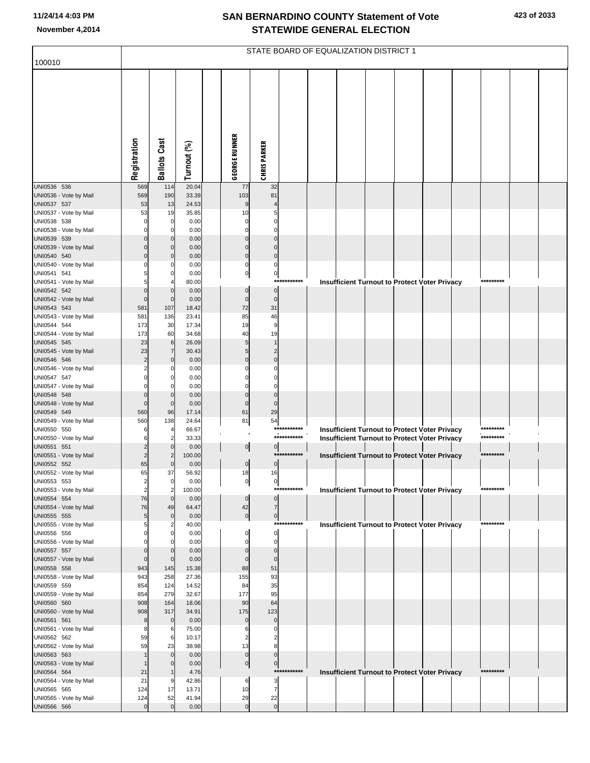STATE BOARD OF EQUALIZATION DISTRICT 1

100010

| | Registration | Ballots Cast | Turnout (%) | GEORGE RUNNER | CHRIS PARKER | | |
|---|---|---|---|---|---|---|---|
| UNI0536 536 | 569 | 114 | 20.04 | 77 | 32 | | |
| UNI0536 - Vote by Mail | 569 | 190 | 33.39 | 103 | 81 | | |
| UNI0537 537 | 53 | 13 | 24.53 | 9 | 4 | | |
| UNI0537 - Vote by Mail | 53 | 19 | 35.85 | 10 | 5 | | |
| UNI0538 538 | 0 | 0 | 0.00 | 0 | 0 | | |
| UNI0538 - Vote by Mail | 0 | 0 | 0.00 | 0 | 0 | | |
| UNI0539 539 | 0 | 0 | 0.00 | 0 | 0 | | |
| UNI0539 - Vote by Mail | 0 | 0 | 0.00 | 0 | 0 | | |
| UNI0540 540 | 0 | 0 | 0.00 | 0 | 0 | | |
| UNI0540 - Vote by Mail | 0 | 0 | 0.00 | 0 | 0 | | |
| UNI0541 541 | 5 | 0 | 0.00 | 0 | 0 | | |
| UNI0541 - Vote by Mail | 5 | 4 | 80.00 | | *********** | Insufficient Turnout to Protect Voter Privacy | ********* |
| UNI0542 542 | 0 | 0 | 0.00 | 0 | 0 | | |
| UNI0542 - Vote by Mail | 0 | 0 | 0.00 | 0 | 0 | | |
| UNI0543 543 | 581 | 107 | 18.42 | 72 | 31 | | |
| UNI0543 - Vote by Mail | 581 | 136 | 23.41 | 85 | 46 | | |
| UNI0544 544 | 173 | 30 | 17.34 | 19 | 9 | | |
| UNI0544 - Vote by Mail | 173 | 60 | 34.68 | 40 | 19 | | |
| UNI0545 545 | 23 | 6 | 26.09 | 5 | 1 | | |
| UNI0545 - Vote by Mail | 23 | 7 | 30.43 | 5 | 2 | | |
| UNI0546 546 | 2 | 0 | 0.00 | 0 | 0 | | |
| UNI0546 - Vote by Mail | 2 | 0 | 0.00 | 0 | 0 | | |
| UNI0547 547 | 0 | 0 | 0.00 | 0 | 0 | | |
| UNI0547 - Vote by Mail | 0 | 0 | 0.00 | 0 | 0 | | |
| UNI0548 548 | 0 | 0 | 0.00 | 0 | 0 | | |
| UNI0548 - Vote by Mail | 0 | 0 | 0.00 | 0 | 0 | | |
| UNI0549 549 | 560 | 96 | 17.14 | 61 | 29 | | |
| UNI0549 - Vote by Mail | 560 | 138 | 24.64 | 81 | 54 | | |
| UNI0550 550 | 6 | 4 | 66.67 | | *********** | Insufficient Turnout to Protect Voter Privacy | ********* |
| UNI0550 - Vote by Mail | 6 | 2 | 33.33 | | *********** | Insufficient Turnout to Protect Voter Privacy | ********* |
| UNI0551 551 | 2 | 0 | 0.00 | 0 | 0 | | |
| UNI0551 - Vote by Mail | 2 | 2 | 100.00 | | *********** | Insufficient Turnout to Protect Voter Privacy | ********* |
| UNI0552 552 | 65 | 0 | 0.00 | 0 | 0 | | |
| UNI0552 - Vote by Mail | 65 | 37 | 56.92 | 18 | 16 | | |
| UNI0553 553 | 2 | 0 | 0.00 | 0 | 0 | | |
| UNI0553 - Vote by Mail | 2 | 2 | 100.00 | | *********** | Insufficient Turnout to Protect Voter Privacy | ********* |
| UNI0554 554 | 76 | 0 | 0.00 | 0 | 0 | | |
| UNI0554 - Vote by Mail | 76 | 49 | 64.47 | 42 | 7 | | |
| UNI0555 555 | 5 | 0 | 0.00 | 0 | 0 | | |
| UNI0555 - Vote by Mail | 5 | 2 | 40.00 | | *********** | Insufficient Turnout to Protect Voter Privacy | ********* |
| UNI0556 556 | 0 | 0 | 0.00 | 0 | 0 | | |
| UNI0556 - Vote by Mail | 0 | 0 | 0.00 | 0 | 0 | | |
| UNI0557 557 | 0 | 0 | 0.00 | 0 | 0 | | |
| UNI0557 - Vote by Mail | 0 | 0 | 0.00 | 0 | 0 | | |
| UNI0558 558 | 943 | 145 | 15.38 | 88 | 51 | | |
| UNI0558 - Vote by Mail | 943 | 258 | 27.36 | 155 | 93 | | |
| UNI0559 559 | 854 | 124 | 14.52 | 84 | 35 | | |
| UNI0559 - Vote by Mail | 854 | 279 | 32.67 | 177 | 95 | | |
| UNI0560 560 | 908 | 164 | 18.06 | 90 | 64 | | |
| UNI0560 - Vote by Mail | 908 | 317 | 34.91 | 175 | 123 | | |
| UNI0561 561 | 8 | 0 | 0.00 | 0 | 0 | | |
| UNI0561 - Vote by Mail | 8 | 6 | 75.00 | 6 | 0 | | |
| UNI0562 562 | 59 | 6 | 10.17 | 2 | 2 | | |
| UNI0562 - Vote by Mail | 59 | 23 | 38.98 | 13 | 8 | | |
| UNI0563 563 | 1 | 0 | 0.00 | 0 | 0 | | |
| UNI0563 - Vote by Mail | 1 | 0 | 0.00 | 0 | 0 | | |
| UNI0564 564 | 21 | 1 | 4.76 | | *********** | Insufficient Turnout to Protect Voter Privacy | ********* |
| UNI0564 - Vote by Mail | 21 | 9 | 42.86 | 6 | 3 | | |
| UNI0565 565 | 124 | 17 | 13.71 | 10 | 7 | | |
| UNI0565 - Vote by Mail | 124 | 52 | 41.94 | 29 | 22 | | |
| UNI0566 566 | 0 | 0 | 0.00 | 0 | 0 | | |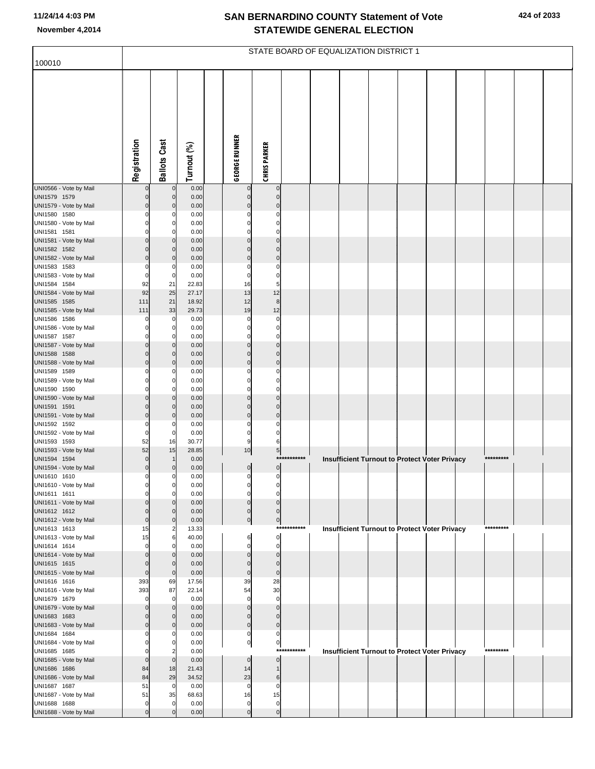# SAN BERNARDINO COUNTY Statement of Vote
## STATEWIDE GENERAL ELECTION

11/24/14 4:03 PM
November 4,2014

STATE BOARD OF EQUALIZATION DISTRICT 1

100010

| | Registration | Ballots Cast | Turnout (%) | GEORGE RUNNER | CHRIS PARKER |
|---|---|---|---|---|---|
| UNI0566 - Vote by Mail | 0 | 0 | 0.00 | 0 | 0 |
| UNI1579 1579 | 0 | 0 | 0.00 | 0 | 0 |
| UNI1579 - Vote by Mail | 0 | 0 | 0.00 | 0 | 0 |
| UNI1580 1580 | 0 | 0 | 0.00 | 0 | 0 |
| UNI1580 - Vote by Mail | 0 | 0 | 0.00 | 0 | 0 |
| UNI1581 1581 | 0 | 0 | 0.00 | 0 | 0 |
| UNI1581 - Vote by Mail | 0 | 0 | 0.00 | 0 | 0 |
| UNI1582 1582 | 0 | 0 | 0.00 | 0 | 0 |
| UNI1582 - Vote by Mail | 0 | 0 | 0.00 | 0 | 0 |
| UNI1583 1583 | 0 | 0 | 0.00 | 0 | 0 |
| UNI1583 - Vote by Mail | 0 | 0 | 0.00 | 0 | 0 |
| UNI1584 1584 | 92 | 21 | 22.83 | 16 | 5 |
| UNI1584 - Vote by Mail | 92 | 25 | 27.17 | 13 | 12 |
| UNI1585 1585 | 111 | 21 | 18.92 | 12 | 8 |
| UNI1585 - Vote by Mail | 111 | 33 | 29.73 | 19 | 12 |
| UNI1586 1586 | 0 | 0 | 0.00 | 0 | 0 |
| UNI1586 - Vote by Mail | 0 | 0 | 0.00 | 0 | 0 |
| UNI1587 1587 | 0 | 0 | 0.00 | 0 | 0 |
| UNI1587 - Vote by Mail | 0 | 0 | 0.00 | 0 | 0 |
| UNI1588 1588 | 0 | 0 | 0.00 | 0 | 0 |
| UNI1588 - Vote by Mail | 0 | 0 | 0.00 | 0 | 0 |
| UNI1589 1589 | 0 | 0 | 0.00 | 0 | 0 |
| UNI1589 - Vote by Mail | 0 | 0 | 0.00 | 0 | 0 |
| UNI1590 1590 | 0 | 0 | 0.00 | 0 | 0 |
| UNI1590 - Vote by Mail | 0 | 0 | 0.00 | 0 | 0 |
| UNI1591 1591 | 0 | 0 | 0.00 | 0 | 0 |
| UNI1591 - Vote by Mail | 0 | 0 | 0.00 | 0 | 0 |
| UNI1592 1592 | 0 | 0 | 0.00 | 0 | 0 |
| UNI1592 - Vote by Mail | 0 | 0 | 0.00 | 0 | 0 |
| UNI1593 1593 | 52 | 16 | 30.77 | 9 | 6 |
| UNI1593 - Vote by Mail | 52 | 15 | 28.85 | 10 | 5 |
| UNI1594 1594 | 0 | 1 | 0.00 | *********** Insufficient Turnout to Protect Voter Privacy ********* | |
| UNI1594 - Vote by Mail | 0 | 0 | 0.00 | 0 | 0 |
| UNI1610 1610 | 0 | 0 | 0.00 | 0 | 0 |
| UNI1610 - Vote by Mail | 0 | 0 | 0.00 | 0 | 0 |
| UNI1611 1611 | 0 | 0 | 0.00 | 0 | 0 |
| UNI1611 - Vote by Mail | 0 | 0 | 0.00 | 0 | 0 |
| UNI1612 1612 | 0 | 0 | 0.00 | 0 | 0 |
| UNI1612 - Vote by Mail | 0 | 0 | 0.00 | 0 | 0 |
| UNI1613 1613 | 15 | 2 | 13.33 | *********** Insufficient Turnout to Protect Voter Privacy ********* | |
| UNI1613 - Vote by Mail | 15 | 6 | 40.00 | 6 | 0 |
| UNI1614 1614 | 0 | 0 | 0.00 | 0 | 0 |
| UNI1614 - Vote by Mail | 0 | 0 | 0.00 | 0 | 0 |
| UNI1615 1615 | 0 | 0 | 0.00 | 0 | 0 |
| UNI1615 - Vote by Mail | 0 | 0 | 0.00 | 0 | 0 |
| UNI1616 1616 | 393 | 69 | 17.56 | 39 | 28 |
| UNI1616 - Vote by Mail | 393 | 87 | 22.14 | 54 | 30 |
| UNI1679 1679 | 0 | 0 | 0.00 | 0 | 0 |
| UNI1679 - Vote by Mail | 0 | 0 | 0.00 | 0 | 0 |
| UNI1683 1683 | 0 | 0 | 0.00 | 0 | 0 |
| UNI1683 - Vote by Mail | 0 | 0 | 0.00 | 0 | 0 |
| UNI1684 1684 | 0 | 0 | 0.00 | 0 | 0 |
| UNI1684 - Vote by Mail | 0 | 0 | 0.00 | 0 | 0 |
| UNI1685 1685 | 0 | 2 | 0.00 | *********** Insufficient Turnout to Protect Voter Privacy ********* | |
| UNI1685 - Vote by Mail | 0 | 0 | 0.00 | 0 | 0 |
| UNI1686 1686 | 84 | 18 | 21.43 | 14 | 1 |
| UNI1686 - Vote by Mail | 84 | 29 | 34.52 | 23 | 6 |
| UNI1687 1687 | 51 | 0 | 0.00 | 0 | 0 |
| UNI1687 - Vote by Mail | 51 | 35 | 68.63 | 16 | 15 |
| UNI1688 1688 | 0 | 0 | 0.00 | 0 | 0 |
| UNI1688 - Vote by Mail | 0 | 0 | 0.00 | 0 | 0 |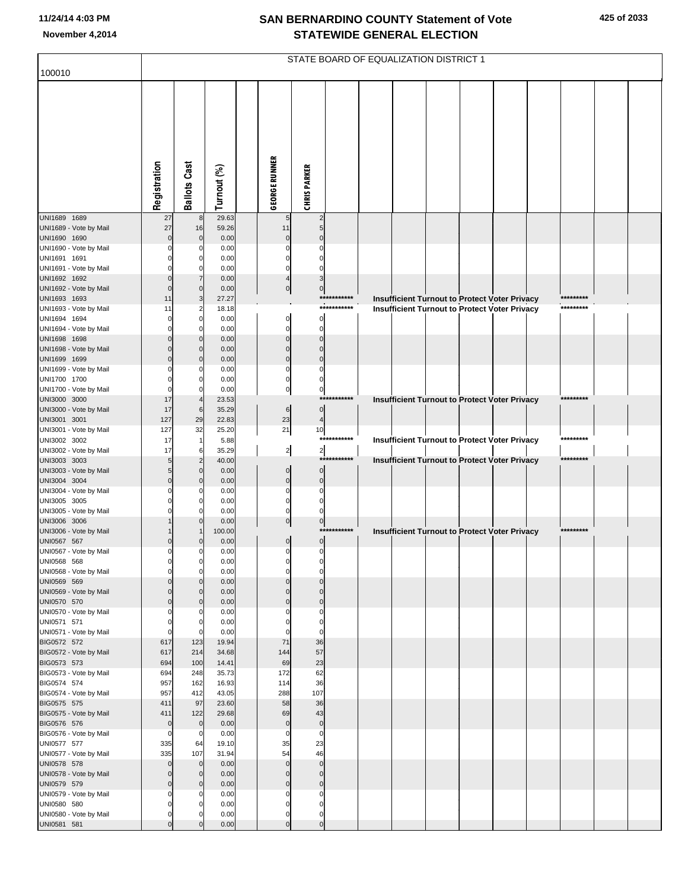# SAN BERNARDINO COUNTY Statement of Vote
## STATEWIDE GENERAL ELECTION

11/24/14 4:03 PM
November 4,2014

STATE BOARD OF EQUALIZATION DISTRICT 1

| 100010 | Registration | Ballots Cast | Turnout (%) | GEORGE RUNNER | CHRIS PARKER |
|---|---|---|---|---|---|
| UNI1689 1689 | 27 | 8 | 29.63 | 5 | 2 |
| UNI1689 - Vote by Mail | 27 | 16 | 59.26 | 11 | 5 |
| UNI1690 1690 | 0 | 0 | 0.00 | 0 | 0 |
| UNI1690 - Vote by Mail | 0 | 0 | 0.00 | 0 | 0 |
| UNI1691 1691 | 0 | 0 | 0.00 | 0 | 0 |
| UNI1691 - Vote by Mail | 0 | 0 | 0.00 | 0 | 0 |
| UNI1692 1692 | 0 | 7 | 0.00 | 4 | 3 |
| UNI1692 - Vote by Mail | 0 | 0 | 0.00 | 0 | 0 |
| UNI1693 1693 | 11 | 3 | 27.27 | *********** Insufficient Turnout to Protect Voter Privacy ********* | |
| UNI1693 - Vote by Mail | 11 | 2 | 18.18 | *********** Insufficient Turnout to Protect Voter Privacy ********* | |
| UNI1694 1694 | 0 | 0 | 0.00 | 0 | 0 |
| UNI1694 - Vote by Mail | 0 | 0 | 0.00 | 0 | 0 |
| UNI1698 1698 | 0 | 0 | 0.00 | 0 | 0 |
| UNI1698 - Vote by Mail | 0 | 0 | 0.00 | 0 | 0 |
| UNI1699 1699 | 0 | 0 | 0.00 | 0 | 0 |
| UNI1699 - Vote by Mail | 0 | 0 | 0.00 | 0 | 0 |
| UNI1700 1700 | 0 | 0 | 0.00 | 0 | 0 |
| UNI1700 - Vote by Mail | 0 | 0 | 0.00 | 0 | 0 |
| UNI3000 3000 | 17 | 4 | 23.53 | *********** Insufficient Turnout to Protect Voter Privacy ********* | |
| UNI3000 - Vote by Mail | 17 | 6 | 35.29 | 6 | 0 |
| UNI3001 3001 | 127 | 29 | 22.83 | 23 | 4 |
| UNI3001 - Vote by Mail | 127 | 32 | 25.20 | 21 | 10 |
| UNI3002 3002 | 17 | 1 | 5.88 | *********** Insufficient Turnout to Protect Voter Privacy ********* | |
| UNI3002 - Vote by Mail | 17 | 6 | 35.29 | 2 | 2 |
| UNI3003 3003 | 5 | 2 | 40.00 | *********** Insufficient Turnout to Protect Voter Privacy ********* | |
| UNI3003 - Vote by Mail | 5 | 0 | 0.00 | 0 | 0 |
| UNI3004 3004 | 0 | 0 | 0.00 | 0 | 0 |
| UNI3004 - Vote by Mail | 0 | 0 | 0.00 | 0 | 0 |
| UNI3005 3005 | 0 | 0 | 0.00 | 0 | 0 |
| UNI3005 - Vote by Mail | 0 | 0 | 0.00 | 0 | 0 |
| UNI3006 3006 | 1 | 0 | 0.00 | 0 | 0 |
| UNI3006 - Vote by Mail | 1 | 1 | 100.00 | *********** Insufficient Turnout to Protect Voter Privacy ********* | |
| UNI0567 567 | 0 | 0 | 0.00 | 0 | 0 |
| UNI0567 - Vote by Mail | 0 | 0 | 0.00 | 0 | 0 |
| UNI0568 568 | 0 | 0 | 0.00 | 0 | 0 |
| UNI0568 - Vote by Mail | 0 | 0 | 0.00 | 0 | 0 |
| UNI0569 569 | 0 | 0 | 0.00 | 0 | 0 |
| UNI0569 - Vote by Mail | 0 | 0 | 0.00 | 0 | 0 |
| UNI0570 570 | 0 | 0 | 0.00 | 0 | 0 |
| UNI0570 - Vote by Mail | 0 | 0 | 0.00 | 0 | 0 |
| UNI0571 571 | 0 | 0 | 0.00 | 0 | 0 |
| UNI0571 - Vote by Mail | 0 | 0 | 0.00 | 0 | 0 |
| BIG0572 572 | 617 | 123 | 19.94 | 71 | 36 |
| BIG0572 - Vote by Mail | 617 | 214 | 34.68 | 144 | 57 |
| BIG0573 573 | 694 | 100 | 14.41 | 69 | 23 |
| BIG0573 - Vote by Mail | 694 | 248 | 35.73 | 172 | 62 |
| BIG0574 574 | 957 | 162 | 16.93 | 114 | 36 |
| BIG0574 - Vote by Mail | 957 | 412 | 43.05 | 288 | 107 |
| BIG0575 575 | 411 | 97 | 23.60 | 58 | 36 |
| BIG0575 - Vote by Mail | 411 | 122 | 29.68 | 69 | 43 |
| BIG0576 576 | 0 | 0 | 0.00 | 0 | 0 |
| BIG0576 - Vote by Mail | 0 | 0 | 0.00 | 0 | 0 |
| UNI0577 577 | 335 | 64 | 19.10 | 35 | 23 |
| UNI0577 - Vote by Mail | 335 | 107 | 31.94 | 54 | 46 |
| UNI0578 578 | 0 | 0 | 0.00 | 0 | 0 |
| UNI0578 - Vote by Mail | 0 | 0 | 0.00 | 0 | 0 |
| UNI0579 579 | 0 | 0 | 0.00 | 0 | 0 |
| UNI0579 - Vote by Mail | 0 | 0 | 0.00 | 0 | 0 |
| UNI0580 580 | 0 | 0 | 0.00 | 0 | 0 |
| UNI0580 - Vote by Mail | 0 | 0 | 0.00 | 0 | 0 |
| UNI0581 581 | 0 | 0 | 0.00 | 0 | 0 |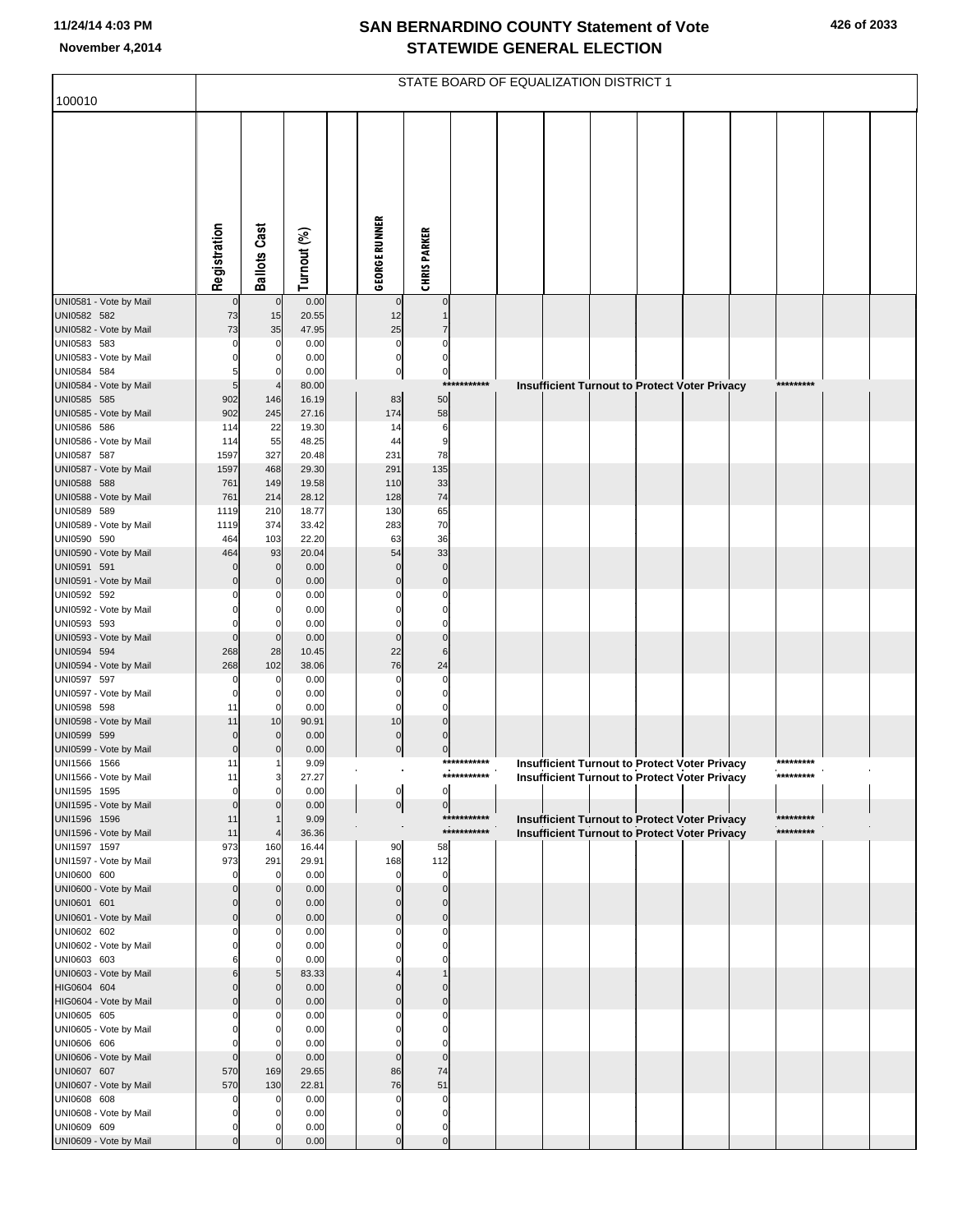# SAN BERNARDINO COUNTY Statement of Vote
# STATEWIDE GENERAL ELECTION

November 4,2014

STATE BOARD OF EQUALIZATION DISTRICT 1

100010

| | Registration | Ballots Cast | Turnout (%) | | GEORGE RUNNER | CHRIS PARKER | | | | | | | | | | |
|---|---|---|---|---|---|---|---|---|---|---|---|---|---|---|---|---|
| UNI0581 - Vote by Mail | 0 | 0 | 0.00 | | 0 | 0 | | | | | | | | | | |
| UNI0582 582 | 73 | 15 | 20.55 | | 12 | 1 | | | | | | | | | | |
| UNI0582 - Vote by Mail | 73 | 35 | 47.95 | | 25 | 7 | | | | | | | | | | |
| UNI0583 583 | 0 | 0 | 0.00 | | 0 | 0 | | | | | | | | | | |
| UNI0583 - Vote by Mail | 0 | 0 | 0.00 | | 0 | 0 | | | | | | | | | | |
| UNI0584 584 | 5 | 0 | 0.00 | | 0 | 0 | | | | | | | | | | |
| UNI0584 - Vote by Mail | 5 | 4 | 80.00 | | | *********** | Insufficient Turnout to Protect Voter Privacy | | | | | | | ********* | | |
| UNI0585 585 | 902 | 146 | 16.19 | | 83 | 50 | | | | | | | | | | |
| UNI0585 - Vote by Mail | 902 | 245 | 27.16 | | 174 | 58 | | | | | | | | | | |
| UNI0586 586 | 114 | 22 | 19.30 | | 14 | 6 | | | | | | | | | | |
| UNI0586 - Vote by Mail | 114 | 55 | 48.25 | | 44 | 9 | | | | | | | | | | |
| UNI0587 587 | 1597 | 327 | 20.48 | | 231 | 78 | | | | | | | | | | |
| UNI0587 - Vote by Mail | 1597 | 468 | 29.30 | | 291 | 135 | | | | | | | | | | |
| UNI0588 588 | 761 | 149 | 19.58 | | 110 | 33 | | | | | | | | | | |
| UNI0588 - Vote by Mail | 761 | 214 | 28.12 | | 128 | 74 | | | | | | | | | | |
| UNI0589 589 | 1119 | 210 | 18.77 | | 130 | 65 | | | | | | | | | | |
| UNI0589 - Vote by Mail | 1119 | 374 | 33.42 | | 283 | 70 | | | | | | | | | | |
| UNI0590 590 | 464 | 103 | 22.20 | | 63 | 36 | | | | | | | | | | |
| UNI0590 - Vote by Mail | 464 | 93 | 20.04 | | 54 | 33 | | | | | | | | | | |
| UNI0591 591 | 0 | 0 | 0.00 | | 0 | 0 | | | | | | | | | | |
| UNI0591 - Vote by Mail | 0 | 0 | 0.00 | | 0 | 0 | | | | | | | | | | |
| UNI0592 592 | 0 | 0 | 0.00 | | 0 | 0 | | | | | | | | | | |
| UNI0592 - Vote by Mail | 0 | 0 | 0.00 | | 0 | 0 | | | | | | | | | | |
| UNI0593 593 | 0 | 0 | 0.00 | | 0 | 0 | | | | | | | | | | |
| UNI0593 - Vote by Mail | 0 | 0 | 0.00 | | 0 | 0 | | | | | | | | | | |
| UNI0594 594 | 268 | 28 | 10.45 | | 22 | 6 | | | | | | | | | | |
| UNI0594 - Vote by Mail | 268 | 102 | 38.06 | | 76 | 24 | | | | | | | | | | |
| UNI0597 597 | 0 | 0 | 0.00 | | 0 | 0 | | | | | | | | | | |
| UNI0597 - Vote by Mail | 0 | 0 | 0.00 | | 0 | 0 | | | | | | | | | | |
| UNI0598 598 | 11 | 0 | 0.00 | | 0 | 0 | | | | | | | | | | |
| UNI0598 - Vote by Mail | 11 | 10 | 90.91 | | 10 | 0 | | | | | | | | | | |
| UNI0599 599 | 0 | 0 | 0.00 | | 0 | 0 | | | | | | | | | | |
| UNI0599 - Vote by Mail | 0 | 0 | 0.00 | | 0 | 0 | | | | | | | | | | |
| UNI1566 1566 | 11 | 1 | 9.09 | | | *********** | Insufficient Turnout to Protect Voter Privacy | | | | | | | ********* | | |
| UNI1566 - Vote by Mail | 11 | 3 | 27.27 | | | *********** | Insufficient Turnout to Protect Voter Privacy | | | | | | | ********* | | |
| UNI1595 1595 | 0 | 0 | 0.00 | | 0 | 0 | | | | | | | | | | |
| UNI1595 - Vote by Mail | 0 | 0 | 0.00 | | 0 | 0 | | | | | | | | | | |
| UNI1596 1596 | 11 | 1 | 9.09 | | | *********** | Insufficient Turnout to Protect Voter Privacy | | | | | | | ********* | | |
| UNI1596 - Vote by Mail | 11 | 4 | 36.36 | | | *********** | Insufficient Turnout to Protect Voter Privacy | | | | | | | ********* | | |
| UNI1597 1597 | 973 | 160 | 16.44 | | 90 | 58 | | | | | | | | | | |
| UNI1597 - Vote by Mail | 973 | 291 | 29.91 | | 168 | 112 | | | | | | | | | | |
| UNI0600 600 | 0 | 0 | 0.00 | | 0 | 0 | | | | | | | | | | |
| UNI0600 - Vote by Mail | 0 | 0 | 0.00 | | 0 | 0 | | | | | | | | | | |
| UNI0601 601 | 0 | 0 | 0.00 | | 0 | 0 | | | | | | | | | | |
| UNI0601 - Vote by Mail | 0 | 0 | 0.00 | | 0 | 0 | | | | | | | | | | |
| UNI0602 602 | 0 | 0 | 0.00 | | 0 | 0 | | | | | | | | | | |
| UNI0602 - Vote by Mail | 0 | 0 | 0.00 | | 0 | 0 | | | | | | | | | | |
| UNI0603 603 | 6 | 0 | 0.00 | | 0 | 0 | | | | | | | | | | |
| UNI0603 - Vote by Mail | 6 | 5 | 83.33 | | 4 | 1 | | | | | | | | | | |
| HIG0604 604 | 0 | 0 | 0.00 | | 0 | 0 | | | | | | | | | | |
| HIG0604 - Vote by Mail | 0 | 0 | 0.00 | | 0 | 0 | | | | | | | | | | |
| UNI0605 605 | 0 | 0 | 0.00 | | 0 | 0 | | | | | | | | | | |
| UNI0605 - Vote by Mail | 0 | 0 | 0.00 | | 0 | 0 | | | | | | | | | | |
| UNI0606 606 | 0 | 0 | 0.00 | | 0 | 0 | | | | | | | | | | |
| UNI0606 - Vote by Mail | 0 | 0 | 0.00 | | 0 | 0 | | | | | | | | | | |
| UNI0607 607 | 570 | 169 | 29.65 | | 86 | 74 | | | | | | | | | | |
| UNI0607 - Vote by Mail | 570 | 130 | 22.81 | | 76 | 51 | | | | | | | | | | |
| UNI0608 608 | 0 | 0 | 0.00 | | 0 | 0 | | | | | | | | | | |
| UNI0608 - Vote by Mail | 0 | 0 | 0.00 | | 0 | 0 | | | | | | | | | | |
| UNI0609 609 | 0 | 0 | 0.00 | | 0 | 0 | | | | | | | | | | |
| UNI0609 - Vote by Mail | 0 | 0 | 0.00 | | 0 | 0 | | | | | | | | | | |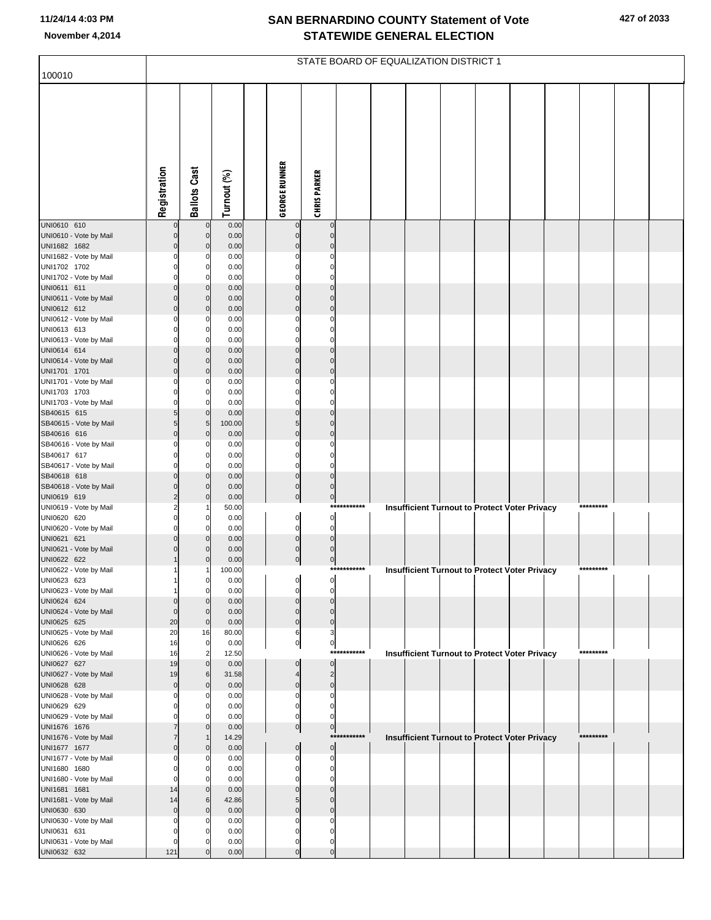# SAN BERNARDINO COUNTY Statement of Vote
## STATEWIDE GENERAL ELECTION

November 4,2014

100010

STATE BOARD OF EQUALIZATION DISTRICT 1

| | Registration | Ballots Cast | Turnout (%) | | GEORGE RUNNER | CHRIS PARKER |
|---|---|---|---|---|---|---|
| UNI0610 610 | 0 | 0 | 0.00 | | 0 | 0 |
| UNI0610 - Vote by Mail | 0 | 0 | 0.00 | | 0 | 0 |
| UNI1682 1682 | 0 | 0 | 0.00 | | 0 | 0 |
| UNI1682 - Vote by Mail | 0 | 0 | 0.00 | | 0 | 0 |
| UNI1702 1702 | 0 | 0 | 0.00 | | 0 | 0 |
| UNI1702 - Vote by Mail | 0 | 0 | 0.00 | | 0 | 0 |
| UNI0611 611 | 0 | 0 | 0.00 | | 0 | 0 |
| UNI0611 - Vote by Mail | 0 | 0 | 0.00 | | 0 | 0 |
| UNI0612 612 | 0 | 0 | 0.00 | | 0 | 0 |
| UNI0612 - Vote by Mail | 0 | 0 | 0.00 | | 0 | 0 |
| UNI0613 613 | 0 | 0 | 0.00 | | 0 | 0 |
| UNI0613 - Vote by Mail | 0 | 0 | 0.00 | | 0 | 0 |
| UNI0614 614 | 0 | 0 | 0.00 | | 0 | 0 |
| UNI0614 - Vote by Mail | 0 | 0 | 0.00 | | 0 | 0 |
| UNI1701 1701 | 0 | 0 | 0.00 | | 0 | 0 |
| UNI1701 - Vote by Mail | 0 | 0 | 0.00 | | 0 | 0 |
| UNI1703 1703 | 0 | 0 | 0.00 | | 0 | 0 |
| UNI1703 - Vote by Mail | 0 | 0 | 0.00 | | 0 | 0 |
| SB40615 615 | 5 | 0 | 0.00 | | 0 | 0 |
| SB40615 - Vote by Mail | 5 | 5 | 100.00 | | 5 | 0 |
| SB40616 616 | 0 | 0 | 0.00 | | 0 | 0 |
| SB40616 - Vote by Mail | 0 | 0 | 0.00 | | 0 | 0 |
| SB40617 617 | 0 | 0 | 0.00 | | 0 | 0 |
| SB40617 - Vote by Mail | 0 | 0 | 0.00 | | 0 | 0 |
| SB40618 618 | 0 | 0 | 0.00 | | 0 | 0 |
| SB40618 - Vote by Mail | 0 | 0 | 0.00 | | 0 | 0 |
| UNI0619 619 | 2 | 0 | 0.00 | | 0 | 0 |
| UNI0619 - Vote by Mail | 2 | 1 | 50.00 | | *********** Insufficient Turnout to Protect Voter Privacy ********* | |
| UNI0620 620 | 0 | 0 | 0.00 | | 0 | 0 |
| UNI0620 - Vote by Mail | 0 | 0 | 0.00 | | 0 | 0 |
| UNI0621 621 | 0 | 0 | 0.00 | | 0 | 0 |
| UNI0621 - Vote by Mail | 0 | 0 | 0.00 | | 0 | 0 |
| UNI0622 622 | 1 | 0 | 0.00 | | 0 | 0 |
| UNI0622 - Vote by Mail | 1 | 1 | 100.00 | | *********** Insufficient Turnout to Protect Voter Privacy ********* | |
| UNI0623 623 | 1 | 0 | 0.00 | | 0 | 0 |
| UNI0623 - Vote by Mail | 1 | 0 | 0.00 | | 0 | 0 |
| UNI0624 624 | 0 | 0 | 0.00 | | 0 | 0 |
| UNI0624 - Vote by Mail | 0 | 0 | 0.00 | | 0 | 0 |
| UNI0625 625 | 20 | 0 | 0.00 | | 0 | 0 |
| UNI0625 - Vote by Mail | 20 | 16 | 80.00 | | 6 | 3 |
| UNI0626 626 | 16 | 0 | 0.00 | | 0 | 0 |
| UNI0626 - Vote by Mail | 16 | 2 | 12.50 | | *********** Insufficient Turnout to Protect Voter Privacy ********* | |
| UNI0627 627 | 19 | 0 | 0.00 | | 0 | 0 |
| UNI0627 - Vote by Mail | 19 | 6 | 31.58 | | 4 | 2 |
| UNI0628 628 | 0 | 0 | 0.00 | | 0 | 0 |
| UNI0628 - Vote by Mail | 0 | 0 | 0.00 | | 0 | 0 |
| UNI0629 629 | 0 | 0 | 0.00 | | 0 | 0 |
| UNI0629 - Vote by Mail | 0 | 0 | 0.00 | | 0 | 0 |
| UNI1676 1676 | 7 | 0 | 0.00 | | 0 | 0 |
| UNI1676 - Vote by Mail | 7 | 1 | 14.29 | | *********** Insufficient Turnout to Protect Voter Privacy ********* | |
| UNI1677 1677 | 0 | 0 | 0.00 | | 0 | 0 |
| UNI1677 - Vote by Mail | 0 | 0 | 0.00 | | 0 | 0 |
| UNI1680 1680 | 0 | 0 | 0.00 | | 0 | 0 |
| UNI1680 - Vote by Mail | 0 | 0 | 0.00 | | 0 | 0 |
| UNI1681 1681 | 14 | 0 | 0.00 | | 0 | 0 |
| UNI1681 - Vote by Mail | 14 | 6 | 42.86 | | 5 | 0 |
| UNI0630 630 | 0 | 0 | 0.00 | | 0 | 0 |
| UNI0630 - Vote by Mail | 0 | 0 | 0.00 | | 0 | 0 |
| UNI0631 631 | 0 | 0 | 0.00 | | 0 | 0 |
| UNI0631 - Vote by Mail | 0 | 0 | 0.00 | | 0 | 0 |
| UNI0632 632 | 121 | 0 | 0.00 | | 0 | 0 |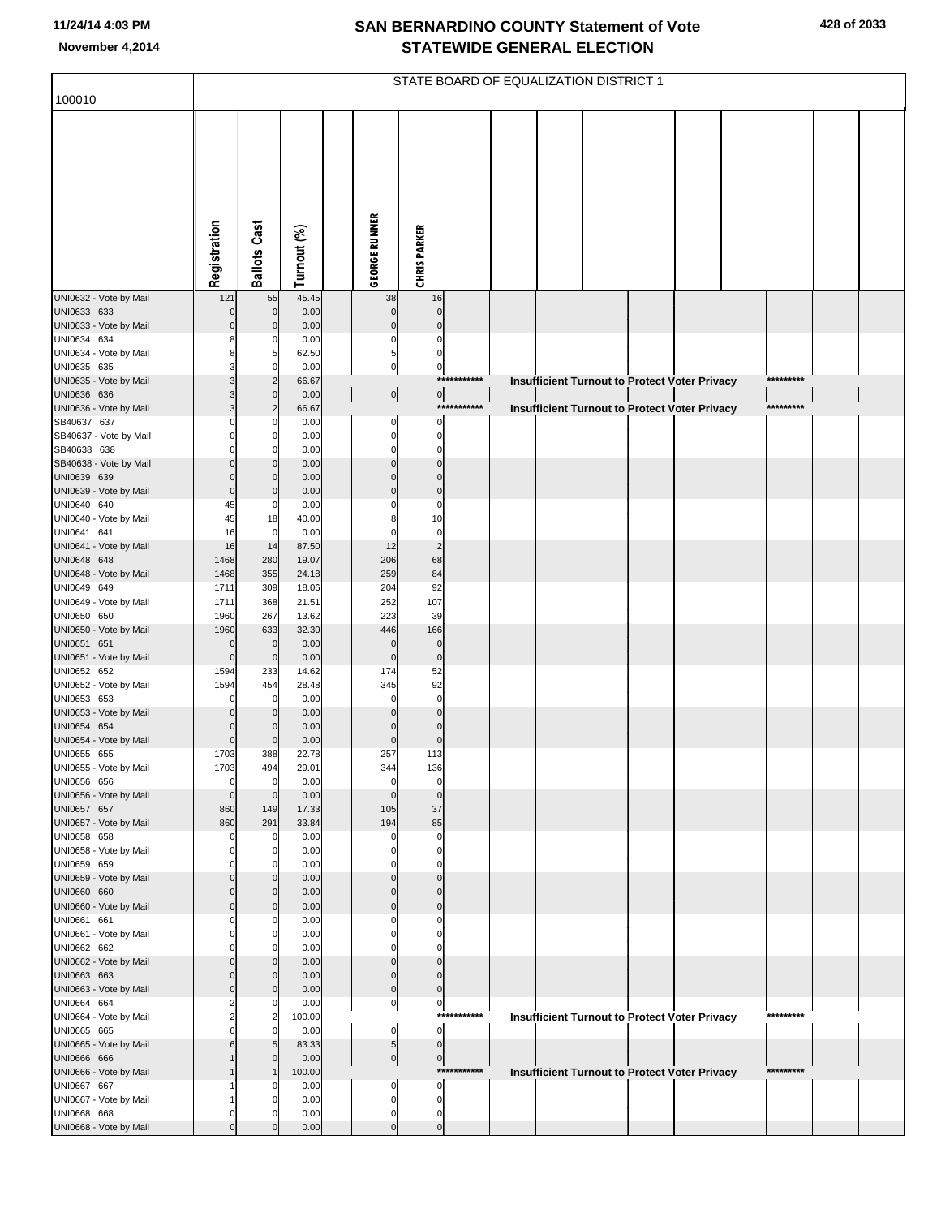# SAN BERNARDINO COUNTY Statement of Vote
## STATEWIDE GENERAL ELECTION

November 4,2014

STATE BOARD OF EQUALIZATION DISTRICT 1

100010

| | Registration | Ballots Cast | Turnout (%) | GEORGE RUNNER | CHRIS PARKER |
|---|---|---|---|---|---|
| UNI0632 - Vote by Mail | 121 | 55 | 45.45 | 38 | 16 |
| UNI0633 633 | 0 | 0 | 0.00 | 0 | 0 |
| UNI0633 - Vote by Mail | 0 | 0 | 0.00 | 0 | 0 |
| UNI0634 634 | 8 | 0 | 0.00 | 0 | 0 |
| UNI0634 - Vote by Mail | 8 | 5 | 62.50 | 5 | 0 |
| UNI0635 635 | 3 | 0 | 0.00 | 0 | 0 |
| UNI0635 - Vote by Mail | 3 | 2 | 66.67 | *********** Insufficient Turnout to Protect Voter Privacy ********* | |
| UNI0636 636 | 3 | 0 | 0.00 | 0 | 0 |
| UNI0636 - Vote by Mail | 3 | 2 | 66.67 | *********** Insufficient Turnout to Protect Voter Privacy ********* | |
| SB40637 637 | 0 | 0 | 0.00 | 0 | 0 |
| SB40637 - Vote by Mail | 0 | 0 | 0.00 | 0 | 0 |
| SB40638 638 | 0 | 0 | 0.00 | 0 | 0 |
| SB40638 - Vote by Mail | 0 | 0 | 0.00 | 0 | 0 |
| UNI0639 639 | 0 | 0 | 0.00 | 0 | 0 |
| UNI0639 - Vote by Mail | 0 | 0 | 0.00 | 0 | 0 |
| UNI0640 640 | 45 | 0 | 0.00 | 0 | 0 |
| UNI0640 - Vote by Mail | 45 | 18 | 40.00 | 8 | 10 |
| UNI0641 641 | 16 | 0 | 0.00 | 0 | 0 |
| UNI0641 - Vote by Mail | 16 | 14 | 87.50 | 12 | 2 |
| UNI0648 648 | 1468 | 280 | 19.07 | 206 | 68 |
| UNI0648 - Vote by Mail | 1468 | 355 | 24.18 | 259 | 84 |
| UNI0649 649 | 1711 | 309 | 18.06 | 204 | 92 |
| UNI0649 - Vote by Mail | 1711 | 368 | 21.51 | 252 | 107 |
| UNI0650 650 | 1960 | 267 | 13.62 | 223 | 39 |
| UNI0650 - Vote by Mail | 1960 | 633 | 32.30 | 446 | 166 |
| UNI0651 651 | 0 | 0 | 0.00 | 0 | 0 |
| UNI0651 - Vote by Mail | 0 | 0 | 0.00 | 0 | 0 |
| UNI0652 652 | 1594 | 233 | 14.62 | 174 | 52 |
| UNI0652 - Vote by Mail | 1594 | 454 | 28.48 | 345 | 92 |
| UNI0653 653 | 0 | 0 | 0.00 | 0 | 0 |
| UNI0653 - Vote by Mail | 0 | 0 | 0.00 | 0 | 0 |
| UNI0654 654 | 0 | 0 | 0.00 | 0 | 0 |
| UNI0654 - Vote by Mail | 0 | 0 | 0.00 | 0 | 0 |
| UNI0655 655 | 1703 | 388 | 22.78 | 257 | 113 |
| UNI0655 - Vote by Mail | 1703 | 494 | 29.01 | 344 | 136 |
| UNI0656 656 | 0 | 0 | 0.00 | 0 | 0 |
| UNI0656 - Vote by Mail | 0 | 0 | 0.00 | 0 | 0 |
| UNI0657 657 | 860 | 149 | 17.33 | 105 | 37 |
| UNI0657 - Vote by Mail | 860 | 291 | 33.84 | 194 | 85 |
| UNI0658 658 | 0 | 0 | 0.00 | 0 | 0 |
| UNI0658 - Vote by Mail | 0 | 0 | 0.00 | 0 | 0 |
| UNI0659 659 | 0 | 0 | 0.00 | 0 | 0 |
| UNI0659 - Vote by Mail | 0 | 0 | 0.00 | 0 | 0 |
| UNI0660 660 | 0 | 0 | 0.00 | 0 | 0 |
| UNI0660 - Vote by Mail | 0 | 0 | 0.00 | 0 | 0 |
| UNI0661 661 | 0 | 0 | 0.00 | 0 | 0 |
| UNI0661 - Vote by Mail | 0 | 0 | 0.00 | 0 | 0 |
| UNI0662 662 | 0 | 0 | 0.00 | 0 | 0 |
| UNI0662 - Vote by Mail | 0 | 0 | 0.00 | 0 | 0 |
| UNI0663 663 | 0 | 0 | 0.00 | 0 | 0 |
| UNI0663 - Vote by Mail | 0 | 0 | 0.00 | 0 | 0 |
| UNI0664 664 | 2 | 0 | 0.00 | 0 | 0 |
| UNI0664 - Vote by Mail | 2 | 2 | 100.00 | *********** Insufficient Turnout to Protect Voter Privacy ********* | |
| UNI0665 665 | 6 | 0 | 0.00 | 0 | 0 |
| UNI0665 - Vote by Mail | 6 | 5 | 83.33 | 5 | 0 |
| UNI0666 666 | 1 | 0 | 0.00 | 0 | 0 |
| UNI0666 - Vote by Mail | 1 | 1 | 100.00 | *********** Insufficient Turnout to Protect Voter Privacy ********* | |
| UNI0667 667 | 1 | 0 | 0.00 | 0 | 0 |
| UNI0667 - Vote by Mail | 1 | 0 | 0.00 | 0 | 0 |
| UNI0668 668 | 0 | 0 | 0.00 | 0 | 0 |
| UNI0668 - Vote by Mail | 0 | 0 | 0.00 | 0 | 0 |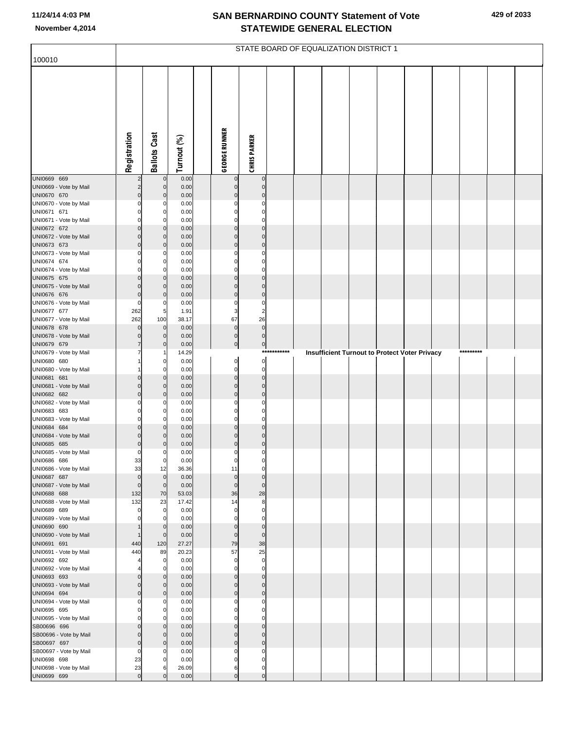# SAN BERNARDINO COUNTY Statement of Vote
# STATEWIDE GENERAL ELECTION

November 4,2014

## STATE BOARD OF EQUALIZATION DISTRICT 1

100010

| | Registration | Ballots Cast | Turnout (%) | | GEORGE RUNNER | CHRIS PARKER |
|---|---|---|---|---|---|---|
| UNI0669 669 | 2 | 0 | 0.00 | | 0 | 0 |
| UNI0669 - Vote by Mail | 2 | 0 | 0.00 | | 0 | 0 |
| UNI0670 670 | 0 | 0 | 0.00 | | 0 | 0 |
| UNI0670 - Vote by Mail | 0 | 0 | 0.00 | | 0 | 0 |
| UNI0671 671 | 0 | 0 | 0.00 | | 0 | 0 |
| UNI0671 - Vote by Mail | 0 | 0 | 0.00 | | 0 | 0 |
| UNI0672 672 | 0 | 0 | 0.00 | | 0 | 0 |
| UNI0672 - Vote by Mail | 0 | 0 | 0.00 | | 0 | 0 |
| UNI0673 673 | 0 | 0 | 0.00 | | 0 | 0 |
| UNI0673 - Vote by Mail | 0 | 0 | 0.00 | | 0 | 0 |
| UNI0674 674 | 0 | 0 | 0.00 | | 0 | 0 |
| UNI0674 - Vote by Mail | 0 | 0 | 0.00 | | 0 | 0 |
| UNI0675 675 | 0 | 0 | 0.00 | | 0 | 0 |
| UNI0675 - Vote by Mail | 0 | 0 | 0.00 | | 0 | 0 |
| UNI0676 676 | 0 | 0 | 0.00 | | 0 | 0 |
| UNI0676 - Vote by Mail | 0 | 0 | 0.00 | | 0 | 0 |
| UNI0677 677 | 262 | 5 | 1.91 | | 3 | 2 |
| UNI0677 - Vote by Mail | 262 | 100 | 38.17 | | 67 | 26 |
| UNI0678 678 | 0 | 0 | 0.00 | | 0 | 0 |
| UNI0678 - Vote by Mail | 0 | 0 | 0.00 | | 0 | 0 |
| UNI0679 679 | 7 | 0 | 0.00 | | 0 | 0 |
| UNI0679 - Vote by Mail | 7 | 1 | 14.29 | | *********** Insufficient Turnout to Protect Voter Privacy ********* | |
| UNI0680 680 | 1 | 0 | 0.00 | | 0 | 0 |
| UNI0680 - Vote by Mail | 1 | 0 | 0.00 | | 0 | 0 |
| UNI0681 681 | 0 | 0 | 0.00 | | 0 | 0 |
| UNI0681 - Vote by Mail | 0 | 0 | 0.00 | | 0 | 0 |
| UNI0682 682 | 0 | 0 | 0.00 | | 0 | 0 |
| UNI0682 - Vote by Mail | 0 | 0 | 0.00 | | 0 | 0 |
| UNI0683 683 | 0 | 0 | 0.00 | | 0 | 0 |
| UNI0683 - Vote by Mail | 0 | 0 | 0.00 | | 0 | 0 |
| UNI0684 684 | 0 | 0 | 0.00 | | 0 | 0 |
| UNI0684 - Vote by Mail | 0 | 0 | 0.00 | | 0 | 0 |
| UNI0685 685 | 0 | 0 | 0.00 | | 0 | 0 |
| UNI0685 - Vote by Mail | 0 | 0 | 0.00 | | 0 | 0 |
| UNI0686 686 | 33 | 0 | 0.00 | | 0 | 0 |
| UNI0686 - Vote by Mail | 33 | 12 | 36.36 | | 11 | 0 |
| UNI0687 687 | 0 | 0 | 0.00 | | 0 | 0 |
| UNI0687 - Vote by Mail | 0 | 0 | 0.00 | | 0 | 0 |
| UNI0688 688 | 132 | 70 | 53.03 | | 36 | 28 |
| UNI0688 - Vote by Mail | 132 | 23 | 17.42 | | 14 | 8 |
| UNI0689 689 | 0 | 0 | 0.00 | | 0 | 0 |
| UNI0689 - Vote by Mail | 0 | 0 | 0.00 | | 0 | 0 |
| UNI0690 690 | 1 | 0 | 0.00 | | 0 | 0 |
| UNI0690 - Vote by Mail | 1 | 0 | 0.00 | | 0 | 0 |
| UNI0691 691 | 440 | 120 | 27.27 | | 79 | 38 |
| UNI0691 - Vote by Mail | 440 | 89 | 20.23 | | 57 | 25 |
| UNI0692 692 | 4 | 0 | 0.00 | | 0 | 0 |
| UNI0692 - Vote by Mail | 4 | 0 | 0.00 | | 0 | 0 |
| UNI0693 693 | 0 | 0 | 0.00 | | 0 | 0 |
| UNI0693 - Vote by Mail | 0 | 0 | 0.00 | | 0 | 0 |
| UNI0694 694 | 0 | 0 | 0.00 | | 0 | 0 |
| UNI0694 - Vote by Mail | 0 | 0 | 0.00 | | 0 | 0 |
| UNI0695 695 | 0 | 0 | 0.00 | | 0 | 0 |
| UNI0695 - Vote by Mail | 0 | 0 | 0.00 | | 0 | 0 |
| SB00696 696 | 0 | 0 | 0.00 | | 0 | 0 |
| SB00696 - Vote by Mail | 0 | 0 | 0.00 | | 0 | 0 |
| SB00697 697 | 0 | 0 | 0.00 | | 0 | 0 |
| SB00697 - Vote by Mail | 0 | 0 | 0.00 | | 0 | 0 |
| UNI0698 698 | 23 | 0 | 0.00 | | 0 | 0 |
| UNI0698 - Vote by Mail | 23 | 6 | 26.09 | | 6 | 0 |
| UNI0699 699 | 0 | 0 | 0.00 | | 0 | 0 |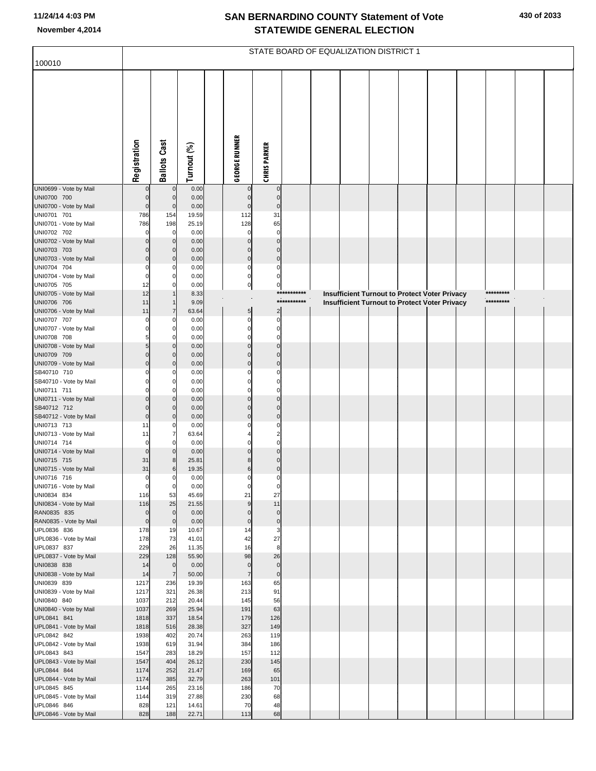# SAN BERNARDINO COUNTY Statement of Vote
# STATEWIDE GENERAL ELECTION

November 4,2014

## STATE BOARD OF EQUALIZATION DISTRICT 1

100010

| | Registration | Ballots Cast | Turnout (%) | | GEORGE RUNNER | CHRIS PARKER |
|---|---|---|---|---|---|---|
| UNI0699 - Vote by Mail | 0 | 0 | 0.00 | | 0 | 0 |
| UNI0700 700 | 0 | 0 | 0.00 | | 0 | 0 |
| UNI0700 - Vote by Mail | 0 | 0 | 0.00 | | 0 | 0 |
| UNI0701 701 | 786 | 154 | 19.59 | | 112 | 31 |
| UNI0701 - Vote by Mail | 786 | 198 | 25.19 | | 128 | 65 |
| UNI0702 702 | 0 | 0 | 0.00 | | 0 | 0 |
| UNI0702 - Vote by Mail | 0 | 0 | 0.00 | | 0 | 0 |
| UNI0703 703 | 0 | 0 | 0.00 | | 0 | 0 |
| UNI0703 - Vote by Mail | 0 | 0 | 0.00 | | 0 | 0 |
| UNI0704 704 | 0 | 0 | 0.00 | | 0 | 0 |
| UNI0704 - Vote by Mail | 0 | 0 | 0.00 | | 0 | 0 |
| UNI0705 705 | 12 | 0 | 0.00 | | 0 | 0 |
| UNI0705 - Vote by Mail | 12 | 1 | 8.33 | | *********** Insufficient Turnout to Protect Voter Privacy ********* | |
| UNI0706 706 | 11 | 1 | 9.09 | | *********** Insufficient Turnout to Protect Voter Privacy ********* | |
| UNI0706 - Vote by Mail | 11 | 7 | 63.64 | | 5 | 2 |
| UNI0707 707 | 0 | 0 | 0.00 | | 0 | 0 |
| UNI0707 - Vote by Mail | 0 | 0 | 0.00 | | 0 | 0 |
| UNI0708 708 | 5 | 0 | 0.00 | | 0 | 0 |
| UNI0708 - Vote by Mail | 5 | 0 | 0.00 | | 0 | 0 |
| UNI0709 709 | 0 | 0 | 0.00 | | 0 | 0 |
| UNI0709 - Vote by Mail | 0 | 0 | 0.00 | | 0 | 0 |
| SB40710 710 | 0 | 0 | 0.00 | | 0 | 0 |
| SB40710 - Vote by Mail | 0 | 0 | 0.00 | | 0 | 0 |
| UNI0711 711 | 0 | 0 | 0.00 | | 0 | 0 |
| UNI0711 - Vote by Mail | 0 | 0 | 0.00 | | 0 | 0 |
| SB40712 712 | 0 | 0 | 0.00 | | 0 | 0 |
| SB40712 - Vote by Mail | 0 | 0 | 0.00 | | 0 | 0 |
| UNI0713 713 | 11 | 0 | 0.00 | | 0 | 0 |
| UNI0713 - Vote by Mail | 11 | 7 | 63.64 | | 4 | 2 |
| UNI0714 714 | 0 | 0 | 0.00 | | 0 | 0 |
| UNI0714 - Vote by Mail | 0 | 0 | 0.00 | | 0 | 0 |
| UNI0715 715 | 31 | 8 | 25.81 | | 8 | 0 |
| UNI0715 - Vote by Mail | 31 | 6 | 19.35 | | 6 | 0 |
| UNI0716 716 | 0 | 0 | 0.00 | | 0 | 0 |
| UNI0716 - Vote by Mail | 0 | 0 | 0.00 | | 0 | 0 |
| UNI0834 834 | 116 | 53 | 45.69 | | 21 | 27 |
| UNI0834 - Vote by Mail | 116 | 25 | 21.55 | | 9 | 11 |
| RAN0835 835 | 0 | 0 | 0.00 | | 0 | 0 |
| RAN0835 - Vote by Mail | 0 | 0 | 0.00 | | 0 | 0 |
| UPL0836 836 | 178 | 19 | 10.67 | | 14 | 3 |
| UPL0836 - Vote by Mail | 178 | 73 | 41.01 | | 42 | 27 |
| UPL0837 837 | 229 | 26 | 11.35 | | 16 | 8 |
| UPL0837 - Vote by Mail | 229 | 128 | 55.90 | | 98 | 26 |
| UNI0838 838 | 14 | 0 | 0.00 | | 0 | 0 |
| UNI0838 - Vote by Mail | 14 | 7 | 50.00 | | 7 | 0 |
| UNI0839 839 | 1217 | 236 | 19.39 | | 163 | 65 |
| UNI0839 - Vote by Mail | 1217 | 321 | 26.38 | | 213 | 91 |
| UNI0840 840 | 1037 | 212 | 20.44 | | 145 | 56 |
| UNI0840 - Vote by Mail | 1037 | 269 | 25.94 | | 191 | 63 |
| UPL0841 841 | 1818 | 337 | 18.54 | | 179 | 126 |
| UPL0841 - Vote by Mail | 1818 | 516 | 28.38 | | 327 | 149 |
| UPL0842 842 | 1938 | 402 | 20.74 | | 263 | 119 |
| UPL0842 - Vote by Mail | 1938 | 619 | 31.94 | | 384 | 186 |
| UPL0843 843 | 1547 | 283 | 18.29 | | 157 | 112 |
| UPL0843 - Vote by Mail | 1547 | 404 | 26.12 | | 230 | 145 |
| UPL0844 844 | 1174 | 252 | 21.47 | | 169 | 65 |
| UPL0844 - Vote by Mail | 1174 | 385 | 32.79 | | 263 | 101 |
| UPL0845 845 | 1144 | 265 | 23.16 | | 186 | 70 |
| UPL0845 - Vote by Mail | 1144 | 319 | 27.88 | | 230 | 68 |
| UPL0846 846 | 828 | 121 | 14.61 | | 70 | 48 |
| UPL0846 - Vote by Mail | 828 | 188 | 22.71 | | 113 | 68 |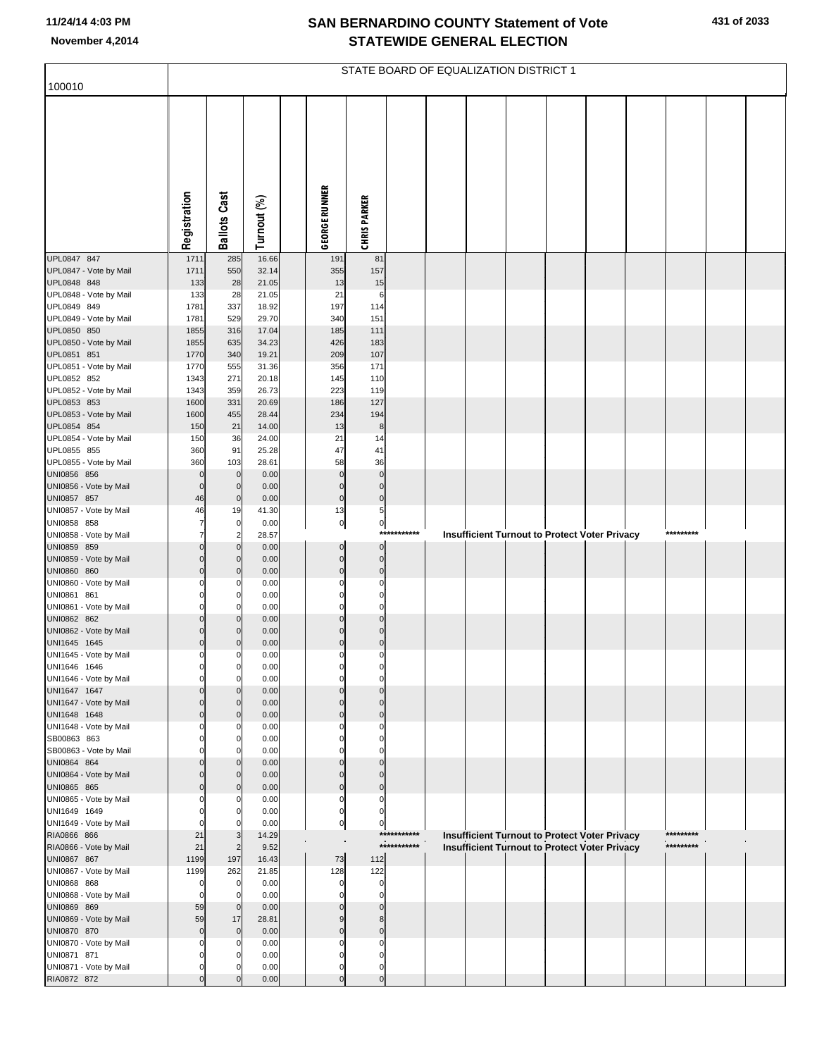# SAN BERNARDINO COUNTY Statement of Vote
## STATEWIDE GENERAL ELECTION

11/24/14 4:03 PM
November 4,2014

100010

STATE BOARD OF EQUALIZATION DISTRICT 1

| | Registration | Ballots Cast | Turnout (%) | | GEORGE RUNNER | CHRIS PARKER |
|---|---|---|---|---|---|---|
| UPL0847 847 | 1711 | 285 | 16.66 | | 191 | 81 |
| UPL0847 - Vote by Mail | 1711 | 550 | 32.14 | | 355 | 157 |
| UPL0848 848 | 133 | 28 | 21.05 | | 13 | 15 |
| UPL0848 - Vote by Mail | 133 | 28 | 21.05 | | 21 | 6 |
| UPL0849 849 | 1781 | 337 | 18.92 | | 197 | 114 |
| UPL0849 - Vote by Mail | 1781 | 529 | 29.70 | | 340 | 151 |
| UPL0850 850 | 1855 | 316 | 17.04 | | 185 | 111 |
| UPL0850 - Vote by Mail | 1855 | 635 | 34.23 | | 426 | 183 |
| UPL0851 851 | 1770 | 340 | 19.21 | | 209 | 107 |
| UPL0851 - Vote by Mail | 1770 | 555 | 31.36 | | 356 | 171 |
| UPL0852 852 | 1343 | 271 | 20.18 | | 145 | 110 |
| UPL0852 - Vote by Mail | 1343 | 359 | 26.73 | | 223 | 119 |
| UPL0853 853 | 1600 | 331 | 20.69 | | 186 | 127 |
| UPL0853 - Vote by Mail | 1600 | 455 | 28.44 | | 234 | 194 |
| UPL0854 854 | 150 | 21 | 14.00 | | 13 | 8 |
| UPL0854 - Vote by Mail | 150 | 36 | 24.00 | | 21 | 14 |
| UPL0855 855 | 360 | 91 | 25.28 | | 47 | 41 |
| UPL0855 - Vote by Mail | 360 | 103 | 28.61 | | 58 | 36 |
| UNI0856 856 | 0 | 0 | 0.00 | | 0 | 0 |
| UNI0856 - Vote by Mail | 0 | 0 | 0.00 | | 0 | 0 |
| UNI0857 857 | 46 | 0 | 0.00 | | 0 | 0 |
| UNI0857 - Vote by Mail | 46 | 19 | 41.30 | | 13 | 5 |
| UNI0858 858 | 7 | 0 | 0.00 | | 0 | 0 |
| UNI0858 - Vote by Mail | 7 | 2 | 28.57 | | Insufficient Turnout to Protect Voter Privacy | |
| UNI0859 859 | 0 | 0 | 0.00 | | 0 | 0 |
| UNI0859 - Vote by Mail | 0 | 0 | 0.00 | | 0 | 0 |
| UNI0860 860 | 0 | 0 | 0.00 | | 0 | 0 |
| UNI0860 - Vote by Mail | 0 | 0 | 0.00 | | 0 | 0 |
| UNI0861 861 | 0 | 0 | 0.00 | | 0 | 0 |
| UNI0861 - Vote by Mail | 0 | 0 | 0.00 | | 0 | 0 |
| UNI0862 862 | 0 | 0 | 0.00 | | 0 | 0 |
| UNI0862 - Vote by Mail | 0 | 0 | 0.00 | | 0 | 0 |
| UNI1645 1645 | 0 | 0 | 0.00 | | 0 | 0 |
| UNI1645 - Vote by Mail | 0 | 0 | 0.00 | | 0 | 0 |
| UNI1646 1646 | 0 | 0 | 0.00 | | 0 | 0 |
| UNI1646 - Vote by Mail | 0 | 0 | 0.00 | | 0 | 0 |
| UNI1647 1647 | 0 | 0 | 0.00 | | 0 | 0 |
| UNI1647 - Vote by Mail | 0 | 0 | 0.00 | | 0 | 0 |
| UNI1648 1648 | 0 | 0 | 0.00 | | 0 | 0 |
| UNI1648 - Vote by Mail | 0 | 0 | 0.00 | | 0 | 0 |
| SB00863 863 | 0 | 0 | 0.00 | | 0 | 0 |
| SB00863 - Vote by Mail | 0 | 0 | 0.00 | | 0 | 0 |
| UNI0864 864 | 0 | 0 | 0.00 | | 0 | 0 |
| UNI0864 - Vote by Mail | 0 | 0 | 0.00 | | 0 | 0 |
| UNI0865 865 | 0 | 0 | 0.00 | | 0 | 0 |
| UNI0865 - Vote by Mail | 0 | 0 | 0.00 | | 0 | 0 |
| UNI1649 1649 | 0 | 0 | 0.00 | | 0 | 0 |
| UNI1649 - Vote by Mail | 0 | 0 | 0.00 | | 0 | 0 |
| RIA0866 866 | 21 | 3 | 14.29 | | Insufficient Turnout to Protect Voter Privacy | |
| RIA0866 - Vote by Mail | 21 | 2 | 9.52 | | Insufficient Turnout to Protect Voter Privacy | |
| UNI0867 867 | 1199 | 197 | 16.43 | | 73 | 112 |
| UNI0867 - Vote by Mail | 1199 | 262 | 21.85 | | 128 | 122 |
| UNI0868 868 | 0 | 0 | 0.00 | | 0 | 0 |
| UNI0868 - Vote by Mail | 0 | 0 | 0.00 | | 0 | 0 |
| UNI0869 869 | 59 | 0 | 0.00 | | 0 | 0 |
| UNI0869 - Vote by Mail | 59 | 17 | 28.81 | | 9 | 8 |
| UNI0870 870 | 0 | 0 | 0.00 | | 0 | 0 |
| UNI0870 - Vote by Mail | 0 | 0 | 0.00 | | 0 | 0 |
| UNI0871 871 | 0 | 0 | 0.00 | | 0 | 0 |
| UNI0871 - Vote by Mail | 0 | 0 | 0.00 | | 0 | 0 |
| RIA0872 872 | 0 | 0 | 0.00 | | 0 | 0 |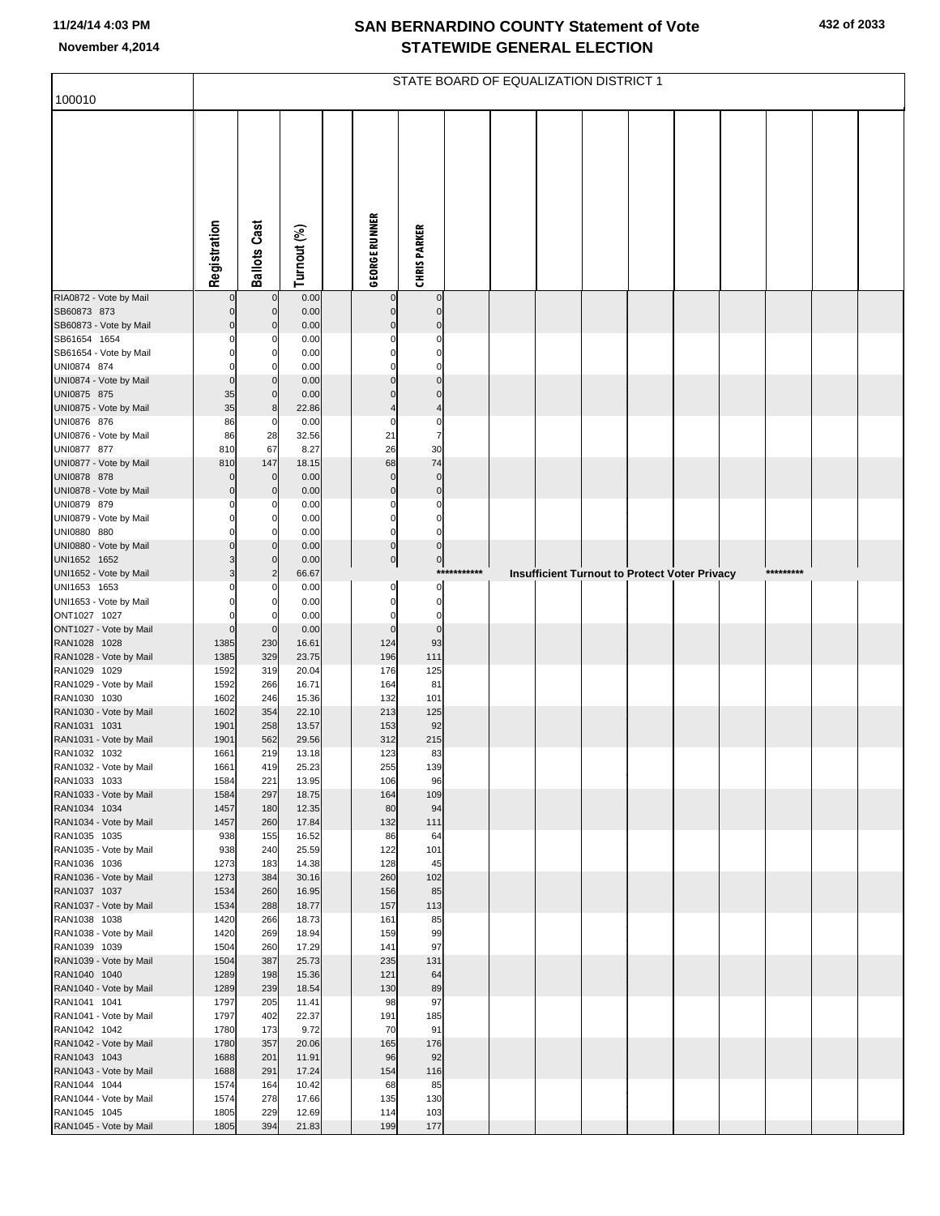# SAN BERNARDINO COUNTY Statement of Vote
# STATEWIDE GENERAL ELECTION

November 4,2014

100010

STATE BOARD OF EQUALIZATION DISTRICT 1

| | Registration | Ballots Cast | Turnout (%) | | GEORGE RUNNER | CHRIS PARKER |
|---|---|---|---|---|---|---|
| RIA0872 - Vote by Mail | 0 | 0 | 0.00 | | 0 | 0 |
| SB60873 873 | 0 | 0 | 0.00 | | 0 | 0 |
| SB60873 - Vote by Mail | 0 | 0 | 0.00 | | 0 | 0 |
| SB61654 1654 | 0 | 0 | 0.00 | | 0 | 0 |
| SB61654 - Vote by Mail | 0 | 0 | 0.00 | | 0 | 0 |
| UNI0874 874 | 0 | 0 | 0.00 | | 0 | 0 |
| UNI0874 - Vote by Mail | 0 | 0 | 0.00 | | 0 | 0 |
| UNI0875 875 | 35 | 0 | 0.00 | | 0 | 0 |
| UNI0875 - Vote by Mail | 35 | 8 | 22.86 | | 4 | 4 |
| UNI0876 876 | 86 | 0 | 0.00 | | 0 | 0 |
| UNI0876 - Vote by Mail | 86 | 28 | 32.56 | | 21 | 7 |
| UNI0877 877 | 810 | 67 | 8.27 | | 26 | 30 |
| UNI0877 - Vote by Mail | 810 | 147 | 18.15 | | 68 | 74 |
| UNI0878 878 | 0 | 0 | 0.00 | | 0 | 0 |
| UNI0878 - Vote by Mail | 0 | 0 | 0.00 | | 0 | 0 |
| UNI0879 879 | 0 | 0 | 0.00 | | 0 | 0 |
| UNI0879 - Vote by Mail | 0 | 0 | 0.00 | | 0 | 0 |
| UNI0880 880 | 0 | 0 | 0.00 | | 0 | 0 |
| UNI0880 - Vote by Mail | 0 | 0 | 0.00 | | 0 | 0 |
| UNI1652 1652 | 3 | 0 | 0.00 | | 0 | 0 |
| UNI1652 - Vote by Mail | 3 | 2 | 66.67 | | *********** Insufficient Turnout to Protect Voter Privacy ********* | |
| UNI1653 1653 | 0 | 0 | 0.00 | | 0 | 0 |
| UNI1653 - Vote by Mail | 0 | 0 | 0.00 | | 0 | 0 |
| ONT1027 1027 | 0 | 0 | 0.00 | | 0 | 0 |
| ONT1027 - Vote by Mail | 0 | 0 | 0.00 | | 0 | 0 |
| RAN1028 1028 | 1385 | 230 | 16.61 | | 124 | 93 |
| RAN1028 - Vote by Mail | 1385 | 329 | 23.75 | | 196 | 111 |
| RAN1029 1029 | 1592 | 319 | 20.04 | | 176 | 125 |
| RAN1029 - Vote by Mail | 1592 | 266 | 16.71 | | 164 | 81 |
| RAN1030 1030 | 1602 | 246 | 15.36 | | 132 | 101 |
| RAN1030 - Vote by Mail | 1602 | 354 | 22.10 | | 213 | 125 |
| RAN1031 1031 | 1901 | 258 | 13.57 | | 153 | 92 |
| RAN1031 - Vote by Mail | 1901 | 562 | 29.56 | | 312 | 215 |
| RAN1032 1032 | 1661 | 219 | 13.18 | | 123 | 83 |
| RAN1032 - Vote by Mail | 1661 | 419 | 25.23 | | 255 | 139 |
| RAN1033 1033 | 1584 | 221 | 13.95 | | 106 | 96 |
| RAN1033 - Vote by Mail | 1584 | 297 | 18.75 | | 164 | 109 |
| RAN1034 1034 | 1457 | 180 | 12.35 | | 80 | 94 |
| RAN1034 - Vote by Mail | 1457 | 260 | 17.84 | | 132 | 111 |
| RAN1035 1035 | 938 | 155 | 16.52 | | 86 | 64 |
| RAN1035 - Vote by Mail | 938 | 240 | 25.59 | | 122 | 101 |
| RAN1036 1036 | 1273 | 183 | 14.38 | | 128 | 45 |
| RAN1036 - Vote by Mail | 1273 | 384 | 30.16 | | 260 | 102 |
| RAN1037 1037 | 1534 | 260 | 16.95 | | 156 | 85 |
| RAN1037 - Vote by Mail | 1534 | 288 | 18.77 | | 157 | 113 |
| RAN1038 1038 | 1420 | 266 | 18.73 | | 161 | 85 |
| RAN1038 - Vote by Mail | 1420 | 269 | 18.94 | | 159 | 99 |
| RAN1039 1039 | 1504 | 260 | 17.29 | | 141 | 97 |
| RAN1039 - Vote by Mail | 1504 | 387 | 25.73 | | 235 | 131 |
| RAN1040 1040 | 1289 | 198 | 15.36 | | 121 | 64 |
| RAN1040 - Vote by Mail | 1289 | 239 | 18.54 | | 130 | 89 |
| RAN1041 1041 | 1797 | 205 | 11.41 | | 98 | 97 |
| RAN1041 - Vote by Mail | 1797 | 402 | 22.37 | | 191 | 185 |
| RAN1042 1042 | 1780 | 173 | 9.72 | | 70 | 91 |
| RAN1042 - Vote by Mail | 1780 | 357 | 20.06 | | 165 | 176 |
| RAN1043 1043 | 1688 | 201 | 11.91 | | 96 | 92 |
| RAN1043 - Vote by Mail | 1688 | 291 | 17.24 | | 154 | 116 |
| RAN1044 1044 | 1574 | 164 | 10.42 | | 68 | 85 |
| RAN1044 - Vote by Mail | 1574 | 278 | 17.66 | | 135 | 130 |
| RAN1045 1045 | 1805 | 229 | 12.69 | | 114 | 103 |
| RAN1045 - Vote by Mail | 1805 | 394 | 21.83 | | 199 | 177 |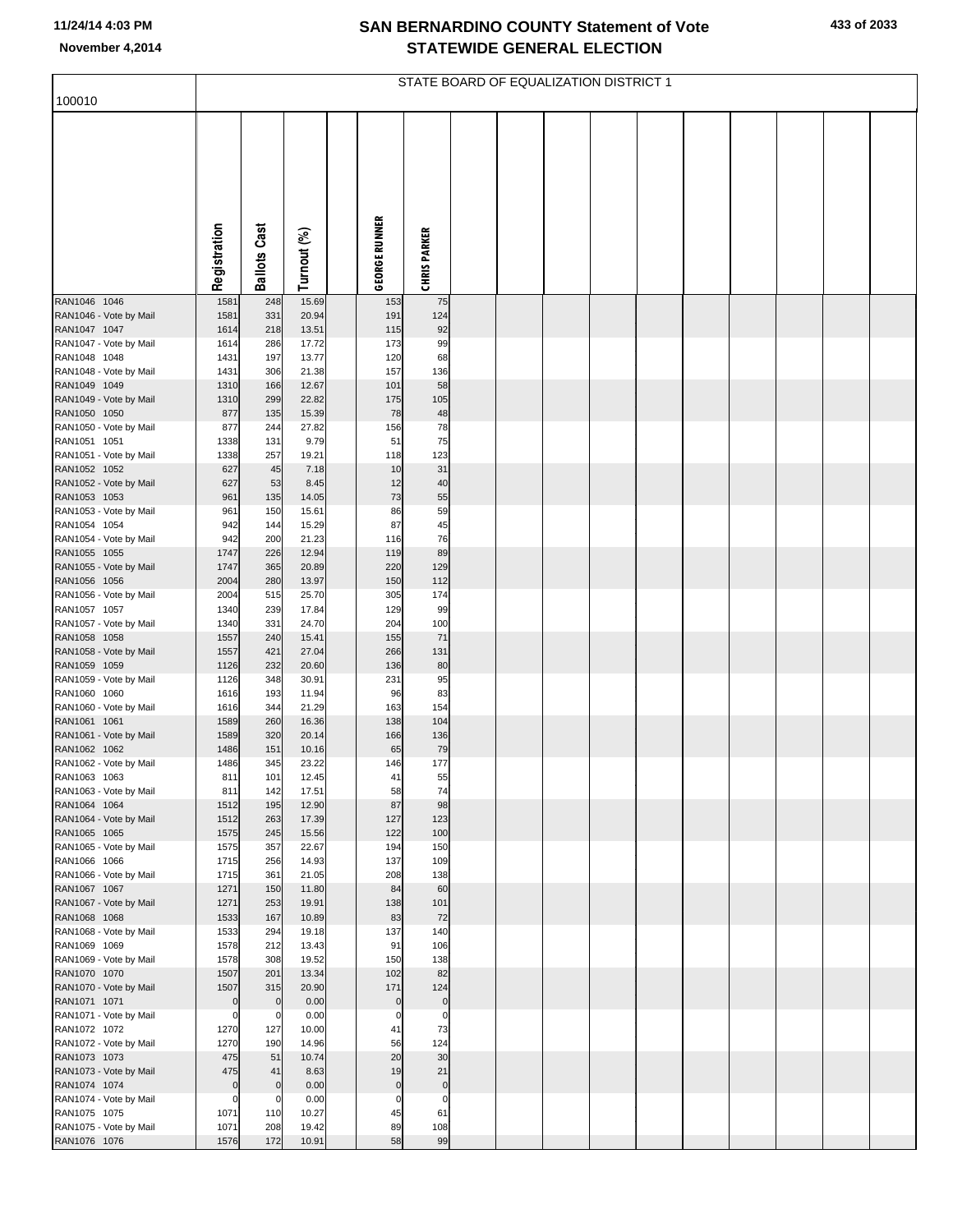# SAN BERNARDINO COUNTY Statement of Vote
## STATEWIDE GENERAL ELECTION

11/24/14 4:03 PM
November 4,2014

100010

STATE BOARD OF EQUALIZATION DISTRICT 1

| | Registration | Ballots Cast | Turnout (%) | | GEORGE RUNNER | CHRIS PARKER |
|---|---|---|---|---|---|---|
| RAN1046 1046 | 1581 | 248 | 15.69 | | 153 | 75 |
| RAN1046 - Vote by Mail | 1581 | 331 | 20.94 | | 191 | 124 |
| RAN1047 1047 | 1614 | 218 | 13.51 | | 115 | 92 |
| RAN1047 - Vote by Mail | 1614 | 286 | 17.72 | | 173 | 99 |
| RAN1048 1048 | 1431 | 197 | 13.77 | | 120 | 68 |
| RAN1048 - Vote by Mail | 1431 | 306 | 21.38 | | 157 | 136 |
| RAN1049 1049 | 1310 | 166 | 12.67 | | 101 | 58 |
| RAN1049 - Vote by Mail | 1310 | 299 | 22.82 | | 175 | 105 |
| RAN1050 1050 | 877 | 135 | 15.39 | | 78 | 48 |
| RAN1050 - Vote by Mail | 877 | 244 | 27.82 | | 156 | 78 |
| RAN1051 1051 | 1338 | 131 | 9.79 | | 51 | 75 |
| RAN1051 - Vote by Mail | 1338 | 257 | 19.21 | | 118 | 123 |
| RAN1052 1052 | 627 | 45 | 7.18 | | 10 | 31 |
| RAN1052 - Vote by Mail | 627 | 53 | 8.45 | | 12 | 40 |
| RAN1053 1053 | 961 | 135 | 14.05 | | 73 | 55 |
| RAN1053 - Vote by Mail | 961 | 150 | 15.61 | | 86 | 59 |
| RAN1054 1054 | 942 | 144 | 15.29 | | 87 | 45 |
| RAN1054 - Vote by Mail | 942 | 200 | 21.23 | | 116 | 76 |
| RAN1055 1055 | 1747 | 226 | 12.94 | | 119 | 89 |
| RAN1055 - Vote by Mail | 1747 | 365 | 20.89 | | 220 | 129 |
| RAN1056 1056 | 2004 | 280 | 13.97 | | 150 | 112 |
| RAN1056 - Vote by Mail | 2004 | 515 | 25.70 | | 305 | 174 |
| RAN1057 1057 | 1340 | 239 | 17.84 | | 129 | 99 |
| RAN1057 - Vote by Mail | 1340 | 331 | 24.70 | | 204 | 100 |
| RAN1058 1058 | 1557 | 240 | 15.41 | | 155 | 71 |
| RAN1058 - Vote by Mail | 1557 | 421 | 27.04 | | 266 | 131 |
| RAN1059 1059 | 1126 | 232 | 20.60 | | 136 | 80 |
| RAN1059 - Vote by Mail | 1126 | 348 | 30.91 | | 231 | 95 |
| RAN1060 1060 | 1616 | 193 | 11.94 | | 96 | 83 |
| RAN1060 - Vote by Mail | 1616 | 344 | 21.29 | | 163 | 154 |
| RAN1061 1061 | 1589 | 260 | 16.36 | | 138 | 104 |
| RAN1061 - Vote by Mail | 1589 | 320 | 20.14 | | 166 | 136 |
| RAN1062 1062 | 1486 | 151 | 10.16 | | 65 | 79 |
| RAN1062 - Vote by Mail | 1486 | 345 | 23.22 | | 146 | 177 |
| RAN1063 1063 | 811 | 101 | 12.45 | | 41 | 55 |
| RAN1063 - Vote by Mail | 811 | 142 | 17.51 | | 58 | 74 |
| RAN1064 1064 | 1512 | 195 | 12.90 | | 87 | 98 |
| RAN1064 - Vote by Mail | 1512 | 263 | 17.39 | | 127 | 123 |
| RAN1065 1065 | 1575 | 245 | 15.56 | | 122 | 100 |
| RAN1065 - Vote by Mail | 1575 | 357 | 22.67 | | 194 | 150 |
| RAN1066 1066 | 1715 | 256 | 14.93 | | 137 | 109 |
| RAN1066 - Vote by Mail | 1715 | 361 | 21.05 | | 208 | 138 |
| RAN1067 1067 | 1271 | 150 | 11.80 | | 84 | 60 |
| RAN1067 - Vote by Mail | 1271 | 253 | 19.91 | | 138 | 101 |
| RAN1068 1068 | 1533 | 167 | 10.89 | | 83 | 72 |
| RAN1068 - Vote by Mail | 1533 | 294 | 19.18 | | 137 | 140 |
| RAN1069 1069 | 1578 | 212 | 13.43 | | 91 | 106 |
| RAN1069 - Vote by Mail | 1578 | 308 | 19.52 | | 150 | 138 |
| RAN1070 1070 | 1507 | 201 | 13.34 | | 102 | 82 |
| RAN1070 - Vote by Mail | 1507 | 315 | 20.90 | | 171 | 124 |
| RAN1071 1071 | 0 | 0 | 0.00 | | 0 | 0 |
| RAN1071 - Vote by Mail | 0 | 0 | 0.00 | | 0 | 0 |
| RAN1072 1072 | 1270 | 127 | 10.00 | | 41 | 73 |
| RAN1072 - Vote by Mail | 1270 | 190 | 14.96 | | 56 | 124 |
| RAN1073 1073 | 475 | 51 | 10.74 | | 20 | 30 |
| RAN1073 - Vote by Mail | 475 | 41 | 8.63 | | 19 | 21 |
| RAN1074 1074 | 0 | 0 | 0.00 | | 0 | 0 |
| RAN1074 - Vote by Mail | 0 | 0 | 0.00 | | 0 | 0 |
| RAN1075 1075 | 1071 | 110 | 10.27 | | 45 | 61 |
| RAN1075 - Vote by Mail | 1071 | 208 | 19.42 | | 89 | 108 |
| RAN1076 1076 | 1576 | 172 | 10.91 | | 58 | 99 |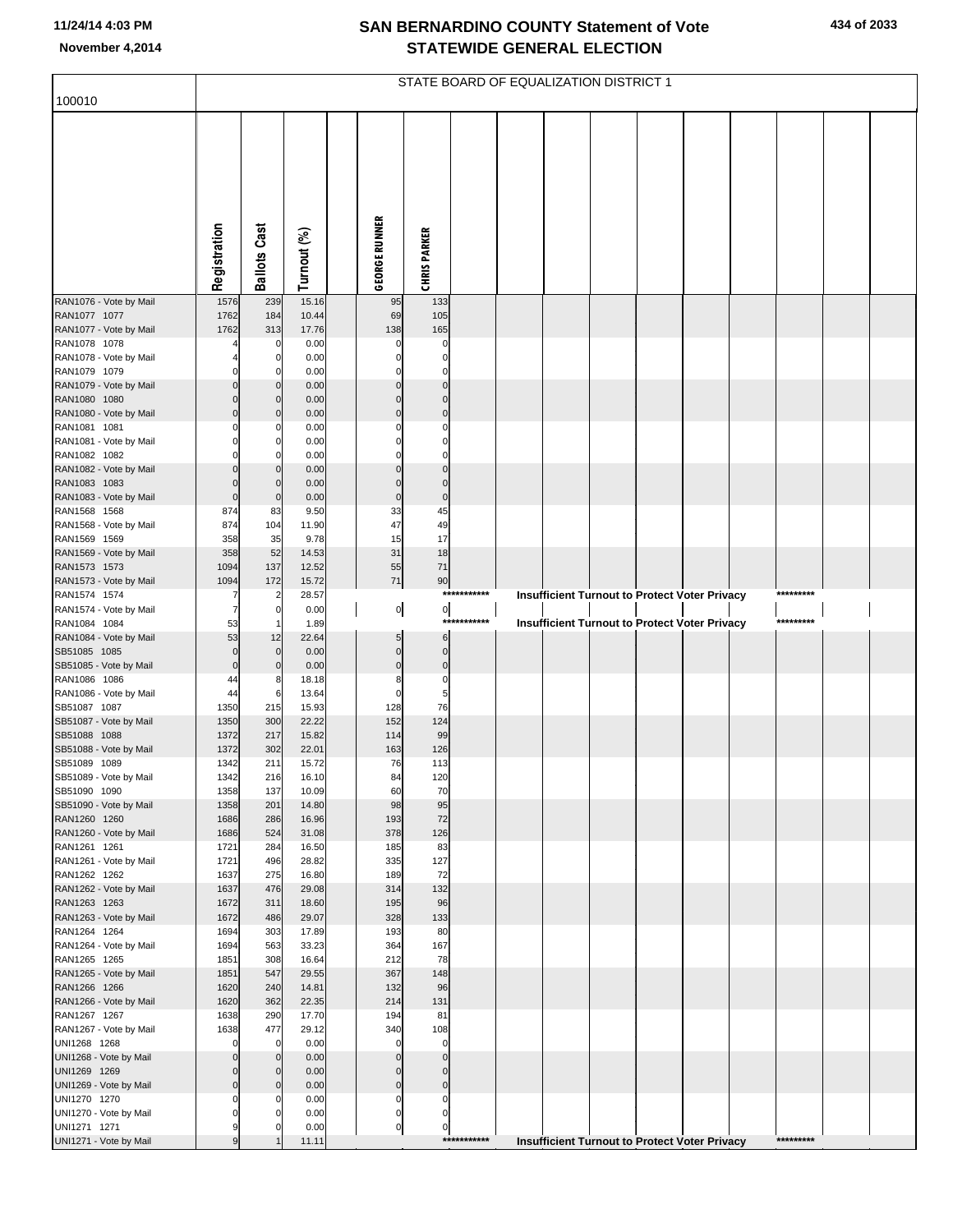# SAN BERNARDINO COUNTY Statement of Vote
# STATEWIDE GENERAL ELECTION

11/24/14 4:03 PM
November 4,2014

## STATE BOARD OF EQUALIZATION DISTRICT 1

100010

| | Registration | Ballots Cast | Turnout (%) | GEORGE RUNNER | CHRIS PARKER |
|---|---|---|---|---|---|
| RAN1076 - Vote by Mail | 1576 | 239 | 15.16 | 95 | 133 |
| RAN1077 1077 | 1762 | 184 | 10.44 | 69 | 105 |
| RAN1077 - Vote by Mail | 1762 | 313 | 17.76 | 138 | 165 |
| RAN1078 1078 | 4 | 0 | 0.00 | 0 | 0 |
| RAN1078 - Vote by Mail | 4 | 0 | 0.00 | 0 | 0 |
| RAN1079 1079 | 0 | 0 | 0.00 | 0 | 0 |
| RAN1079 - Vote by Mail | 0 | 0 | 0.00 | 0 | 0 |
| RAN1080 1080 | 0 | 0 | 0.00 | 0 | 0 |
| RAN1080 - Vote by Mail | 0 | 0 | 0.00 | 0 | 0 |
| RAN1081 1081 | 0 | 0 | 0.00 | 0 | 0 |
| RAN1081 - Vote by Mail | 0 | 0 | 0.00 | 0 | 0 |
| RAN1082 1082 | 0 | 0 | 0.00 | 0 | 0 |
| RAN1082 - Vote by Mail | 0 | 0 | 0.00 | 0 | 0 |
| RAN1083 1083 | 0 | 0 | 0.00 | 0 | 0 |
| RAN1083 - Vote by Mail | 0 | 0 | 0.00 | 0 | 0 |
| RAN1568 1568 | 874 | 83 | 9.50 | 33 | 45 |
| RAN1568 - Vote by Mail | 874 | 104 | 11.90 | 47 | 49 |
| RAN1569 1569 | 358 | 35 | 9.78 | 15 | 17 |
| RAN1569 - Vote by Mail | 358 | 52 | 14.53 | 31 | 18 |
| RAN1573 1573 | 1094 | 137 | 12.52 | 55 | 71 |
| RAN1573 - Vote by Mail | 1094 | 172 | 15.72 | 71 | 90 |
| RAN1574 1574 | 7 | 2 | 28.57 | *********** Insufficient Turnout to Protect Voter Privacy ********* | |
| RAN1574 - Vote by Mail | 7 | 0 | 0.00 | 0 | 0 |
| RAN1084 1084 | 53 | 1 | 1.89 | *********** Insufficient Turnout to Protect Voter Privacy ********* | |
| RAN1084 - Vote by Mail | 53 | 12 | 22.64 | 5 | 6 |
| SB51085 1085 | 0 | 0 | 0.00 | 0 | 0 |
| SB51085 - Vote by Mail | 0 | 0 | 0.00 | 0 | 0 |
| RAN1086 1086 | 44 | 8 | 18.18 | 8 | 0 |
| RAN1086 - Vote by Mail | 44 | 6 | 13.64 | 0 | 5 |
| SB51087 1087 | 1350 | 215 | 15.93 | 128 | 76 |
| SB51087 - Vote by Mail | 1350 | 300 | 22.22 | 152 | 124 |
| SB51088 1088 | 1372 | 217 | 15.82 | 114 | 99 |
| SB51088 - Vote by Mail | 1372 | 302 | 22.01 | 163 | 126 |
| SB51089 1089 | 1342 | 211 | 15.72 | 76 | 113 |
| SB51089 - Vote by Mail | 1342 | 216 | 16.10 | 84 | 120 |
| SB51090 1090 | 1358 | 137 | 10.09 | 60 | 70 |
| SB51090 - Vote by Mail | 1358 | 201 | 14.80 | 98 | 95 |
| RAN1260 1260 | 1686 | 286 | 16.96 | 193 | 72 |
| RAN1260 - Vote by Mail | 1686 | 524 | 31.08 | 378 | 126 |
| RAN1261 1261 | 1721 | 284 | 16.50 | 185 | 83 |
| RAN1261 - Vote by Mail | 1721 | 496 | 28.82 | 335 | 127 |
| RAN1262 1262 | 1637 | 275 | 16.80 | 189 | 72 |
| RAN1262 - Vote by Mail | 1637 | 476 | 29.08 | 314 | 132 |
| RAN1263 1263 | 1672 | 311 | 18.60 | 195 | 96 |
| RAN1263 - Vote by Mail | 1672 | 486 | 29.07 | 328 | 133 |
| RAN1264 1264 | 1694 | 303 | 17.89 | 193 | 80 |
| RAN1264 - Vote by Mail | 1694 | 563 | 33.23 | 364 | 167 |
| RAN1265 1265 | 1851 | 308 | 16.64 | 212 | 78 |
| RAN1265 - Vote by Mail | 1851 | 547 | 29.55 | 367 | 148 |
| RAN1266 1266 | 1620 | 240 | 14.81 | 132 | 96 |
| RAN1266 - Vote by Mail | 1620 | 362 | 22.35 | 214 | 131 |
| RAN1267 1267 | 1638 | 290 | 17.70 | 194 | 81 |
| RAN1267 - Vote by Mail | 1638 | 477 | 29.12 | 340 | 108 |
| UNI1268 1268 | 0 | 0 | 0.00 | 0 | 0 |
| UNI1268 - Vote by Mail | 0 | 0 | 0.00 | 0 | 0 |
| UNI1269 1269 | 0 | 0 | 0.00 | 0 | 0 |
| UNI1269 - Vote by Mail | 0 | 0 | 0.00 | 0 | 0 |
| UNI1270 1270 | 0 | 0 | 0.00 | 0 | 0 |
| UNI1270 - Vote by Mail | 0 | 0 | 0.00 | 0 | 0 |
| UNI1271 1271 | 9 | 0 | 0.00 | 0 | 0 |
| UNI1271 - Vote by Mail | 9 | 1 | 11.11 | *********** Insufficient Turnout to Protect Voter Privacy ********* | |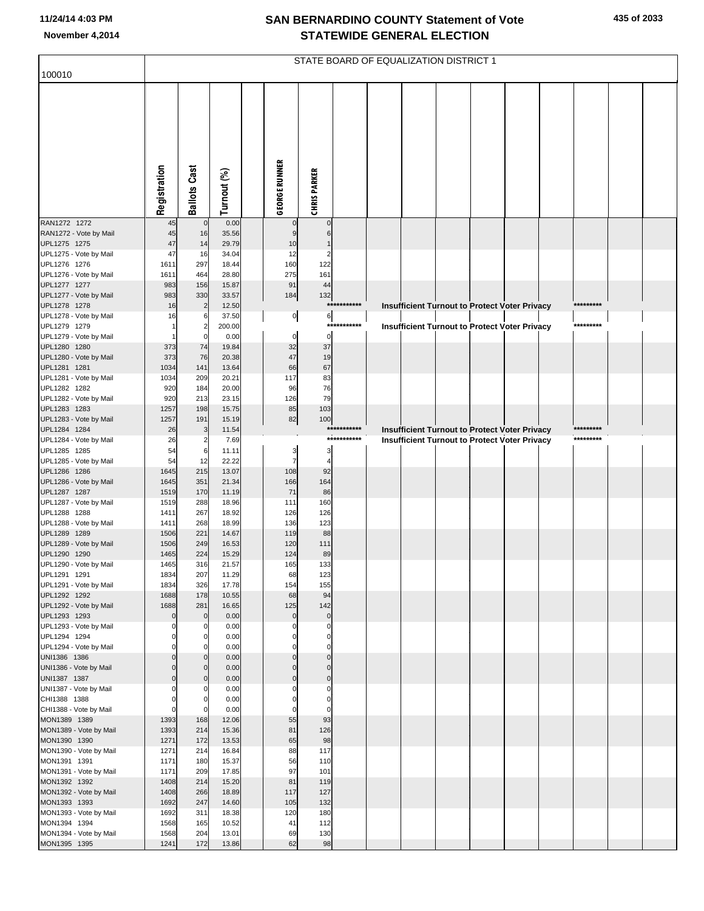# SAN BERNARDINO COUNTY Statement of Vote
# STATEWIDE GENERAL ELECTION

11/24/14 4:03 PM
November 4,2014

100010

STATE BOARD OF EQUALIZATION DISTRICT 1

| | Registration | Ballots Cast | Turnout (%) | GEORGE RUNNER | CHRIS PARKER |
|---|---|---|---|---|---|
| RAN1272 1272 | 45 | 0 | 0.00 | 0 | 0 |
| RAN1272 - Vote by Mail | 45 | 16 | 35.56 | 9 | 6 |
| UPL1275 1275 | 47 | 14 | 29.79 | 10 | 1 |
| UPL1275 - Vote by Mail | 47 | 16 | 34.04 | 12 | 2 |
| UPL1276 1276 | 1611 | 297 | 18.44 | 160 | 122 |
| UPL1276 - Vote by Mail | 1611 | 464 | 28.80 | 275 | 161 |
| UPL1277 1277 | 983 | 156 | 15.87 | 91 | 44 |
| UPL1277 - Vote by Mail | 983 | 330 | 33.57 | 184 | 132 |
| UPL1278 1278 | 16 | 2 | 12.50 | *********** Insufficient Turnout to Protect Voter Privacy ********* | |
| UPL1278 - Vote by Mail | 16 | 6 | 37.50 | 0 | 6 |
| UPL1279 1279 | 1 | 2 | 200.00 | *********** Insufficient Turnout to Protect Voter Privacy ********* | |
| UPL1279 - Vote by Mail | 1 | 0 | 0.00 | 0 | 0 |
| UPL1280 1280 | 373 | 74 | 19.84 | 32 | 37 |
| UPL1280 - Vote by Mail | 373 | 76 | 20.38 | 47 | 19 |
| UPL1281 1281 | 1034 | 141 | 13.64 | 66 | 67 |
| UPL1281 - Vote by Mail | 1034 | 209 | 20.21 | 117 | 83 |
| UPL1282 1282 | 920 | 184 | 20.00 | 96 | 76 |
| UPL1282 - Vote by Mail | 920 | 213 | 23.15 | 126 | 79 |
| UPL1283 1283 | 1257 | 198 | 15.75 | 85 | 103 |
| UPL1283 - Vote by Mail | 1257 | 191 | 15.19 | 82 | 100 |
| UPL1284 1284 | 26 | 3 | 11.54 | *********** Insufficient Turnout to Protect Voter Privacy ********* | |
| UPL1284 - Vote by Mail | 26 | 2 | 7.69 | *********** Insufficient Turnout to Protect Voter Privacy ********* | |
| UPL1285 1285 | 54 | 6 | 11.11 | 3 | 3 |
| UPL1285 - Vote by Mail | 54 | 12 | 22.22 | 7 | 4 |
| UPL1286 1286 | 1645 | 215 | 13.07 | 108 | 92 |
| UPL1286 - Vote by Mail | 1645 | 351 | 21.34 | 166 | 164 |
| UPL1287 1287 | 1519 | 170 | 11.19 | 71 | 86 |
| UPL1287 - Vote by Mail | 1519 | 288 | 18.96 | 111 | 160 |
| UPL1288 1288 | 1411 | 267 | 18.92 | 126 | 126 |
| UPL1288 - Vote by Mail | 1411 | 268 | 18.99 | 136 | 123 |
| UPL1289 1289 | 1506 | 221 | 14.67 | 119 | 88 |
| UPL1289 - Vote by Mail | 1506 | 249 | 16.53 | 120 | 111 |
| UPL1290 1290 | 1465 | 224 | 15.29 | 124 | 89 |
| UPL1290 - Vote by Mail | 1465 | 316 | 21.57 | 165 | 133 |
| UPL1291 1291 | 1834 | 207 | 11.29 | 68 | 123 |
| UPL1291 - Vote by Mail | 1834 | 326 | 17.78 | 154 | 155 |
| UPL1292 1292 | 1688 | 178 | 10.55 | 68 | 94 |
| UPL1292 - Vote by Mail | 1688 | 281 | 16.65 | 125 | 142 |
| UPL1293 1293 | 0 | 0 | 0.00 | 0 | 0 |
| UPL1293 - Vote by Mail | 0 | 0 | 0.00 | 0 | 0 |
| UPL1294 1294 | 0 | 0 | 0.00 | 0 | 0 |
| UPL1294 - Vote by Mail | 0 | 0 | 0.00 | 0 | 0 |
| UNI1386 1386 | 0 | 0 | 0.00 | 0 | 0 |
| UNI1386 - Vote by Mail | 0 | 0 | 0.00 | 0 | 0 |
| UNI1387 1387 | 0 | 0 | 0.00 | 0 | 0 |
| UNI1387 - Vote by Mail | 0 | 0 | 0.00 | 0 | 0 |
| CHI1388 1388 | 0 | 0 | 0.00 | 0 | 0 |
| CHI1388 - Vote by Mail | 0 | 0 | 0.00 | 0 | 0 |
| MON1389 1389 | 1393 | 168 | 12.06 | 55 | 93 |
| MON1389 - Vote by Mail | 1393 | 214 | 15.36 | 81 | 126 |
| MON1390 1390 | 1271 | 172 | 13.53 | 65 | 98 |
| MON1390 - Vote by Mail | 1271 | 214 | 16.84 | 88 | 117 |
| MON1391 1391 | 1171 | 180 | 15.37 | 56 | 110 |
| MON1391 - Vote by Mail | 1171 | 209 | 17.85 | 97 | 101 |
| MON1392 1392 | 1408 | 214 | 15.20 | 81 | 119 |
| MON1392 - Vote by Mail | 1408 | 266 | 18.89 | 117 | 127 |
| MON1393 1393 | 1692 | 247 | 14.60 | 105 | 132 |
| MON1393 - Vote by Mail | 1692 | 311 | 18.38 | 120 | 180 |
| MON1394 1394 | 1568 | 165 | 10.52 | 41 | 112 |
| MON1394 - Vote by Mail | 1568 | 204 | 13.01 | 69 | 130 |
| MON1395 1395 | 1241 | 172 | 13.86 | 62 | 98 |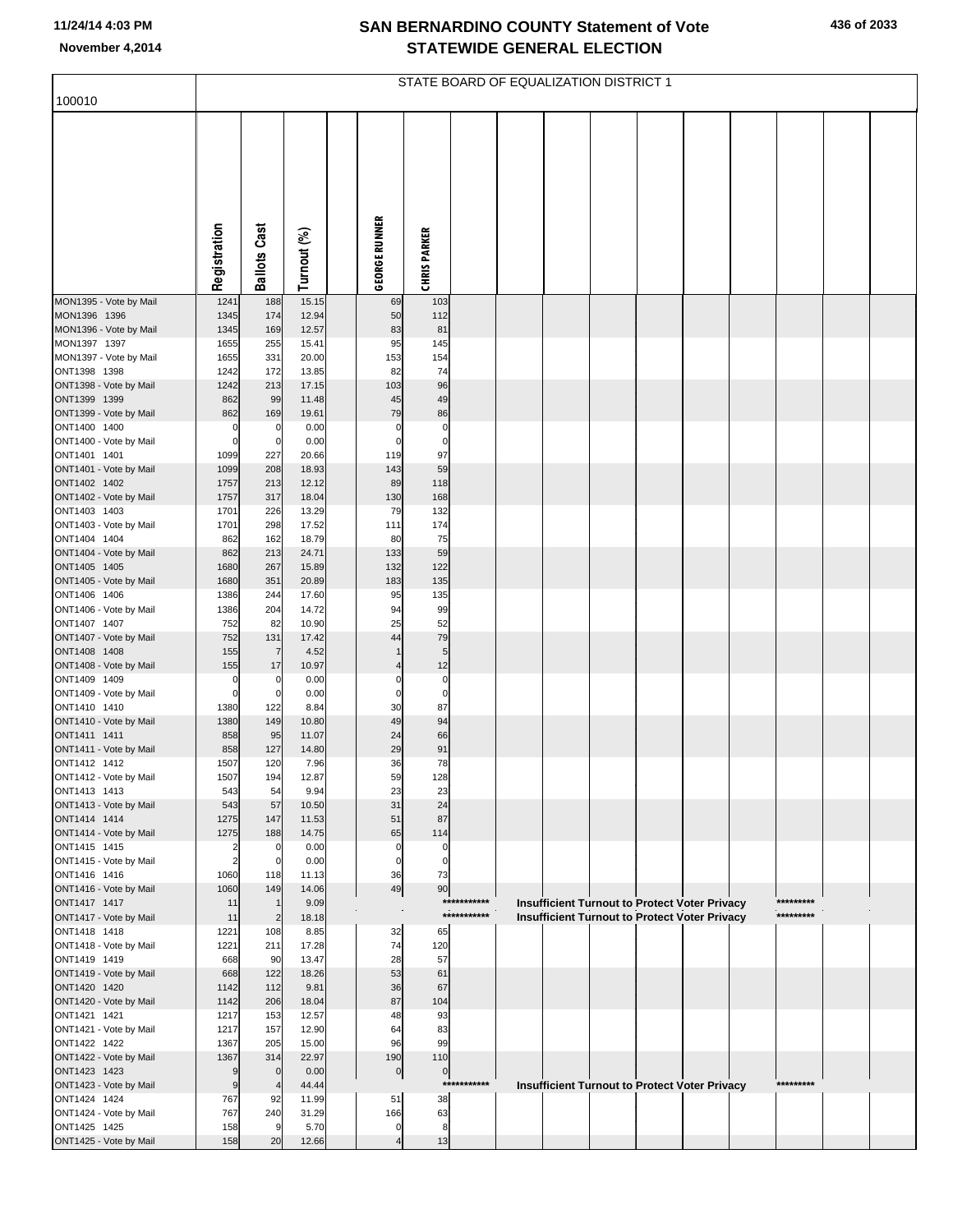# SAN BERNARDINO COUNTY Statement of Vote
# STATEWIDE GENERAL ELECTION

11/24/14 4:03 PM
November 4,2014

## STATE BOARD OF EQUALIZATION DISTRICT 1

100010

| | Registration | Ballots Cast | Turnout (%) | GEORGE RUNNER | CHRIS PARKER |
|---|---|---|---|---|---|
| MON1395 - Vote by Mail | 1241 | 188 | 15.15 | 69 | 103 |
| MON1396 1396 | 1345 | 174 | 12.94 | 50 | 112 |
| MON1396 - Vote by Mail | 1345 | 169 | 12.57 | 83 | 81 |
| MON1397 1397 | 1655 | 255 | 15.41 | 95 | 145 |
| MON1397 - Vote by Mail | 1655 | 331 | 20.00 | 153 | 154 |
| ONT1398 1398 | 1242 | 172 | 13.85 | 82 | 74 |
| ONT1398 - Vote by Mail | 1242 | 213 | 17.15 | 103 | 96 |
| ONT1399 1399 | 862 | 99 | 11.48 | 45 | 49 |
| ONT1399 - Vote by Mail | 862 | 169 | 19.61 | 79 | 86 |
| ONT1400 1400 | 0 | 0 | 0.00 | 0 | 0 |
| ONT1400 - Vote by Mail | 0 | 0 | 0.00 | 0 | 0 |
| ONT1401 1401 | 1099 | 227 | 20.66 | 119 | 97 |
| ONT1401 - Vote by Mail | 1099 | 208 | 18.93 | 143 | 59 |
| ONT1402 1402 | 1757 | 213 | 12.12 | 89 | 118 |
| ONT1402 - Vote by Mail | 1757 | 317 | 18.04 | 130 | 168 |
| ONT1403 1403 | 1701 | 226 | 13.29 | 79 | 132 |
| ONT1403 - Vote by Mail | 1701 | 298 | 17.52 | 111 | 174 |
| ONT1404 1404 | 862 | 162 | 18.79 | 80 | 75 |
| ONT1404 - Vote by Mail | 862 | 213 | 24.71 | 133 | 59 |
| ONT1405 1405 | 1680 | 267 | 15.89 | 132 | 122 |
| ONT1405 - Vote by Mail | 1680 | 351 | 20.89 | 183 | 135 |
| ONT1406 1406 | 1386 | 244 | 17.60 | 95 | 135 |
| ONT1406 - Vote by Mail | 1386 | 204 | 14.72 | 94 | 99 |
| ONT1407 1407 | 752 | 82 | 10.90 | 25 | 52 |
| ONT1407 - Vote by Mail | 752 | 131 | 17.42 | 44 | 79 |
| ONT1408 1408 | 155 | 7 | 4.52 | 1 | 5 |
| ONT1408 - Vote by Mail | 155 | 17 | 10.97 | 4 | 12 |
| ONT1409 1409 | 0 | 0 | 0.00 | 0 | 0 |
| ONT1409 - Vote by Mail | 0 | 0 | 0.00 | 0 | 0 |
| ONT1410 1410 | 1380 | 122 | 8.84 | 30 | 87 |
| ONT1410 - Vote by Mail | 1380 | 149 | 10.80 | 49 | 94 |
| ONT1411 1411 | 858 | 95 | 11.07 | 24 | 66 |
| ONT1411 - Vote by Mail | 858 | 127 | 14.80 | 29 | 91 |
| ONT1412 1412 | 1507 | 120 | 7.96 | 36 | 78 |
| ONT1412 - Vote by Mail | 1507 | 194 | 12.87 | 59 | 128 |
| ONT1413 1413 | 543 | 54 | 9.94 | 23 | 23 |
| ONT1413 - Vote by Mail | 543 | 57 | 10.50 | 31 | 24 |
| ONT1414 1414 | 1275 | 147 | 11.53 | 51 | 87 |
| ONT1414 - Vote by Mail | 1275 | 188 | 14.75 | 65 | 114 |
| ONT1415 1415 | 2 | 0 | 0.00 | 0 | 0 |
| ONT1415 - Vote by Mail | 2 | 0 | 0.00 | 0 | 0 |
| ONT1416 1416 | 1060 | 118 | 11.13 | 36 | 73 |
| ONT1416 - Vote by Mail | 1060 | 149 | 14.06 | 49 | 90 |
| ONT1417 1417 | 11 | 1 | 9.09 | | *********** Insufficient Turnout to Protect Voter Privacy ********* |
| ONT1417 - Vote by Mail | 11 | 2 | 18.18 | | *********** Insufficient Turnout to Protect Voter Privacy ********* |
| ONT1418 1418 | 1221 | 108 | 8.85 | 32 | 65 |
| ONT1418 - Vote by Mail | 1221 | 211 | 17.28 | 74 | 120 |
| ONT1419 1419 | 668 | 90 | 13.47 | 28 | 57 |
| ONT1419 - Vote by Mail | 668 | 122 | 18.26 | 53 | 61 |
| ONT1420 1420 | 1142 | 112 | 9.81 | 36 | 67 |
| ONT1420 - Vote by Mail | 1142 | 206 | 18.04 | 87 | 104 |
| ONT1421 1421 | 1217 | 153 | 12.57 | 48 | 93 |
| ONT1421 - Vote by Mail | 1217 | 157 | 12.90 | 64 | 83 |
| ONT1422 1422 | 1367 | 205 | 15.00 | 96 | 99 |
| ONT1422 - Vote by Mail | 1367 | 314 | 22.97 | 190 | 110 |
| ONT1423 1423 | 9 | 0 | 0.00 | 0 | 0 |
| ONT1423 - Vote by Mail | 9 | 4 | 44.44 | | *********** Insufficient Turnout to Protect Voter Privacy ********* |
| ONT1424 1424 | 767 | 92 | 11.99 | 51 | 38 |
| ONT1424 - Vote by Mail | 767 | 240 | 31.29 | 166 | 63 |
| ONT1425 1425 | 158 | 9 | 5.70 | 0 | 8 |
| ONT1425 - Vote by Mail | 158 | 20 | 12.66 | 4 | 13 |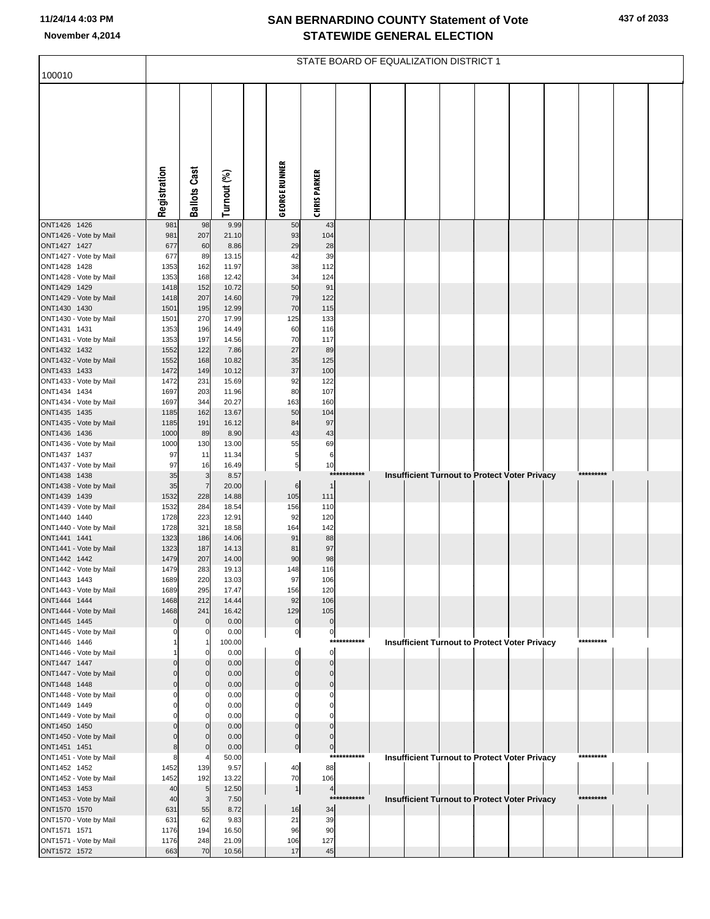# SAN BERNARDINO COUNTY Statement of Vote
# STATEWIDE GENERAL ELECTION

11/24/14 4:03 PM
November 4,2014

## STATE BOARD OF EQUALIZATION DISTRICT 1

100010

| | Registration | Ballots Cast | Turnout (%) | | GEORGE RUNNER | CHRIS PARKER | | | | | | | | | |
|---|---|---|---|---|---|---|---|---|---|---|---|---|---|---|---|
| ONT1426 1426 | 981 | 98 | 9.99 | | 50 | 43 | | | | | | | | | |
| ONT1426 - Vote by Mail | 981 | 207 | 21.10 | | 93 | 104 | | | | | | | | | |
| ONT1427 1427 | 677 | 60 | 8.86 | | 29 | 28 | | | | | | | | | |
| ONT1427 - Vote by Mail | 677 | 89 | 13.15 | | 42 | 39 | | | | | | | | | |
| ONT1428 1428 | 1353 | 162 | 11.97 | | 38 | 112 | | | | | | | | | |
| ONT1428 - Vote by Mail | 1353 | 168 | 12.42 | | 34 | 124 | | | | | | | | | |
| ONT1429 1429 | 1418 | 152 | 10.72 | | 50 | 91 | | | | | | | | | |
| ONT1429 - Vote by Mail | 1418 | 207 | 14.60 | | 79 | 122 | | | | | | | | | |
| ONT1430 1430 | 1501 | 195 | 12.99 | | 70 | 115 | | | | | | | | | |
| ONT1430 - Vote by Mail | 1501 | 270 | 17.99 | | 125 | 133 | | | | | | | | | |
| ONT1431 1431 | 1353 | 196 | 14.49 | | 60 | 116 | | | | | | | | | |
| ONT1431 - Vote by Mail | 1353 | 197 | 14.56 | | 70 | 117 | | | | | | | | | |
| ONT1432 1432 | 1552 | 122 | 7.86 | | 27 | 89 | | | | | | | | | |
| ONT1432 - Vote by Mail | 1552 | 168 | 10.82 | | 35 | 125 | | | | | | | | | |
| ONT1433 1433 | 1472 | 149 | 10.12 | | 37 | 100 | | | | | | | | | |
| ONT1433 - Vote by Mail | 1472 | 231 | 15.69 | | 92 | 122 | | | | | | | | | |
| ONT1434 1434 | 1697 | 203 | 11.96 | | 80 | 107 | | | | | | | | | |
| ONT1434 - Vote by Mail | 1697 | 344 | 20.27 | | 163 | 160 | | | | | | | | | |
| ONT1435 1435 | 1185 | 162 | 13.67 | | 50 | 104 | | | | | | | | | |
| ONT1435 - Vote by Mail | 1185 | 191 | 16.12 | | 84 | 97 | | | | | | | | | |
| ONT1436 1436 | 1000 | 89 | 8.90 | | 43 | 43 | | | | | | | | | |
| ONT1436 - Vote by Mail | 1000 | 130 | 13.00 | | 55 | 69 | | | | | | | | | |
| ONT1437 1437 | 97 | 11 | 11.34 | | 5 | 6 | | | | | | | | | |
| ONT1437 - Vote by Mail | 97 | 16 | 16.49 | | 5 | 10 | | | | | | | | | |
| ONT1438 1438 | 35 | 3 | 8.57 | | | | *********** | Insufficient Turnout to Protect Voter Privacy | | | | | | ********* | |
| ONT1438 - Vote by Mail | 35 | 7 | 20.00 | | 6 | 1 | | | | | | | | | |
| ONT1439 1439 | 1532 | 228 | 14.88 | | 105 | 111 | | | | | | | | | |
| ONT1439 - Vote by Mail | 1532 | 284 | 18.54 | | 156 | 110 | | | | | | | | | |
| ONT1440 1440 | 1728 | 223 | 12.91 | | 92 | 120 | | | | | | | | | |
| ONT1440 - Vote by Mail | 1728 | 321 | 18.58 | | 164 | 142 | | | | | | | | | |
| ONT1441 1441 | 1323 | 186 | 14.06 | | 91 | 88 | | | | | | | | | |
| ONT1441 - Vote by Mail | 1323 | 187 | 14.13 | | 81 | 97 | | | | | | | | | |
| ONT1442 1442 | 1479 | 207 | 14.00 | | 90 | 98 | | | | | | | | | |
| ONT1442 - Vote by Mail | 1479 | 283 | 19.13 | | 148 | 116 | | | | | | | | | |
| ONT1443 1443 | 1689 | 220 | 13.03 | | 97 | 106 | | | | | | | | | |
| ONT1443 - Vote by Mail | 1689 | 295 | 17.47 | | 156 | 120 | | | | | | | | | |
| ONT1444 1444 | 1468 | 212 | 14.44 | | 92 | 106 | | | | | | | | | |
| ONT1444 - Vote by Mail | 1468 | 241 | 16.42 | | 129 | 105 | | | | | | | | | |
| ONT1445 1445 | 0 | 0 | 0.00 | | 0 | 0 | | | | | | | | | |
| ONT1445 - Vote by Mail | 0 | 0 | 0.00 | | 0 | 0 | | | | | | | | | |
| ONT1446 1446 | 1 | 1 | 100.00 | | | | *********** | Insufficient Turnout to Protect Voter Privacy | | | | | | ********* | |
| ONT1446 - Vote by Mail | 1 | 0 | 0.00 | | 0 | 0 | | | | | | | | | |
| ONT1447 1447 | 0 | 0 | 0.00 | | 0 | 0 | | | | | | | | | |
| ONT1447 - Vote by Mail | 0 | 0 | 0.00 | | 0 | 0 | | | | | | | | | |
| ONT1448 1448 | 0 | 0 | 0.00 | | 0 | 0 | | | | | | | | | |
| ONT1448 - Vote by Mail | 0 | 0 | 0.00 | | 0 | 0 | | | | | | | | | |
| ONT1449 1449 | 0 | 0 | 0.00 | | 0 | 0 | | | | | | | | | |
| ONT1449 - Vote by Mail | 0 | 0 | 0.00 | | 0 | 0 | | | | | | | | | |
| ONT1450 1450 | 0 | 0 | 0.00 | | 0 | 0 | | | | | | | | | |
| ONT1450 - Vote by Mail | 0 | 0 | 0.00 | | 0 | 0 | | | | | | | | | |
| ONT1451 1451 | 8 | 0 | 0.00 | | 0 | 0 | | | | | | | | | |
| ONT1451 - Vote by Mail | 8 | 4 | 50.00 | | | | *********** | Insufficient Turnout to Protect Voter Privacy | | | | | | ********* | |
| ONT1452 1452 | 1452 | 139 | 9.57 | | 40 | 88 | | | | | | | | | |
| ONT1452 - Vote by Mail | 1452 | 192 | 13.22 | | 70 | 106 | | | | | | | | | |
| ONT1453 1453 | 40 | 5 | 12.50 | | 1 | 4 | | | | | | | | | |
| ONT1453 - Vote by Mail | 40 | 3 | 7.50 | | | | *********** | Insufficient Turnout to Protect Voter Privacy | | | | | | ********* | |
| ONT1570 1570 | 631 | 55 | 8.72 | | 16 | 34 | | | | | | | | | |
| ONT1570 - Vote by Mail | 631 | 62 | 9.83 | | 21 | 39 | | | | | | | | | |
| ONT1571 1571 | 1176 | 194 | 16.50 | | 96 | 90 | | | | | | | | | |
| ONT1571 - Vote by Mail | 1176 | 248 | 21.09 | | 106 | 127 | | | | | | | | | |
| ONT1572 1572 | 663 | 70 | 10.56 | | 17 | 45 | | | | | | | | | |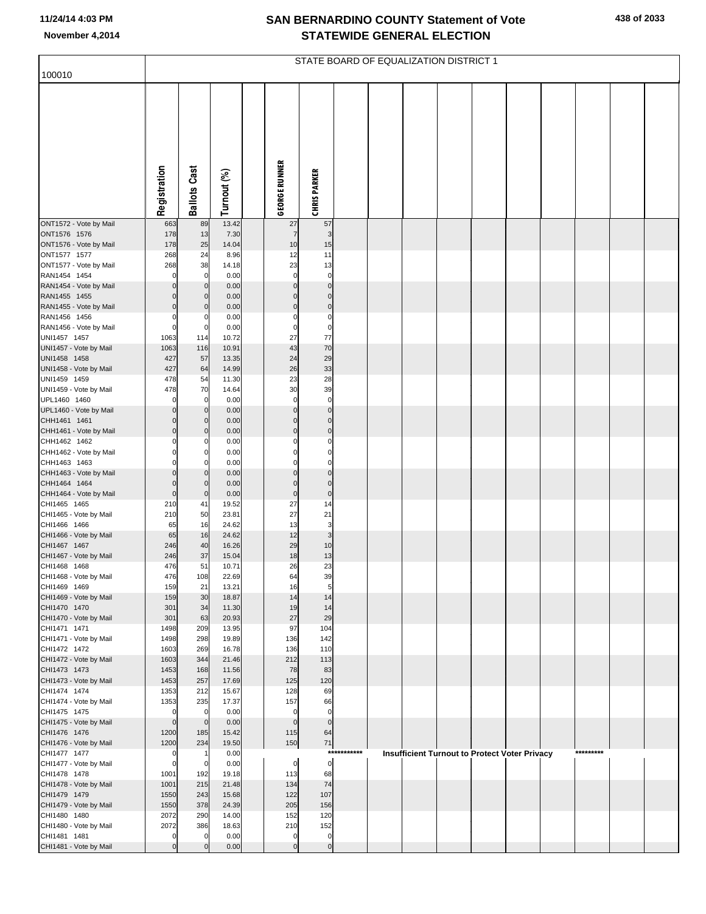## SAN BERNARDINO COUNTY Statement of Vote
## STATEWIDE GENERAL ELECTION

November 4,2014

### STATE BOARD OF EQUALIZATION DISTRICT 1

100010

| | Registration | Ballots Cast | Turnout (%) | | GEORGE RUNNER | CHRIS PARKER |
|---|---|---|---|---|---|---|
| ONT1572 - Vote by Mail | 663 | 89 | 13.42 | | 27 | 57 |
| ONT1576 1576 | 178 | 13 | 7.30 | | 7 | 3 |
| ONT1576 - Vote by Mail | 178 | 25 | 14.04 | | 10 | 15 |
| ONT1577 1577 | 268 | 24 | 8.96 | | 12 | 11 |
| ONT1577 - Vote by Mail | 268 | 38 | 14.18 | | 23 | 13 |
| RAN1454 1454 | 0 | 0 | 0.00 | | 0 | 0 |
| RAN1454 - Vote by Mail | 0 | 0 | 0.00 | | 0 | 0 |
| RAN1455 1455 | 0 | 0 | 0.00 | | 0 | 0 |
| RAN1455 - Vote by Mail | 0 | 0 | 0.00 | | 0 | 0 |
| RAN1456 1456 | 0 | 0 | 0.00 | | 0 | 0 |
| RAN1456 - Vote by Mail | 0 | 0 | 0.00 | | 0 | 0 |
| UNI1457 1457 | 1063 | 114 | 10.72 | | 27 | 77 |
| UNI1457 - Vote by Mail | 1063 | 116 | 10.91 | | 43 | 70 |
| UNI1458 1458 | 427 | 57 | 13.35 | | 24 | 29 |
| UNI1458 - Vote by Mail | 427 | 64 | 14.99 | | 26 | 33 |
| UNI1459 1459 | 478 | 54 | 11.30 | | 23 | 28 |
| UNI1459 - Vote by Mail | 478 | 70 | 14.64 | | 30 | 39 |
| UPL1460 1460 | 0 | 0 | 0.00 | | 0 | 0 |
| UPL1460 - Vote by Mail | 0 | 0 | 0.00 | | 0 | 0 |
| CHH1461 1461 | 0 | 0 | 0.00 | | 0 | 0 |
| CHH1461 - Vote by Mail | 0 | 0 | 0.00 | | 0 | 0 |
| CHH1462 1462 | 0 | 0 | 0.00 | | 0 | 0 |
| CHH1462 - Vote by Mail | 0 | 0 | 0.00 | | 0 | 0 |
| CHH1463 1463 | 0 | 0 | 0.00 | | 0 | 0 |
| CHH1463 - Vote by Mail | 0 | 0 | 0.00 | | 0 | 0 |
| CHH1464 1464 | 0 | 0 | 0.00 | | 0 | 0 |
| CHH1464 - Vote by Mail | 0 | 0 | 0.00 | | 0 | 0 |
| CHI1465 1465 | 210 | 41 | 19.52 | | 27 | 14 |
| CHI1465 - Vote by Mail | 210 | 50 | 23.81 | | 27 | 21 |
| CHI1466 1466 | 65 | 16 | 24.62 | | 13 | 3 |
| CHI1466 - Vote by Mail | 65 | 16 | 24.62 | | 12 | 3 |
| CHI1467 1467 | 246 | 40 | 16.26 | | 29 | 10 |
| CHI1467 - Vote by Mail | 246 | 37 | 15.04 | | 18 | 13 |
| CHI1468 1468 | 476 | 51 | 10.71 | | 26 | 23 |
| CHI1468 - Vote by Mail | 476 | 108 | 22.69 | | 64 | 39 |
| CHI1469 1469 | 159 | 21 | 13.21 | | 16 | 5 |
| CHI1469 - Vote by Mail | 159 | 30 | 18.87 | | 14 | 14 |
| CHI1470 1470 | 301 | 34 | 11.30 | | 19 | 14 |
| CHI1470 - Vote by Mail | 301 | 63 | 20.93 | | 27 | 29 |
| CHI1471 1471 | 1498 | 209 | 13.95 | | 97 | 104 |
| CHI1471 - Vote by Mail | 1498 | 298 | 19.89 | | 136 | 142 |
| CHI1472 1472 | 1603 | 269 | 16.78 | | 136 | 110 |
| CHI1472 - Vote by Mail | 1603 | 344 | 21.46 | | 212 | 113 |
| CHI1473 1473 | 1453 | 168 | 11.56 | | 78 | 83 |
| CHI1473 - Vote by Mail | 1453 | 257 | 17.69 | | 125 | 120 |
| CHI1474 1474 | 1353 | 212 | 15.67 | | 128 | 69 |
| CHI1474 - Vote by Mail | 1353 | 235 | 17.37 | | 157 | 66 |
| CHI1475 1475 | 0 | 0 | 0.00 | | 0 | 0 |
| CHI1475 - Vote by Mail | 0 | 0 | 0.00 | | 0 | 0 |
| CHI1476 1476 | 1200 | 185 | 15.42 | | 115 | 64 |
| CHI1476 - Vote by Mail | 1200 | 234 | 19.50 | | 150 | 71 |
| CHI1477 1477 | 0 | 1 | 0.00 | | | *********** Insufficient Turnout to Protect Voter Privacy ********* |
| CHI1477 - Vote by Mail | 0 | 0 | 0.00 | | 0 | 0 |
| CHI1478 1478 | 1001 | 192 | 19.18 | | 113 | 68 |
| CHI1478 - Vote by Mail | 1001 | 215 | 21.48 | | 134 | 74 |
| CHI1479 1479 | 1550 | 243 | 15.68 | | 122 | 107 |
| CHI1479 - Vote by Mail | 1550 | 378 | 24.39 | | 205 | 156 |
| CHI1480 1480 | 2072 | 290 | 14.00 | | 152 | 120 |
| CHI1480 - Vote by Mail | 2072 | 386 | 18.63 | | 210 | 152 |
| CHI1481 1481 | 0 | 0 | 0.00 | | 0 | 0 |
| CHI1481 - Vote by Mail | 0 | 0 | 0.00 | | 0 | 0 |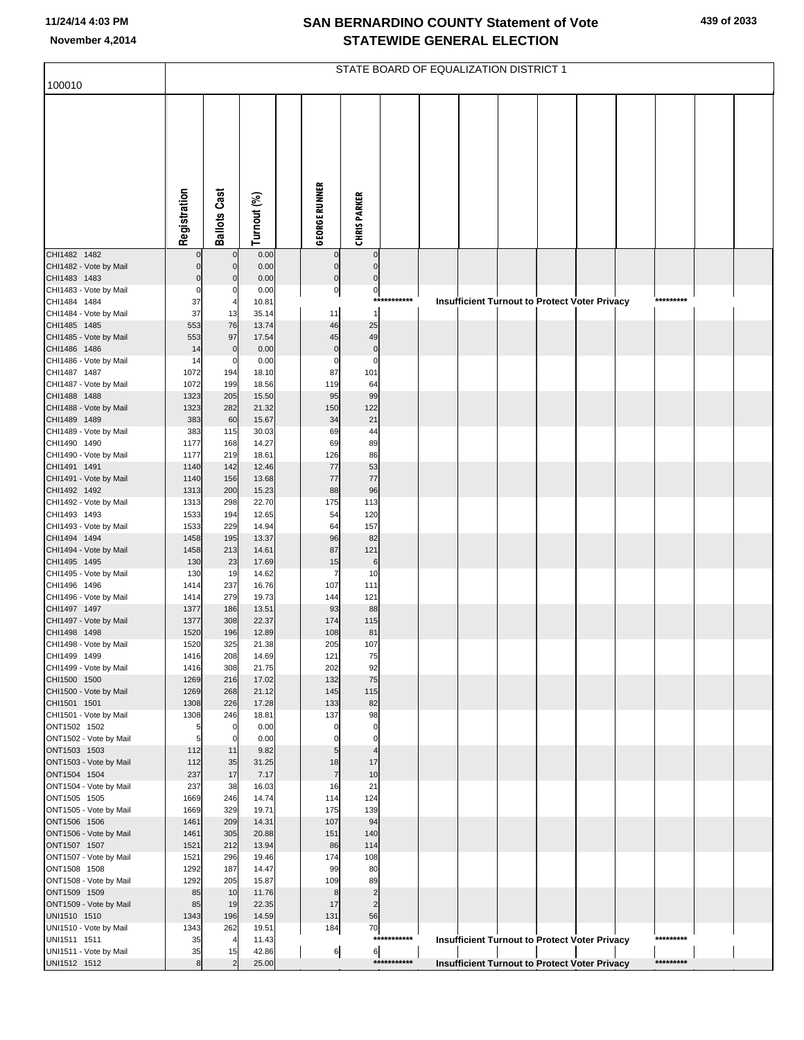# SAN BERNARDINO COUNTY Statement of Vote
# STATEWIDE GENERAL ELECTION

November 4,2014

STATE BOARD OF EQUALIZATION DISTRICT 1

100010

| | Registration | Ballots Cast | Turnout (%) | GEORGE RUNNER | CHRIS PARKER |
|---|---|---|---|---|---|
| CHI1482 1482 | 0 | 0 | 0.00 | 0 | 0 |
| CHI1482 - Vote by Mail | 0 | 0 | 0.00 | 0 | 0 |
| CHI1483 1483 | 0 | 0 | 0.00 | 0 | 0 |
| CHI1483 - Vote by Mail | 0 | 0 | 0.00 | 0 | 0 |
| CHI1484 1484 | 37 | 4 | 10.81 | *********** Insufficient Turnout to Protect Voter Privacy ********* | |
| CHI1484 - Vote by Mail | 37 | 13 | 35.14 | 11 | 1 |
| CHI1485 1485 | 553 | 76 | 13.74 | 46 | 25 |
| CHI1485 - Vote by Mail | 553 | 97 | 17.54 | 45 | 49 |
| CHI1486 1486 | 14 | 0 | 0.00 | 0 | 0 |
| CHI1486 - Vote by Mail | 14 | 0 | 0.00 | 0 | 0 |
| CHI1487 1487 | 1072 | 194 | 18.10 | 87 | 101 |
| CHI1487 - Vote by Mail | 1072 | 199 | 18.56 | 119 | 64 |
| CHI1488 1488 | 1323 | 205 | 15.50 | 95 | 99 |
| CHI1488 - Vote by Mail | 1323 | 282 | 21.32 | 150 | 122 |
| CHI1489 1489 | 383 | 60 | 15.67 | 34 | 21 |
| CHI1489 - Vote by Mail | 383 | 115 | 30.03 | 69 | 44 |
| CHI1490 1490 | 1177 | 168 | 14.27 | 69 | 89 |
| CHI1490 - Vote by Mail | 1177 | 219 | 18.61 | 126 | 86 |
| CHI1491 1491 | 1140 | 142 | 12.46 | 77 | 53 |
| CHI1491 - Vote by Mail | 1140 | 156 | 13.68 | 77 | 77 |
| CHI1492 1492 | 1313 | 200 | 15.23 | 88 | 96 |
| CHI1492 - Vote by Mail | 1313 | 298 | 22.70 | 175 | 113 |
| CHI1493 1493 | 1533 | 194 | 12.65 | 54 | 120 |
| CHI1493 - Vote by Mail | 1533 | 229 | 14.94 | 64 | 157 |
| CHI1494 1494 | 1458 | 195 | 13.37 | 96 | 82 |
| CHI1494 - Vote by Mail | 1458 | 213 | 14.61 | 87 | 121 |
| CHI1495 1495 | 130 | 23 | 17.69 | 15 | 6 |
| CHI1495 - Vote by Mail | 130 | 19 | 14.62 | 7 | 10 |
| CHI1496 1496 | 1414 | 237 | 16.76 | 107 | 111 |
| CHI1496 - Vote by Mail | 1414 | 279 | 19.73 | 144 | 121 |
| CHI1497 1497 | 1377 | 186 | 13.51 | 93 | 88 |
| CHI1497 - Vote by Mail | 1377 | 308 | 22.37 | 174 | 115 |
| CHI1498 1498 | 1520 | 196 | 12.89 | 108 | 81 |
| CHI1498 - Vote by Mail | 1520 | 325 | 21.38 | 205 | 107 |
| CHI1499 1499 | 1416 | 208 | 14.69 | 121 | 75 |
| CHI1499 - Vote by Mail | 1416 | 308 | 21.75 | 202 | 92 |
| CHI1500 1500 | 1269 | 216 | 17.02 | 132 | 75 |
| CHI1500 - Vote by Mail | 1269 | 268 | 21.12 | 145 | 115 |
| CHI1501 1501 | 1308 | 226 | 17.28 | 133 | 82 |
| CHI1501 - Vote by Mail | 1308 | 246 | 18.81 | 137 | 98 |
| ONT1502 1502 | 5 | 0 | 0.00 | 0 | 0 |
| ONT1502 - Vote by Mail | 5 | 0 | 0.00 | 0 | 0 |
| ONT1503 1503 | 112 | 11 | 9.82 | 5 | 4 |
| ONT1503 - Vote by Mail | 112 | 35 | 31.25 | 18 | 17 |
| ONT1504 1504 | 237 | 17 | 7.17 | 7 | 10 |
| ONT1504 - Vote by Mail | 237 | 38 | 16.03 | 16 | 21 |
| ONT1505 1505 | 1669 | 246 | 14.74 | 114 | 124 |
| ONT1505 - Vote by Mail | 1669 | 329 | 19.71 | 175 | 139 |
| ONT1506 1506 | 1461 | 209 | 14.31 | 107 | 94 |
| ONT1506 - Vote by Mail | 1461 | 305 | 20.88 | 151 | 140 |
| ONT1507 1507 | 1521 | 212 | 13.94 | 86 | 114 |
| ONT1507 - Vote by Mail | 1521 | 296 | 19.46 | 174 | 108 |
| ONT1508 1508 | 1292 | 187 | 14.47 | 99 | 80 |
| ONT1508 - Vote by Mail | 1292 | 205 | 15.87 | 109 | 89 |
| ONT1509 1509 | 85 | 10 | 11.76 | 8 | 2 |
| ONT1509 - Vote by Mail | 85 | 19 | 22.35 | 17 | 2 |
| UNI1510 1510 | 1343 | 196 | 14.59 | 131 | 56 |
| UNI1510 - Vote by Mail | 1343 | 262 | 19.51 | 184 | 70 |
| UNI1511 1511 | 35 | 4 | 11.43 | *********** Insufficient Turnout to Protect Voter Privacy ********* | |
| UNI1511 - Vote by Mail | 35 | 15 | 42.86 | 6 | 6 |
| UNI1512 1512 | 8 | 2 | 25.00 | *********** Insufficient Turnout to Protect Voter Privacy ********* | |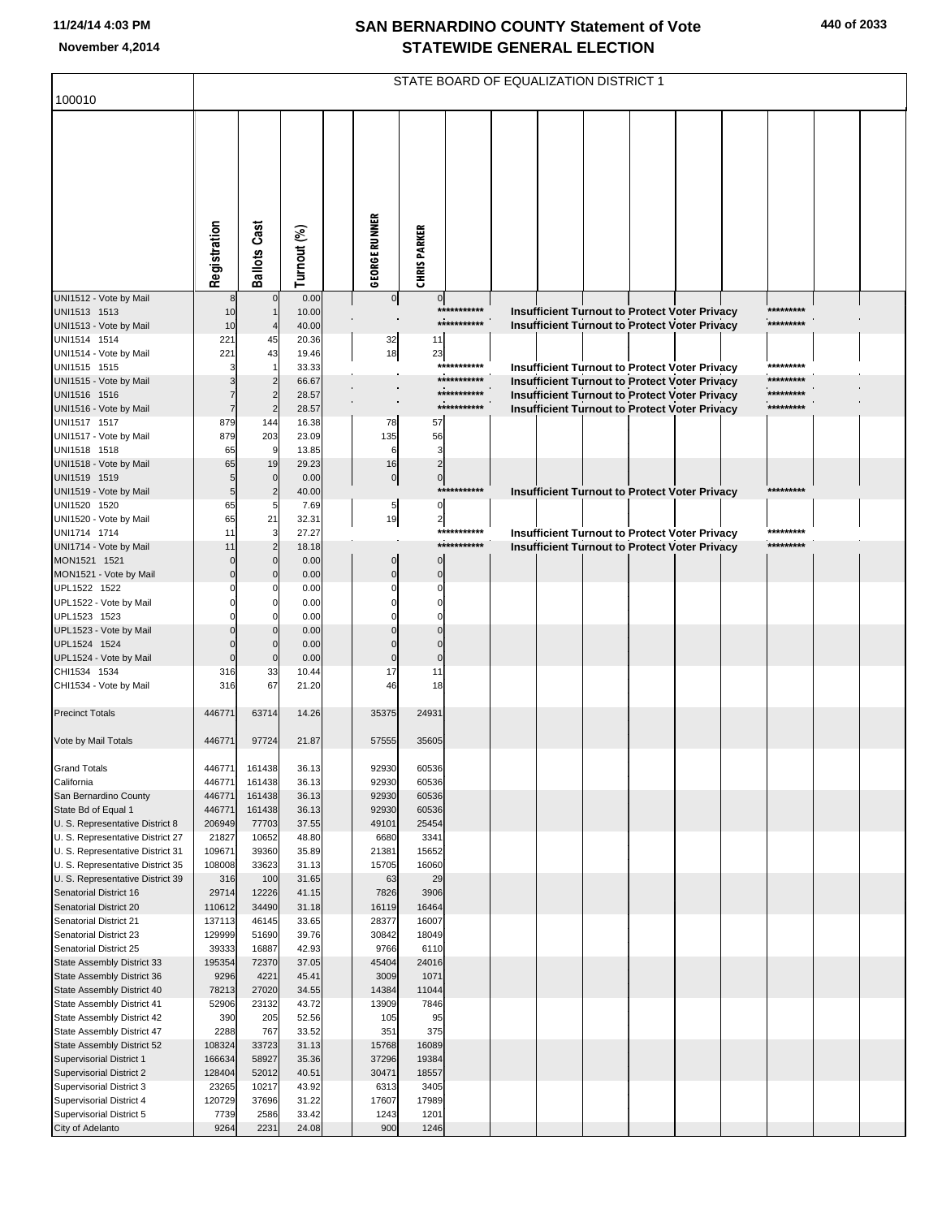# SAN BERNARDINO COUNTY Statement of Vote
## STATEWIDE GENERAL ELECTION

November 4,2014

100010

STATE BOARD OF EQUALIZATION DISTRICT 1

| | Registration | Ballots Cast | Turnout (%) | GEORGE RUNNER | CHRIS PARKER | | |
|---|---|---|---|---|---|---|---|
| UNI1512 - Vote by Mail | 8 | 0 | 0.00 | 0 | 0 | | |
| UNI1513 1513 | 10 | 1 | 10.00 | | *********** | Insufficient Turnout to Protect Voter Privacy | ********* |
| UNI1513 - Vote by Mail | 10 | 4 | 40.00 | | *********** | Insufficient Turnout to Protect Voter Privacy | ********* |
| UNI1514 1514 | 221 | 45 | 20.36 | 32 | 11 | | |
| UNI1514 - Vote by Mail | 221 | 43 | 19.46 | 18 | 23 | | |
| UNI1515 1515 | 3 | 1 | 33.33 | | *********** | Insufficient Turnout to Protect Voter Privacy | ********* |
| UNI1515 - Vote by Mail | 3 | 2 | 66.67 | | *********** | Insufficient Turnout to Protect Voter Privacy | ********* |
| UNI1516 1516 | 7 | 2 | 28.57 | | *********** | Insufficient Turnout to Protect Voter Privacy | ********* |
| UNI1516 - Vote by Mail | 7 | 2 | 28.57 | | *********** | Insufficient Turnout to Protect Voter Privacy | ********* |
| UNI1517 1517 | 879 | 144 | 16.38 | 78 | 57 | | |
| UNI1517 - Vote by Mail | 879 | 203 | 23.09 | 135 | 56 | | |
| UNI1518 1518 | 65 | 9 | 13.85 | 6 | 3 | | |
| UNI1518 - Vote by Mail | 65 | 19 | 29.23 | 16 | 2 | | |
| UNI1519 1519 | 5 | 0 | 0.00 | 0 | 0 | | |
| UNI1519 - Vote by Mail | 5 | 2 | 40.00 | | *********** | Insufficient Turnout to Protect Voter Privacy | ********* |
| UNI1520 1520 | 65 | 5 | 7.69 | 5 | 0 | | |
| UNI1520 - Vote by Mail | 65 | 21 | 32.31 | 19 | 2 | | |
| UNI1714 1714 | 11 | 3 | 27.27 | | *********** | Insufficient Turnout to Protect Voter Privacy | ********* |
| UNI1714 - Vote by Mail | 11 | 2 | 18.18 | | *********** | Insufficient Turnout to Protect Voter Privacy | ********* |
| MON1521 1521 | 0 | 0 | 0.00 | 0 | 0 | | |
| MON1521 - Vote by Mail | 0 | 0 | 0.00 | 0 | 0 | | |
| UPL1522 1522 | 0 | 0 | 0.00 | 0 | 0 | | |
| UPL1522 - Vote by Mail | 0 | 0 | 0.00 | 0 | 0 | | |
| UPL1523 1523 | 0 | 0 | 0.00 | 0 | 0 | | |
| UPL1523 - Vote by Mail | 0 | 0 | 0.00 | 0 | 0 | | |
| UPL1524 1524 | 0 | 0 | 0.00 | 0 | 0 | | |
| UPL1524 - Vote by Mail | 0 | 0 | 0.00 | 0 | 0 | | |
| CHI1534 1534 | 316 | 33 | 10.44 | 17 | 11 | | |
| CHI1534 - Vote by Mail | 316 | 67 | 21.20 | 46 | 18 | | |
| Precinct Totals | 446771 | 63714 | 14.26 | 35375 | 24931 | | |
| Vote by Mail Totals | 446771 | 97724 | 21.87 | 57555 | 35605 | | |
| Grand Totals | 446771 | 161438 | 36.13 | 92930 | 60536 | | |
| California | 446771 | 161438 | 36.13 | 92930 | 60536 | | |
| San Bernardino County | 446771 | 161438 | 36.13 | 92930 | 60536 | | |
| State Bd of Equal 1 | 446771 | 161438 | 36.13 | 92930 | 60536 | | |
| U. S. Representative District 8 | 206949 | 77703 | 37.55 | 49101 | 25454 | | |
| U. S. Representative District 27 | 21827 | 10652 | 48.80 | 6680 | 3341 | | |
| U. S. Representative District 31 | 109671 | 39360 | 35.89 | 21381 | 15652 | | |
| U. S. Representative District 35 | 108008 | 33623 | 31.13 | 15705 | 16060 | | |
| U. S. Representative District 39 | 316 | 100 | 31.65 | 63 | 29 | | |
| Senatorial District 16 | 29714 | 12226 | 41.15 | 7826 | 3906 | | |
| Senatorial District 20 | 110612 | 34490 | 31.18 | 16119 | 16464 | | |
| Senatorial District 21 | 137113 | 46145 | 33.65 | 28377 | 16007 | | |
| Senatorial District 23 | 129999 | 51690 | 39.76 | 30842 | 18049 | | |
| Senatorial District 25 | 39333 | 16887 | 42.93 | 9766 | 6110 | | |
| State Assembly District 33 | 195354 | 72370 | 37.05 | 45404 | 24016 | | |
| State Assembly District 36 | 9296 | 4221 | 45.41 | 3009 | 1071 | | |
| State Assembly District 40 | 78213 | 27020 | 34.55 | 14384 | 11044 | | |
| State Assembly District 41 | 52906 | 23132 | 43.72 | 13909 | 7846 | | |
| State Assembly District 42 | 390 | 205 | 52.56 | 105 | 95 | | |
| State Assembly District 47 | 2288 | 767 | 33.52 | 351 | 375 | | |
| State Assembly District 52 | 108324 | 33723 | 31.13 | 15768 | 16089 | | |
| Supervisorial District 1 | 166634 | 58927 | 35.36 | 37296 | 19384 | | |
| Supervisorial District 2 | 128404 | 52012 | 40.51 | 30471 | 18557 | | |
| Supervisorial District 3 | 23265 | 10217 | 43.92 | 6313 | 3405 | | |
| Supervisorial District 4 | 120729 | 37696 | 31.22 | 17607 | 17989 | | |
| Supervisorial District 5 | 7739 | 2586 | 33.42 | 1243 | 1201 | | |
| City of Adelanto | 9264 | 2231 | 24.08 | 900 | 1246 | | |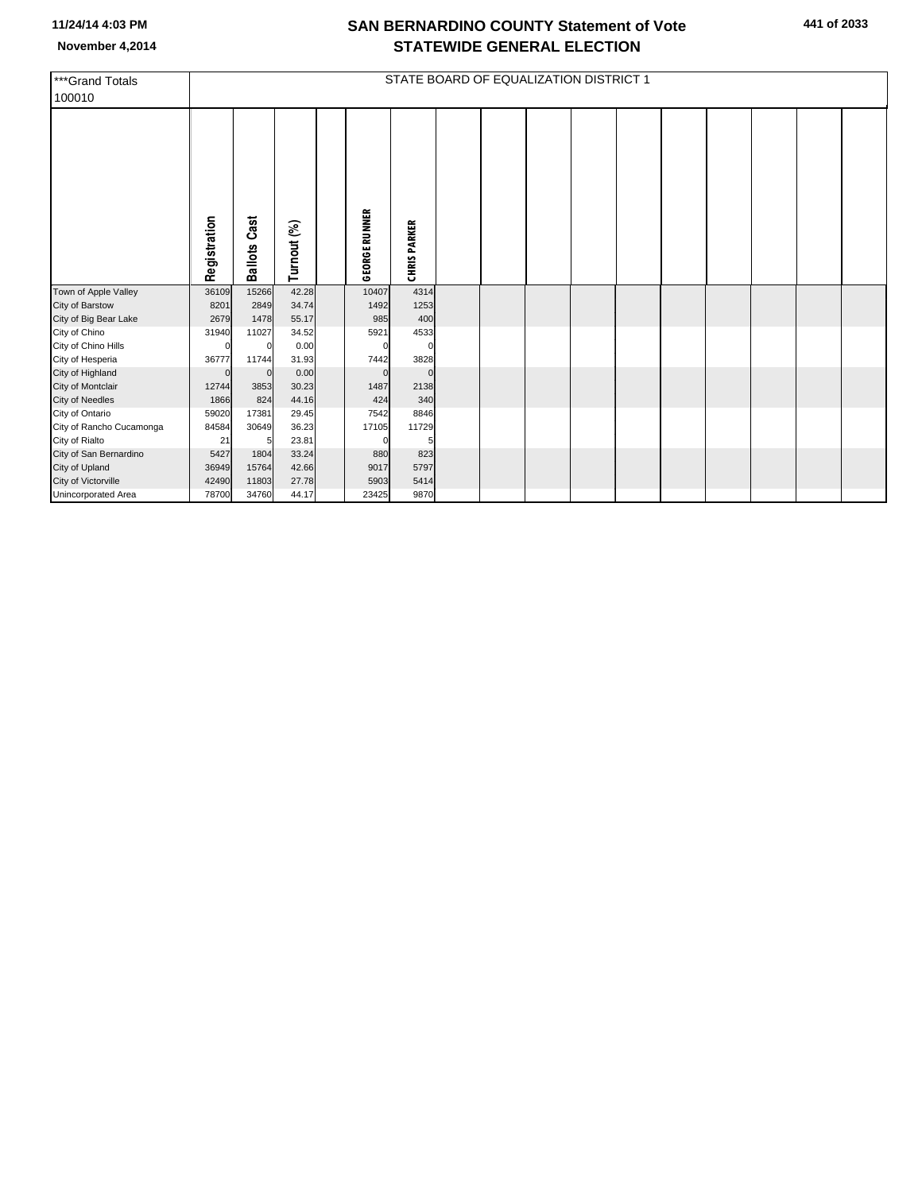# SAN BERNARDINO COUNTY Statement of Vote

## STATEWIDE GENERAL ELECTION

11/24/14 4:03 PM

November 4,2014

***Grand Totals
100010

STATE BOARD OF EQUALIZATION DISTRICT 1

| | Registration | Ballots Cast | Turnout (%) | | GEORGE RUNNER | CHRIS PARKER |
|---|---|---|---|---|---|---|
| Town of Apple Valley | 36109 | 15266 | 42.28 | | 10407 | 4314 |
| City of Barstow | 8201 | 2849 | 34.74 | | 1492 | 1253 |
| City of Big Bear Lake | 2679 | 1478 | 55.17 | | 985 | 400 |
| City of Chino | 31940 | 11027 | 34.52 | | 5921 | 4533 |
| City of Chino Hills | 0 | 0 | 0.00 | | 0 | 0 |
| City of Hesperia | 36777 | 11744 | 31.93 | | 7442 | 3828 |
| City of Highland | 0 | 0 | 0.00 | | 0 | 0 |
| City of Montclair | 12744 | 3853 | 30.23 | | 1487 | 2138 |
| City of Needles | 1866 | 824 | 44.16 | | 424 | 340 |
| City of Ontario | 59020 | 17381 | 29.45 | | 7542 | 8846 |
| City of Rancho Cucamonga | 84584 | 30649 | 36.23 | | 17105 | 11729 |
| City of Rialto | 21 | 5 | 23.81 | | 0 | 5 |
| City of San Bernardino | 5427 | 1804 | 33.24 | | 880 | 823 |
| City of Upland | 36949 | 15764 | 42.66 | | 9017 | 5797 |
| City of Victorville | 42490 | 11803 | 27.78 | | 5903 | 5414 |
| Unincorporated Area | 78700 | 34760 | 44.17 | | 23425 | 9870 |